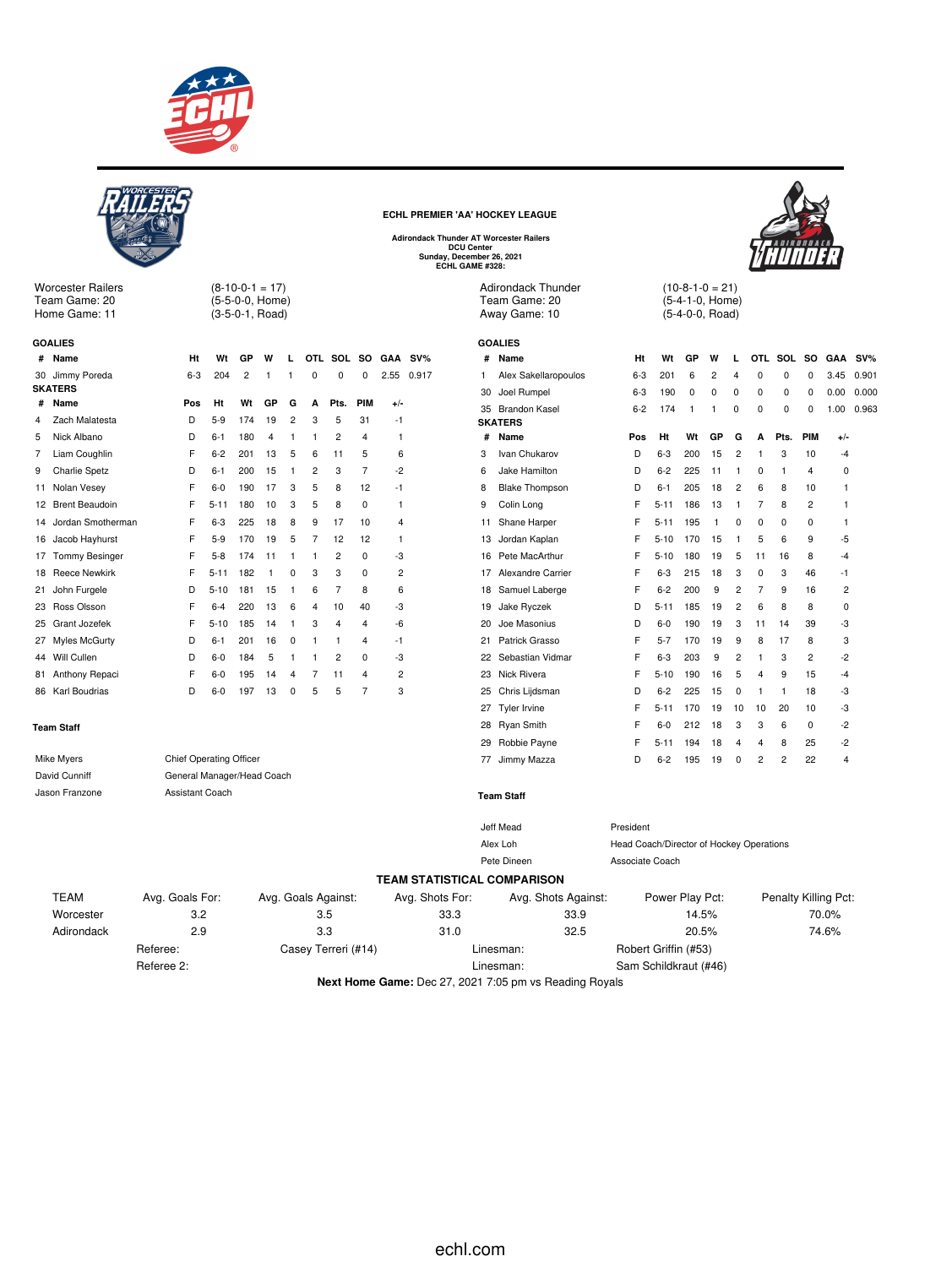## ECHL PREMIER 'AA' HOCKEY LEAGUE

**Adirondack Thunder AT Worcester Railers**
**DCU Center**
**Sunday, December 26, 2021**
**ECHL GAME #328:**

Worcester Railers (8-10-0-1 = 17)
Team Game: 20 (5-5-0-0, Home)
Home Game: 11 (3-5-0-1, Road)

### GOALIES

| # | Name | Ht | Wt | GP | W | L | OTL | SOL | SO | GAA | SV% |
|---|---|---|---|---|---|---|---|---|---|---|---|
| 30 | Jimmy Poreda | 6-3 | 204 | 2 | 1 | 1 | 0 | 0 | 0 | 2.55 | 0.917 |

### SKATERS

| # | Name | Pos | Ht | Wt | GP | G | A | Pts. | PIM | +/- |
|---|---|---|---|---|---|---|---|---|---|---|
| 4 | Zach Malatesta | D | 5-9 | 174 | 19 | 2 | 3 | 5 | 31 | -1 |
| 5 | Nick Albano | D | 6-1 | 180 | 4 | 1 | 1 | 2 | 4 | 1 |
| 7 | Liam Coughlin | F | 6-2 | 201 | 13 | 5 | 6 | 11 | 5 | 6 |
| 9 | Charlie Spetz | D | 6-1 | 200 | 15 | 1 | 2 | 3 | 7 | -2 |
| 11 | Nolan Vesey | F | 6-0 | 190 | 17 | 3 | 5 | 8 | 12 | -1 |
| 12 | Brent Beaudoin | F | 5-11 | 180 | 10 | 3 | 5 | 8 | 0 | 1 |
| 14 | Jordan Smotherman | F | 6-3 | 225 | 18 | 8 | 9 | 17 | 10 | 4 |
| 16 | Jacob Hayhurst | F | 5-9 | 170 | 19 | 5 | 7 | 12 | 12 | 1 |
| 17 | Tommy Besinger | F | 5-8 | 174 | 11 | 1 | 1 | 2 | 0 | -3 |
| 18 | Reece Newkirk | F | 5-11 | 182 | 1 | 0 | 3 | 3 | 0 | 2 |
| 21 | John Furgele | D | 5-10 | 181 | 15 | 1 | 6 | 7 | 8 | 6 |
| 23 | Ross Olsson | F | 6-4 | 220 | 13 | 6 | 4 | 10 | 40 | -3 |
| 25 | Grant Jozefek | F | 5-10 | 185 | 14 | 1 | 3 | 4 | 4 | -6 |
| 27 | Myles McGurty | D | 6-1 | 201 | 16 | 0 | 1 | 1 | 4 | -1 |
| 44 | Will Cullen | D | 6-0 | 184 | 5 | 1 | 1 | 2 | 0 | -3 |
| 81 | Anthony Repaci | F | 6-0 | 195 | 14 | 4 | 7 | 11 | 4 | 2 |
| 86 | Karl Boudrias | D | 6-0 | 197 | 13 | 0 | 5 | 5 | 7 | 3 |

### Team Staff

| | |
|---|---|
| Mike Myers | Chief Operating Officer |
| David Cunniff | General Manager/Head Coach |
| Jason Franzone | Assistant Coach |

Adirondack Thunder (10-8-1-0 = 21)
Team Game: 20 (5-4-1-0, Home)
Away Game: 10 (5-4-0-0, Road)

### GOALIES

| # | Name | Ht | Wt | GP | W | L | OTL | SOL | SO | GAA | SV% |
|---|---|---|---|---|---|---|---|---|---|---|---|
| 1 | Alex Sakellaropoulos | 6-3 | 201 | 6 | 2 | 4 | 0 | 0 | 0 | 3.45 | 0.901 |
| 30 | Joel Rumpel | 6-3 | 190 | 0 | 0 | 0 | 0 | 0 | 0 | 0.00 | 0.000 |
| 35 | Brandon Kasel | 6-2 | 174 | 1 | 1 | 0 | 0 | 0 | 0 | 1.00 | 0.963 |

### SKATERS

| # | Name | Pos | Ht | Wt | GP | G | A | Pts. | PIM | +/- |
|---|---|---|---|---|---|---|---|---|---|---|
| 3 | Ivan Chukarov | D | 6-3 | 200 | 15 | 2 | 1 | 3 | 10 | -4 |
| 6 | Jake Hamilton | D | 6-2 | 225 | 11 | 1 | 0 | 1 | 4 | 0 |
| 8 | Blake Thompson | D | 6-1 | 205 | 18 | 2 | 6 | 8 | 10 | 1 |
| 9 | Colin Long | F | 5-11 | 186 | 13 | 1 | 7 | 8 | 2 | 1 |
| 11 | Shane Harper | F | 5-11 | 195 | 1 | 0 | 0 | 0 | 0 | 1 |
| 13 | Jordan Kaplan | F | 5-10 | 170 | 15 | 1 | 5 | 6 | 9 | -5 |
| 16 | Pete MacArthur | F | 5-10 | 180 | 19 | 5 | 11 | 16 | 8 | -4 |
| 17 | Alexandre Carrier | F | 6-3 | 215 | 18 | 3 | 0 | 3 | 46 | -1 |
| 18 | Samuel Laberge | F | 6-2 | 200 | 9 | 2 | 7 | 9 | 16 | 2 |
| 19 | Jake Ryczek | D | 5-11 | 185 | 19 | 2 | 6 | 8 | 8 | 0 |
| 20 | Joe Masonius | D | 6-0 | 190 | 19 | 3 | 11 | 14 | 39 | -3 |
| 21 | Patrick Grasso | F | 5-7 | 170 | 19 | 9 | 8 | 17 | 8 | 3 |
| 22 | Sebastian Vidmar | F | 6-3 | 203 | 9 | 2 | 1 | 3 | 2 | -2 |
| 23 | Nick Rivera | F | 5-10 | 190 | 16 | 5 | 4 | 9 | 15 | -4 |
| 25 | Chris Lijdsman | D | 6-2 | 225 | 15 | 0 | 1 | 1 | 18 | -3 |
| 27 | Tyler Irvine | F | 5-11 | 170 | 19 | 10 | 10 | 20 | 10 | -3 |
| 28 | Ryan Smith | F | 6-0 | 212 | 18 | 3 | 3 | 6 | 0 | -2 |
| 29 | Robbie Payne | F | 5-11 | 194 | 18 | 4 | 4 | 8 | 25 | -2 |
| 77 | Jimmy Mazza | D | 6-2 | 195 | 19 | 0 | 2 | 2 | 22 | 4 |

### Team Staff

| | |
|---|---|
| Jeff Mead | President |
| Alex Loh | Head Coach/Director of Hockey Operations |
| Pete Dineen | Associate Coach |

### TEAM STATISTICAL COMPARISON

| TEAM | Avg. Goals For: | Avg. Goals Against: | Avg. Shots For: | Avg. Shots Against: | Power Play Pct: | Penalty Killing Pct: |
|---|---|---|---|---|---|---|
| Worcester | 3.2 | 3.5 | 33.3 | 33.9 | 14.5% | 70.0% |
| Adirondack | 2.9 | 3.3 | 31.0 | 32.5 | 20.5% | 74.6% |

Referee: Casey Terreri (#14) Linesman: Robert Griffin (#53)
Referee 2: Linesman: Sam Schildkraut (#46)

**Next Home Game:** Dec 27, 2021 7:05 pm vs Reading Royals

echl.com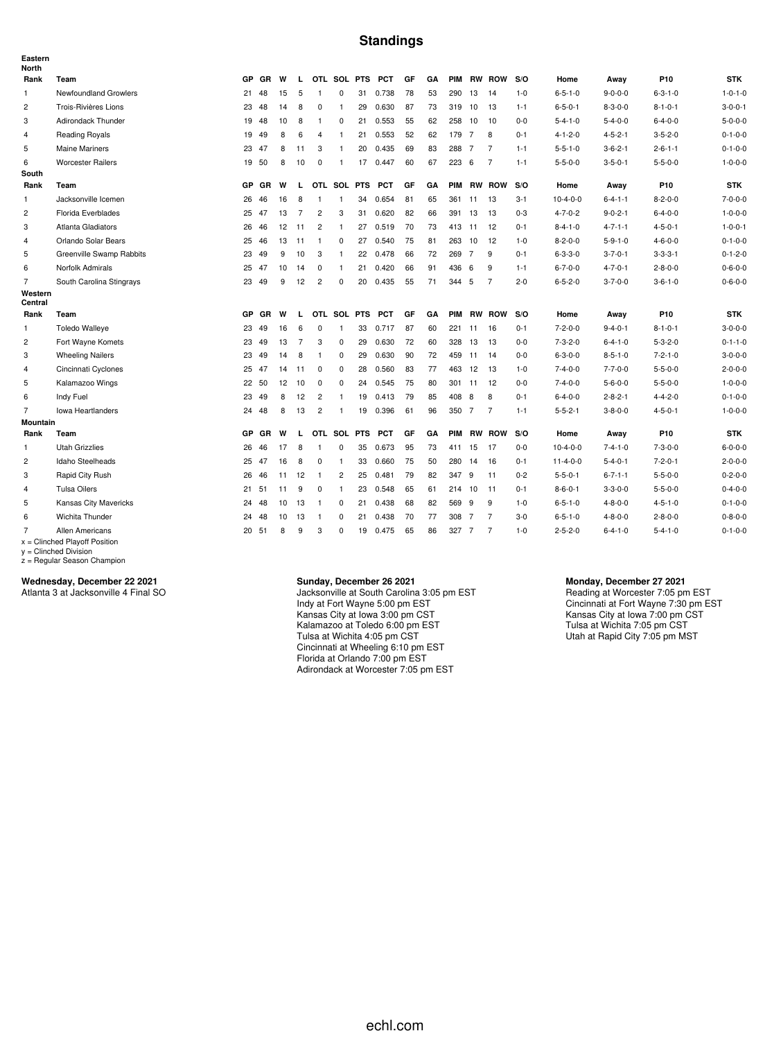# Standings

**Eastern**

**North**

| Rank | Team | GP | GR | W | L | OTL | SOL | PTS | PCT | GF | GA | PIM | RW | ROW | S/O | Home | Away | P10 | STK |
|---|---|---|---|---|---|---|---|---|---|---|---|---|---|---|---|---|---|---|---|
| 1 | Newfoundland Growlers | 21 | 48 | 15 | 5 | 1 | 0 | 31 | 0.738 | 78 | 53 | 290 | 13 | 14 | 1-0 | 6-5-1-0 | 9-0-0-0 | 6-3-1-0 | 1-0-1-0 |
| 2 | Trois-Rivières Lions | 23 | 48 | 14 | 8 | 0 | 1 | 29 | 0.630 | 87 | 73 | 319 | 10 | 13 | 1-1 | 6-5-0-1 | 8-3-0-0 | 8-1-0-1 | 3-0-0-1 |
| 3 | Adirondack Thunder | 19 | 48 | 10 | 8 | 1 | 0 | 21 | 0.553 | 55 | 62 | 258 | 10 | 10 | 0-0 | 5-4-1-0 | 5-4-0-0 | 6-4-0-0 | 5-0-0-0 |
| 4 | Reading Royals | 19 | 49 | 8 | 6 | 4 | 1 | 21 | 0.553 | 52 | 62 | 179 | 7 | 8 | 0-1 | 4-1-2-0 | 4-5-2-1 | 3-5-2-0 | 0-1-0-0 |
| 5 | Maine Mariners | 23 | 47 | 8 | 11 | 3 | 1 | 20 | 0.435 | 69 | 83 | 288 | 7 | 7 | 1-1 | 5-5-1-0 | 3-6-2-1 | 2-6-1-1 | 0-1-0-0 |
| 6 | Worcester Railers | 19 | 50 | 8 | 10 | 0 | 1 | 17 | 0.447 | 60 | 67 | 223 | 6 | 7 | 1-1 | 5-5-0-0 | 3-5-0-1 | 5-5-0-0 | 1-0-0-0 |

**South**

| Rank | Team | GP | GR | W | L | OTL | SOL | PTS | PCT | GF | GA | PIM | RW | ROW | S/O | Home | Away | P10 | STK |
|---|---|---|---|---|---|---|---|---|---|---|---|---|---|---|---|---|---|---|---|
| 1 | Jacksonville Icemen | 26 | 46 | 16 | 8 | 1 | 1 | 34 | 0.654 | 81 | 65 | 361 | 11 | 13 | 3-1 | 10-4-0-0 | 6-4-1-1 | 8-2-0-0 | 7-0-0-0 |
| 2 | Florida Everblades | 25 | 47 | 13 | 7 | 2 | 3 | 31 | 0.620 | 82 | 66 | 391 | 13 | 13 | 0-3 | 4-7-0-2 | 9-0-2-1 | 6-4-0-0 | 1-0-0-0 |
| 3 | Atlanta Gladiators | 26 | 46 | 12 | 11 | 2 | 1 | 27 | 0.519 | 70 | 73 | 413 | 11 | 12 | 0-1 | 8-4-1-0 | 4-7-1-1 | 4-5-0-1 | 1-0-0-1 |
| 4 | Orlando Solar Bears | 25 | 46 | 13 | 11 | 1 | 0 | 27 | 0.540 | 75 | 81 | 263 | 10 | 12 | 1-0 | 8-2-0-0 | 5-9-1-0 | 4-6-0-0 | 0-1-0-0 |
| 5 | Greenville Swamp Rabbits | 23 | 49 | 9 | 10 | 3 | 1 | 22 | 0.478 | 66 | 72 | 269 | 7 | 9 | 0-1 | 6-3-3-0 | 3-7-0-1 | 3-3-3-1 | 0-1-2-0 |
| 6 | Norfolk Admirals | 25 | 47 | 10 | 14 | 0 | 1 | 21 | 0.420 | 66 | 91 | 436 | 6 | 9 | 1-1 | 6-7-0-0 | 4-7-0-1 | 2-8-0-0 | 0-6-0-0 |
| 7 | South Carolina Stingrays | 23 | 49 | 9 | 12 | 2 | 0 | 20 | 0.435 | 55 | 71 | 344 | 5 | 7 | 2-0 | 6-5-2-0 | 3-7-0-0 | 3-6-1-0 | 0-6-0-0 |

**Western**

**Central**

| Rank | Team | GP | GR | W | L | OTL | SOL | PTS | PCT | GF | GA | PIM | RW | ROW | S/O | Home | Away | P10 | STK |
|---|---|---|---|---|---|---|---|---|---|---|---|---|---|---|---|---|---|---|---|
| 1 | Toledo Walleye | 23 | 49 | 16 | 6 | 0 | 1 | 33 | 0.717 | 87 | 60 | 221 | 11 | 16 | 0-1 | 7-2-0-0 | 9-4-0-1 | 8-1-0-1 | 3-0-0-0 |
| 2 | Fort Wayne Komets | 23 | 49 | 13 | 7 | 3 | 0 | 29 | 0.630 | 72 | 60 | 328 | 13 | 13 | 0-0 | 7-3-2-0 | 6-4-1-0 | 5-3-2-0 | 0-1-1-0 |
| 3 | Wheeling Nailers | 23 | 49 | 14 | 8 | 1 | 0 | 29 | 0.630 | 90 | 72 | 459 | 11 | 14 | 0-0 | 6-3-0-0 | 8-5-1-0 | 7-2-1-0 | 3-0-0-0 |
| 4 | Cincinnati Cyclones | 25 | 47 | 14 | 11 | 0 | 0 | 28 | 0.560 | 83 | 77 | 463 | 12 | 13 | 1-0 | 7-4-0-0 | 7-7-0-0 | 5-5-0-0 | 2-0-0-0 |
| 5 | Kalamazoo Wings | 22 | 50 | 12 | 10 | 0 | 0 | 24 | 0.545 | 75 | 80 | 301 | 11 | 12 | 0-0 | 7-4-0-0 | 5-6-0-0 | 5-5-0-0 | 1-0-0-0 |
| 6 | Indy Fuel | 23 | 49 | 8 | 12 | 2 | 1 | 19 | 0.413 | 79 | 85 | 408 | 8 | 8 | 0-1 | 6-4-0-0 | 2-8-2-1 | 4-4-2-0 | 0-1-0-0 |
| 7 | Iowa Heartlanders | 24 | 48 | 8 | 13 | 2 | 1 | 19 | 0.396 | 61 | 96 | 350 | 7 | 7 | 1-1 | 5-5-2-1 | 3-8-0-0 | 4-5-0-1 | 1-0-0-0 |

**Mountain**

| Rank | Team | GP | GR | W | L | OTL | SOL | PTS | PCT | GF | GA | PIM | RW | ROW | S/O | Home | Away | P10 | STK |
|---|---|---|---|---|---|---|---|---|---|---|---|---|---|---|---|---|---|---|---|
| 1 | Utah Grizzlies | 26 | 46 | 17 | 8 | 1 | 0 | 35 | 0.673 | 95 | 73 | 411 | 15 | 17 | 0-0 | 10-4-0-0 | 7-4-1-0 | 7-3-0-0 | 6-0-0-0 |
| 2 | Idaho Steelheads | 25 | 47 | 16 | 8 | 0 | 1 | 33 | 0.660 | 75 | 50 | 280 | 14 | 16 | 0-1 | 11-4-0-0 | 5-4-0-1 | 7-2-0-1 | 2-0-0-0 |
| 3 | Rapid City Rush | 26 | 46 | 11 | 12 | 1 | 2 | 25 | 0.481 | 79 | 82 | 347 | 9 | 11 | 0-2 | 5-5-0-1 | 6-7-1-1 | 5-5-0-0 | 0-2-0-0 |
| 4 | Tulsa Oilers | 21 | 51 | 11 | 9 | 0 | 1 | 23 | 0.548 | 65 | 61 | 214 | 10 | 11 | 0-1 | 8-6-0-1 | 3-3-0-0 | 5-5-0-0 | 0-4-0-0 |
| 5 | Kansas City Mavericks | 24 | 48 | 10 | 13 | 1 | 0 | 21 | 0.438 | 68 | 82 | 569 | 9 | 9 | 1-0 | 6-5-1-0 | 4-8-0-0 | 4-5-1-0 | 0-1-0-0 |
| 6 | Wichita Thunder | 24 | 48 | 10 | 13 | 1 | 0 | 21 | 0.438 | 70 | 77 | 308 | 7 | 7 | 3-0 | 6-5-1-0 | 4-8-0-0 | 2-8-0-0 | 0-8-0-0 |
| 7 | Allen Americans | 20 | 51 | 8 | 9 | 3 | 0 | 19 | 0.475 | 65 | 86 | 327 | 7 | 7 | 1-0 | 2-5-2-0 | 6-4-1-0 | 5-4-1-0 | 0-1-0-0 |

x = Clinched Playoff Position
y = Clinched Division
z = Regular Season Champion

**Wednesday, December 22 2021**
Atlanta 3 at Jacksonville 4 Final SO

**Sunday, December 26 2021**
Jacksonville at South Carolina 3:05 pm EST
Indy at Fort Wayne 5:00 pm EST
Kansas City at Iowa 3:00 pm CST
Kalamazoo at Toledo 6:00 pm EST
Tulsa at Wichita 4:05 pm CST
Cincinnati at Wheeling 6:10 pm EST
Florida at Orlando 7:00 pm EST
Adirondack at Worcester 7:05 pm EST

**Monday, December 27 2021**
Reading at Worcester 7:05 pm EST
Cincinnati at Fort Wayne 7:30 pm EST
Kansas City at Iowa 7:00 pm CST
Tulsa at Wichita 7:05 pm CST
Utah at Rapid City 7:05 pm MST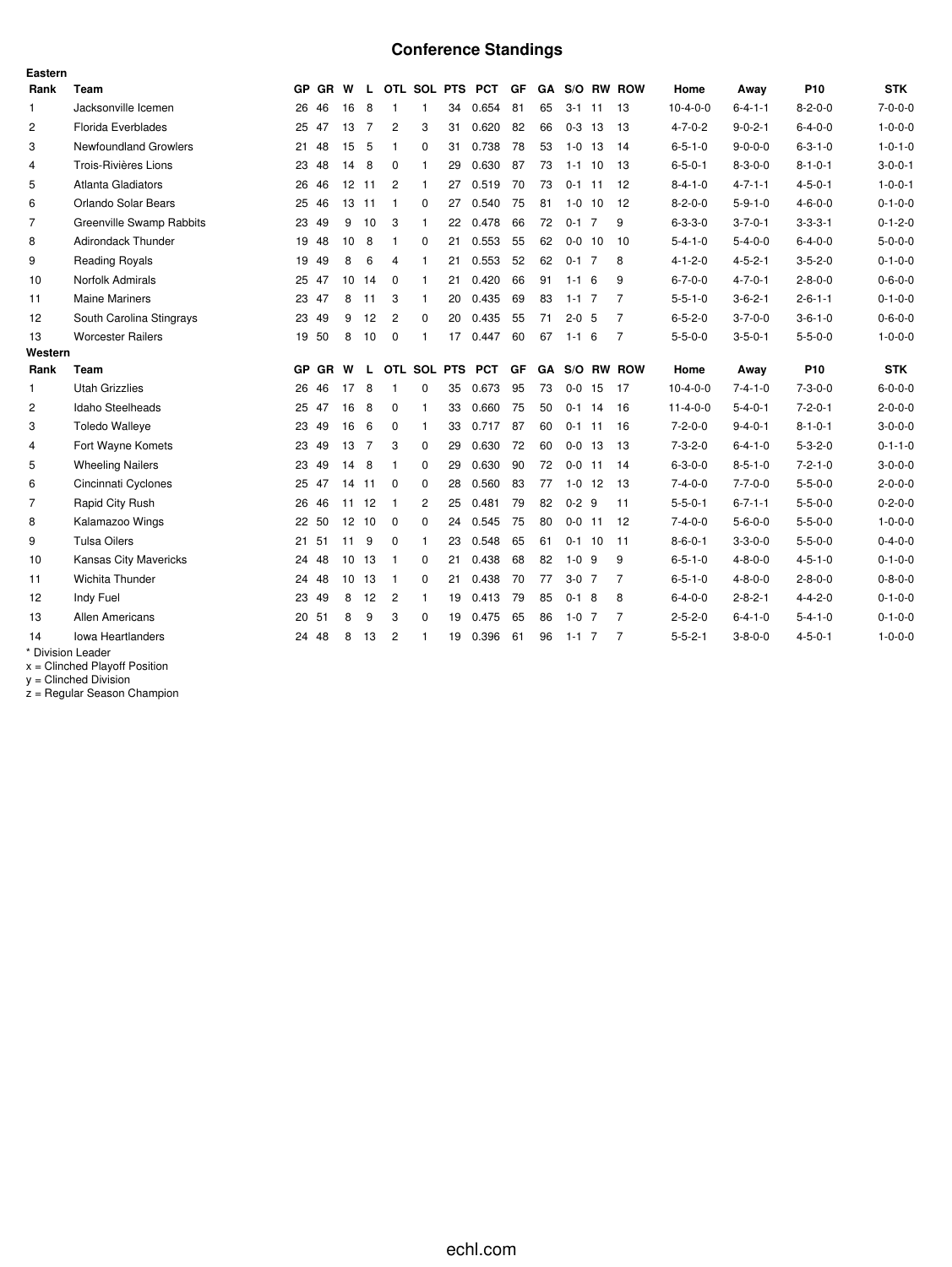# Conference Standings

**Eastern**

| Rank | Team | GP | GR | W | L | OTL | SOL | PTS | PCT | GF | GA | S/O | RW | ROW | Home | Away | P10 | STK |
|---|---|---|---|---|---|---|---|---|---|---|---|---|---|---|---|---|---|---|
| 1 | Jacksonville Icemen | 26 | 46 | 16 | 8 | 1 | 1 | 34 | 0.654 | 81 | 65 | 3-1 | 11 | 13 | 10-4-0-0 | 6-4-1-1 | 8-2-0-0 | 7-0-0-0 |
| 2 | Florida Everblades | 25 | 47 | 13 | 7 | 2 | 3 | 31 | 0.620 | 82 | 66 | 0-3 | 13 | 13 | 4-7-0-2 | 9-0-2-1 | 6-4-0-0 | 1-0-0-0 |
| 3 | Newfoundland Growlers | 21 | 48 | 15 | 5 | 1 | 0 | 31 | 0.738 | 78 | 53 | 1-0 | 13 | 14 | 6-5-1-0 | 9-0-0-0 | 6-3-1-0 | 1-0-1-0 |
| 4 | Trois-Rivières Lions | 23 | 48 | 14 | 8 | 0 | 1 | 29 | 0.630 | 87 | 73 | 1-1 | 10 | 13 | 6-5-0-1 | 8-3-0-0 | 8-1-0-1 | 3-0-0-1 |
| 5 | Atlanta Gladiators | 26 | 46 | 12 | 11 | 2 | 1 | 27 | 0.519 | 70 | 73 | 0-1 | 11 | 12 | 8-4-1-0 | 4-7-1-1 | 4-5-0-1 | 1-0-0-1 |
| 6 | Orlando Solar Bears | 25 | 46 | 13 | 11 | 1 | 0 | 27 | 0.540 | 75 | 81 | 1-0 | 10 | 12 | 8-2-0-0 | 5-9-1-0 | 4-6-0-0 | 0-1-0-0 |
| 7 | Greenville Swamp Rabbits | 23 | 49 | 9 | 10 | 3 | 1 | 22 | 0.478 | 66 | 72 | 0-1 | 7 | 9 | 6-3-3-0 | 3-7-0-1 | 3-3-3-1 | 0-1-2-0 |
| 8 | Adirondack Thunder | 19 | 48 | 10 | 8 | 1 | 0 | 21 | 0.553 | 55 | 62 | 0-0 | 10 | 10 | 5-4-1-0 | 5-4-0-0 | 6-4-0-0 | 5-0-0-0 |
| 9 | Reading Royals | 19 | 49 | 8 | 6 | 4 | 1 | 21 | 0.553 | 52 | 62 | 0-1 | 7 | 8 | 4-1-2-0 | 4-5-2-1 | 3-5-2-0 | 0-1-0-0 |
| 10 | Norfolk Admirals | 25 | 47 | 10 | 14 | 0 | 1 | 21 | 0.420 | 66 | 91 | 1-1 | 6 | 9 | 6-7-0-0 | 4-7-0-1 | 2-8-0-0 | 0-6-0-0 |
| 11 | Maine Mariners | 23 | 47 | 8 | 11 | 3 | 1 | 20 | 0.435 | 69 | 83 | 1-1 | 7 | 7 | 5-5-1-0 | 3-6-2-1 | 2-6-1-1 | 0-1-0-0 |
| 12 | South Carolina Stingrays | 23 | 49 | 9 | 12 | 2 | 0 | 20 | 0.435 | 55 | 71 | 2-0 | 5 | 7 | 6-5-2-0 | 3-7-0-0 | 3-6-1-0 | 0-6-0-0 |
| 13 | Worcester Railers | 19 | 50 | 8 | 10 | 0 | 1 | 17 | 0.447 | 60 | 67 | 1-1 | 6 | 7 | 5-5-0-0 | 3-5-0-1 | 5-5-0-0 | 1-0-0-0 |

**Western**

| Rank | Team | GP | GR | W | L | OTL | SOL | PTS | PCT | GF | GA | S/O | RW | ROW | Home | Away | P10 | STK |
|---|---|---|---|---|---|---|---|---|---|---|---|---|---|---|---|---|---|---|
| 1 | Utah Grizzlies | 26 | 46 | 17 | 8 | 1 | 0 | 35 | 0.673 | 95 | 73 | 0-0 | 15 | 17 | 10-4-0-0 | 7-4-1-0 | 7-3-0-0 | 6-0-0-0 |
| 2 | Idaho Steelheads | 25 | 47 | 16 | 8 | 0 | 1 | 33 | 0.660 | 75 | 50 | 0-1 | 14 | 16 | 11-4-0-0 | 5-4-0-1 | 7-2-0-1 | 2-0-0-0 |
| 3 | Toledo Walleye | 23 | 49 | 16 | 6 | 0 | 1 | 33 | 0.717 | 87 | 60 | 0-1 | 11 | 16 | 7-2-0-0 | 9-4-0-1 | 8-1-0-1 | 3-0-0-0 |
| 4 | Fort Wayne Komets | 23 | 49 | 13 | 7 | 3 | 0 | 29 | 0.630 | 72 | 60 | 0-0 | 13 | 13 | 7-3-2-0 | 6-4-1-0 | 5-3-2-0 | 0-1-1-0 |
| 5 | Wheeling Nailers | 23 | 49 | 14 | 8 | 1 | 0 | 29 | 0.630 | 90 | 72 | 0-0 | 11 | 14 | 6-3-0-0 | 8-5-1-0 | 7-2-1-0 | 3-0-0-0 |
| 6 | Cincinnati Cyclones | 25 | 47 | 14 | 11 | 0 | 0 | 28 | 0.560 | 83 | 77 | 1-0 | 12 | 13 | 7-4-0-0 | 7-7-0-0 | 5-5-0-0 | 2-0-0-0 |
| 7 | Rapid City Rush | 26 | 46 | 11 | 12 | 1 | 2 | 25 | 0.481 | 79 | 82 | 0-2 | 9 | 11 | 5-5-0-1 | 6-7-1-1 | 5-5-0-0 | 0-2-0-0 |
| 8 | Kalamazoo Wings | 22 | 50 | 12 | 10 | 0 | 0 | 24 | 0.545 | 75 | 80 | 0-0 | 11 | 12 | 7-4-0-0 | 5-6-0-0 | 5-5-0-0 | 1-0-0-0 |
| 9 | Tulsa Oilers | 21 | 51 | 11 | 9 | 0 | 1 | 23 | 0.548 | 65 | 61 | 0-1 | 10 | 11 | 8-6-0-1 | 3-3-0-0 | 5-5-0-0 | 0-4-0-0 |
| 10 | Kansas City Mavericks | 24 | 48 | 10 | 13 | 1 | 0 | 21 | 0.438 | 68 | 82 | 1-0 | 9 | 9 | 6-5-1-0 | 4-8-0-0 | 4-5-1-0 | 0-1-0-0 |
| 11 | Wichita Thunder | 24 | 48 | 10 | 13 | 1 | 0 | 21 | 0.438 | 70 | 77 | 3-0 | 7 | 7 | 6-5-1-0 | 4-8-0-0 | 2-8-0-0 | 0-8-0-0 |
| 12 | Indy Fuel | 23 | 49 | 8 | 12 | 2 | 1 | 19 | 0.413 | 79 | 85 | 0-1 | 8 | 8 | 6-4-0-0 | 2-8-2-1 | 4-4-2-0 | 0-1-0-0 |
| 13 | Allen Americans | 20 | 51 | 8 | 9 | 3 | 0 | 19 | 0.475 | 65 | 86 | 1-0 | 7 | 7 | 2-5-2-0 | 6-4-1-0 | 5-4-1-0 | 0-1-0-0 |
| 14 | Iowa Heartlanders | 24 | 48 | 8 | 13 | 2 | 1 | 19 | 0.396 | 61 | 96 | 1-1 | 7 | 7 | 5-5-2-1 | 3-8-0-0 | 4-5-0-1 | 1-0-0-0 |

\* Division Leader
x = Clinched Playoff Position
y = Clinched Division
z = Regular Season Champion

echl.com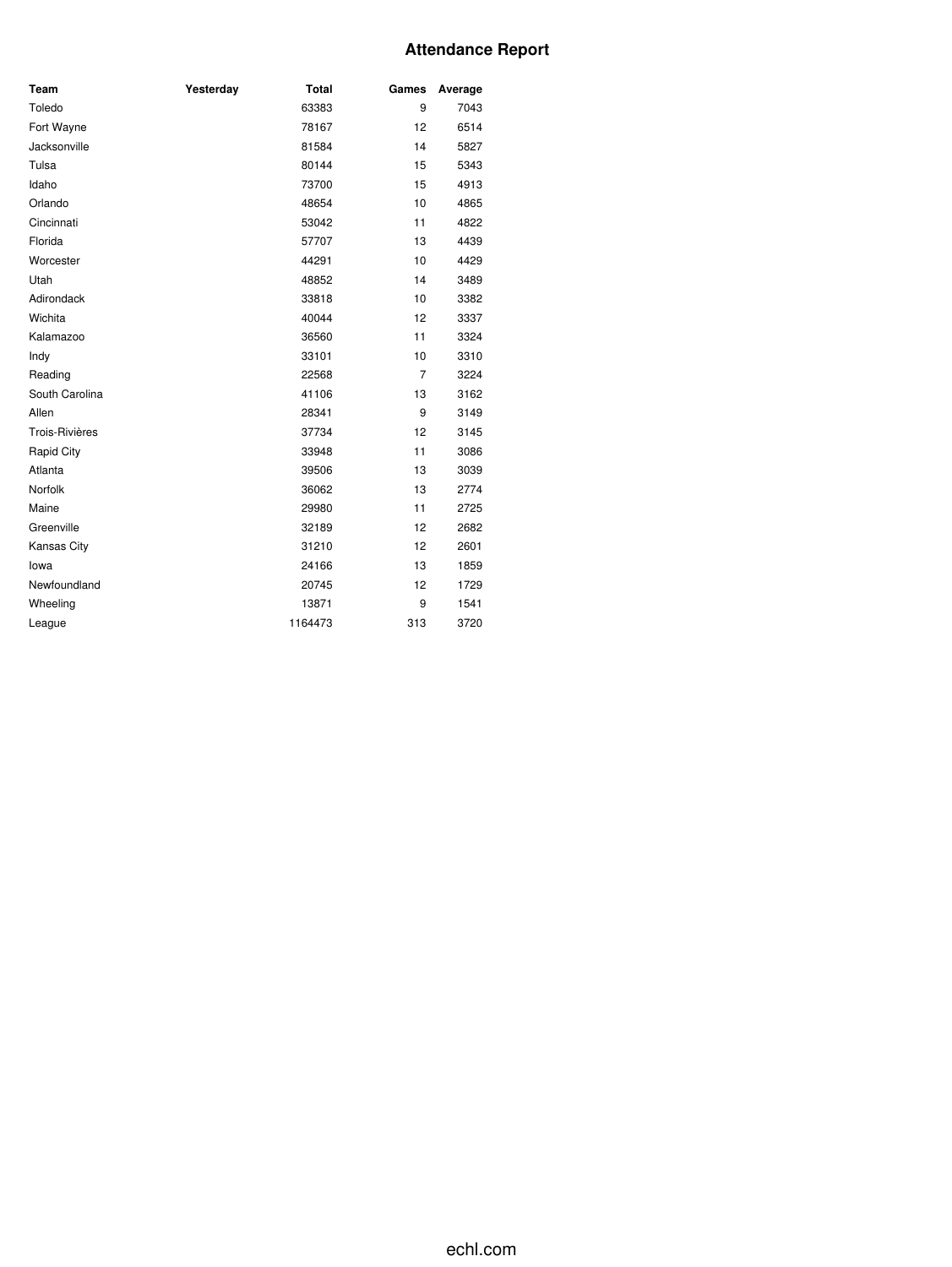# Attendance Report

| Team | Yesterday | Total | Games | Average |
|---|---|---|---|---|
| Toledo | | 63383 | 9 | 7043 |
| Fort Wayne | | 78167 | 12 | 6514 |
| Jacksonville | | 81584 | 14 | 5827 |
| Tulsa | | 80144 | 15 | 5343 |
| Idaho | | 73700 | 15 | 4913 |
| Orlando | | 48654 | 10 | 4865 |
| Cincinnati | | 53042 | 11 | 4822 |
| Florida | | 57707 | 13 | 4439 |
| Worcester | | 44291 | 10 | 4429 |
| Utah | | 48852 | 14 | 3489 |
| Adirondack | | 33818 | 10 | 3382 |
| Wichita | | 40044 | 12 | 3337 |
| Kalamazoo | | 36560 | 11 | 3324 |
| Indy | | 33101 | 10 | 3310 |
| Reading | | 22568 | 7 | 3224 |
| South Carolina | | 41106 | 13 | 3162 |
| Allen | | 28341 | 9 | 3149 |
| Trois-Rivières | | 37734 | 12 | 3145 |
| Rapid City | | 33948 | 11 | 3086 |
| Atlanta | | 39506 | 13 | 3039 |
| Norfolk | | 36062 | 13 | 2774 |
| Maine | | 29980 | 11 | 2725 |
| Greenville | | 32189 | 12 | 2682 |
| Kansas City | | 31210 | 12 | 2601 |
| Iowa | | 24166 | 13 | 1859 |
| Newfoundland | | 20745 | 12 | 1729 |
| Wheeling | | 13871 | 9 | 1541 |
| League | | 1164473 | 313 | 3720 |

echl.com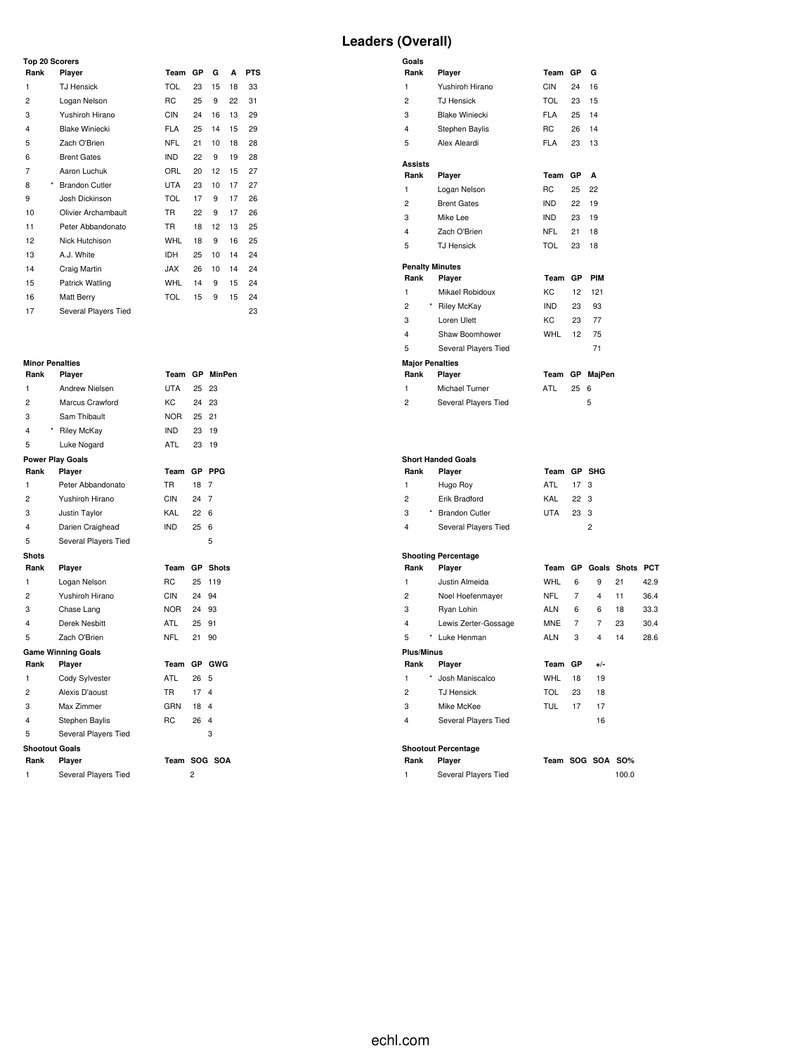# Leaders (Overall)

### Top 20 Scorers

| Rank | | Player | Team | GP | G | A | PTS |
|---|---|---|---|---|---|---|---|
| 1 | | TJ Hensick | TOL | 23 | 15 | 18 | 33 |
| 2 | | Logan Nelson | RC | 25 | 9 | 22 | 31 |
| 3 | | Yushiroh Hirano | CIN | 24 | 16 | 13 | 29 |
| 4 | | Blake Winiecki | FLA | 25 | 14 | 15 | 29 |
| 5 | | Zach O'Brien | NFL | 21 | 10 | 18 | 28 |
| 6 | | Brent Gates | IND | 22 | 9 | 19 | 28 |
| 7 | | Aaron Luchuk | ORL | 20 | 12 | 15 | 27 |
| 8 | * | Brandon Cutler | UTA | 23 | 10 | 17 | 27 |
| 9 | | Josh Dickinson | TOL | 17 | 9 | 17 | 26 |
| 10 | | Olivier Archambault | TR | 22 | 9 | 17 | 26 |
| 11 | | Peter Abbandonato | TR | 18 | 12 | 13 | 25 |
| 12 | | Nick Hutchison | WHL | 18 | 9 | 16 | 25 |
| 13 | | A.J. White | IDH | 25 | 10 | 14 | 24 |
| 14 | | Craig Martin | JAX | 26 | 10 | 14 | 24 |
| 15 | | Patrick Watling | WHL | 14 | 9 | 15 | 24 |
| 16 | | Matt Berry | TOL | 15 | 9 | 15 | 24 |
| 17 | | Several Players Tied | | | | | 23 |

### Goals

| Rank | Player | Team | GP | G |
|---|---|---|---|---|
| 1 | Yushiroh Hirano | CIN | 24 | 16 |
| 2 | TJ Hensick | TOL | 23 | 15 |
| 3 | Blake Winiecki | FLA | 25 | 14 |
| 4 | Stephen Baylis | RC | 26 | 14 |
| 5 | Alex Aleardi | FLA | 23 | 13 |

### Assists

| Rank | Player | Team | GP | A |
|---|---|---|---|---|
| 1 | Logan Nelson | RC | 25 | 22 |
| 2 | Brent Gates | IND | 22 | 19 |
| 3 | Mike Lee | IND | 23 | 19 |
| 4 | Zach O'Brien | NFL | 21 | 18 |
| 5 | TJ Hensick | TOL | 23 | 18 |

### Penalty Minutes

| Rank | | Player | Team | GP | PIM |
|---|---|---|---|---|---|
| 1 | | Mikael Robidoux | KC | 12 | 121 |
| 2 | * | Riley McKay | IND | 23 | 93 |
| 3 | | Loren Ulett | KC | 23 | 77 |
| 4 | | Shaw Boomhower | WHL | 12 | 75 |
| 5 | | Several Players Tied | | | 71 |

### Minor Penalties

| Rank | | Player | Team | GP | MinPen |
|---|---|---|---|---|---|
| 1 | | Andrew Nielsen | UTA | 25 | 23 |
| 2 | | Marcus Crawford | KC | 24 | 23 |
| 3 | | Sam Thibault | NOR | 25 | 21 |
| 4 | * | Riley McKay | IND | 23 | 19 |
| 5 | | Luke Nogard | ATL | 23 | 19 |

### Major Penalties

| Rank | Player | Team | GP | MajPen |
|---|---|---|---|---|
| 1 | Michael Turner | ATL | 25 | 6 |
| 2 | Several Players Tied | | | 5 |

### Power Play Goals

| Rank | Player | Team | GP | PPG |
|---|---|---|---|---|
| 1 | Peter Abbandonato | TR | 18 | 7 |
| 2 | Yushiroh Hirano | CIN | 24 | 7 |
| 3 | Justin Taylor | KAL | 22 | 6 |
| 4 | Darien Craighead | IND | 25 | 6 |
| 5 | Several Players Tied | | | 5 |

### Short Handed Goals

| Rank | | Player | Team | GP | SHG |
|---|---|---|---|---|---|
| 1 | | Hugo Roy | ATL | 17 | 3 |
| 2 | | Erik Bradford | KAL | 22 | 3 |
| 3 | * | Brandon Cutler | UTA | 23 | 3 |
| 4 | | Several Players Tied | | | 2 |

### Shots

| Rank | Player | Team | GP | Shots |
|---|---|---|---|---|
| 1 | Logan Nelson | RC | 25 | 119 |
| 2 | Yushiroh Hirano | CIN | 24 | 94 |
| 3 | Chase Lang | NOR | 24 | 93 |
| 4 | Derek Nesbitt | ATL | 25 | 91 |
| 5 | Zach O'Brien | NFL | 21 | 90 |

### Shooting Percentage

| Rank | | Player | Team | GP | Goals | Shots | PCT |
|---|---|---|---|---|---|---|---|
| 1 | | Justin Almeida | WHL | 6 | 9 | 21 | 42.9 |
| 2 | | Noel Hoefenmayer | NFL | 7 | 4 | 11 | 36.4 |
| 3 | | Ryan Lohin | ALN | 6 | 6 | 18 | 33.3 |
| 4 | | Lewis Zerter-Gossage | MNE | 7 | 7 | 23 | 30.4 |
| 5 | * | Luke Henman | ALN | 3 | 4 | 14 | 28.6 |

### Game Winning Goals

| Rank | Player | Team | GP | GWG |
|---|---|---|---|---|
| 1 | Cody Sylvester | ATL | 26 | 5 |
| 2 | Alexis D'aoust | TR | 17 | 4 |
| 3 | Max Zimmer | GRN | 18 | 4 |
| 4 | Stephen Baylis | RC | 26 | 4 |
| 5 | Several Players Tied | | | 3 |

### Plus/Minus

| Rank | | Player | Team | GP | +/- |
|---|---|---|---|---|---|
| 1 | * | Josh Maniscalco | WHL | 18 | 19 |
| 2 | | TJ Hensick | TOL | 23 | 18 |
| 3 | | Mike McKee | TUL | 17 | 17 |
| 4 | | Several Players Tied | | | 16 |

### Shootout Goals

| Rank | Player | Team | SOG | SOA |
|---|---|---|---|---|
| 1 | Several Players Tied | | 2 | |

### Shootout Percentage

| Rank | Player | Team | SOG | SOA | SO% |
|---|---|---|---|---|---|
| 1 | Several Players Tied | | | | 100.0 |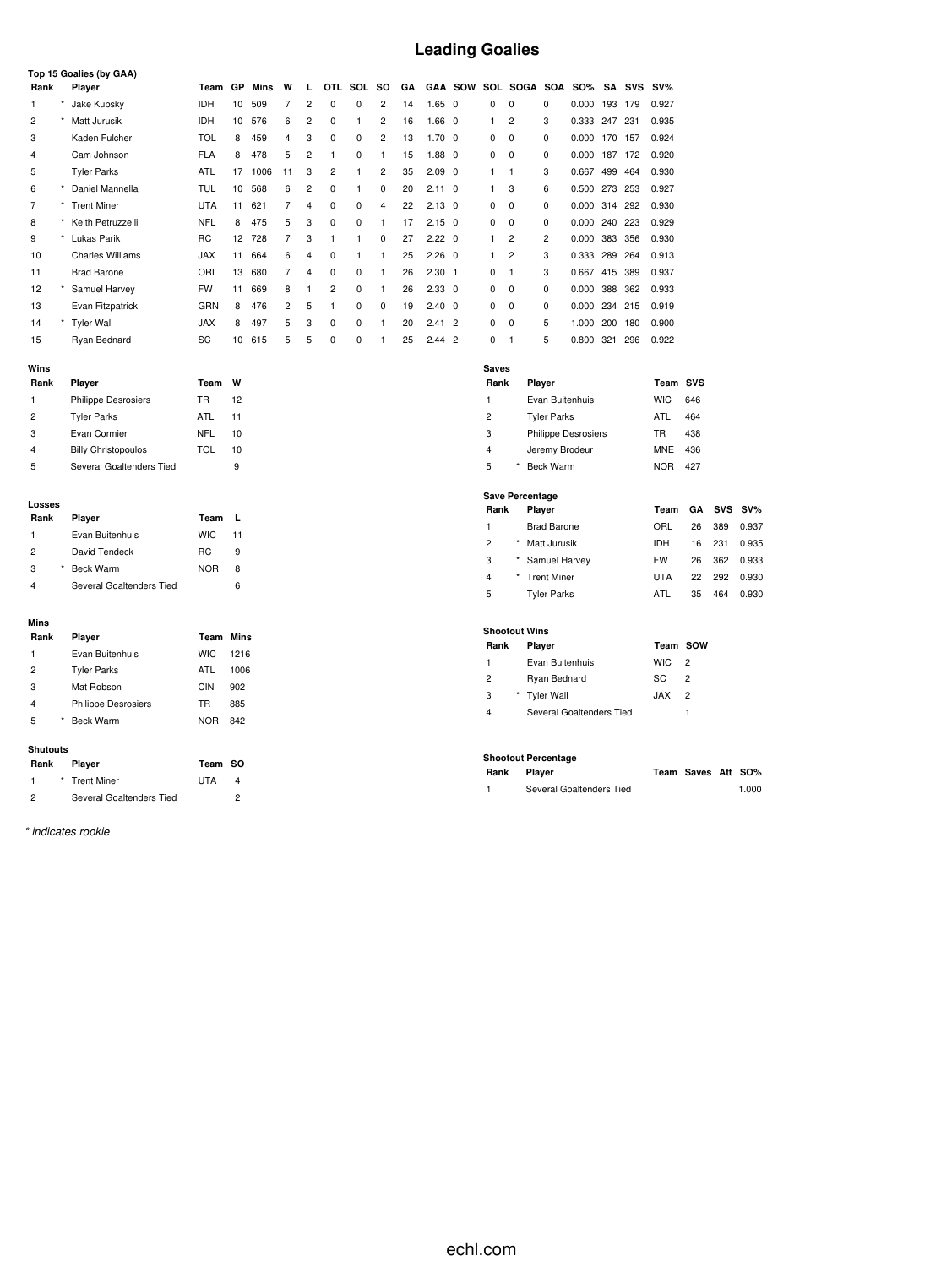# Leading Goalies

### Top 15 Goalies (by GAA)

| Rank | | Player | Team | GP | Mins | W | L | OTL | SOL | SO | GA | GAA | SOW | SOL | SOGA | SOA | SO% | SA | SVS | SV% |
|---|---|---|---|---|---|---|---|---|---|---|---|---|---|---|---|---|---|---|---|---|
| 1 | * | Jake Kupsky | IDH | 10 | 509 | 7 | 2 | 0 | 0 | 2 | 14 | 1.65 | 0 | 0 | 0 | 0 | 0.000 | 193 | 179 | 0.927 |
| 2 | * | Matt Jurusik | IDH | 10 | 576 | 6 | 2 | 0 | 1 | 2 | 16 | 1.66 | 0 | 1 | 2 | 3 | 0.333 | 247 | 231 | 0.935 |
| 3 | | Kaden Fulcher | TOL | 8 | 459 | 4 | 3 | 0 | 0 | 2 | 13 | 1.70 | 0 | 0 | 0 | 0 | 0.000 | 170 | 157 | 0.924 |
| 4 | | Cam Johnson | FLA | 8 | 478 | 5 | 2 | 1 | 0 | 1 | 15 | 1.88 | 0 | 0 | 0 | 0 | 0.000 | 187 | 172 | 0.920 |
| 5 | | Tyler Parks | ATL | 17 | 1006 | 11 | 3 | 2 | 1 | 2 | 35 | 2.09 | 0 | 1 | 1 | 3 | 0.667 | 499 | 464 | 0.930 |
| 6 | * | Daniel Mannella | TUL | 10 | 568 | 6 | 2 | 0 | 1 | 0 | 20 | 2.11 | 0 | 1 | 3 | 6 | 0.500 | 273 | 253 | 0.927 |
| 7 | * | Trent Miner | UTA | 11 | 621 | 7 | 4 | 0 | 0 | 4 | 22 | 2.13 | 0 | 0 | 0 | 0 | 0.000 | 314 | 292 | 0.930 |
| 8 | * | Keith Petruzzelli | NFL | 8 | 475 | 5 | 3 | 0 | 0 | 1 | 17 | 2.15 | 0 | 0 | 0 | 0 | 0.000 | 240 | 223 | 0.929 |
| 9 | * | Lukas Parik | RC | 12 | 728 | 7 | 3 | 1 | 1 | 0 | 27 | 2.22 | 0 | 1 | 2 | 2 | 0.000 | 383 | 356 | 0.930 |
| 10 | | Charles Williams | JAX | 11 | 664 | 6 | 4 | 0 | 1 | 1 | 25 | 2.26 | 0 | 1 | 2 | 3 | 0.333 | 289 | 264 | 0.913 |
| 11 | | Brad Barone | ORL | 13 | 680 | 7 | 4 | 0 | 0 | 1 | 26 | 2.30 | 1 | 0 | 1 | 3 | 0.667 | 415 | 389 | 0.937 |
| 12 | * | Samuel Harvey | FW | 11 | 669 | 8 | 1 | 2 | 0 | 1 | 26 | 2.33 | 0 | 0 | 0 | 0 | 0.000 | 388 | 362 | 0.933 |
| 13 | | Evan Fitzpatrick | GRN | 8 | 476 | 2 | 5 | 1 | 0 | 0 | 19 | 2.40 | 0 | 0 | 0 | 0 | 0.000 | 234 | 215 | 0.919 |
| 14 | * | Tyler Wall | JAX | 8 | 497 | 5 | 3 | 0 | 0 | 1 | 20 | 2.41 | 2 | 0 | 0 | 5 | 1.000 | 200 | 180 | 0.900 |
| 15 | | Ryan Bednard | SC | 10 | 615 | 5 | 5 | 0 | 0 | 1 | 25 | 2.44 | 2 | 0 | 1 | 5 | 0.800 | 321 | 296 | 0.922 |

### Wins

| Rank | | Player | Team | W |
|---|---|---|---|---|
| 1 | | Philippe Desrosiers | TR | 12 |
| 2 | | Tyler Parks | ATL | 11 |
| 3 | | Evan Cormier | NFL | 10 |
| 4 | | Billy Christopoulos | TOL | 10 |
| 5 | | Several Goaltenders Tied | | 9 |

### Losses

| Rank | | Player | Team | L |
|---|---|---|---|---|
| 1 | | Evan Buitenhuis | WIC | 11 |
| 2 | | David Tendeck | RC | 9 |
| 3 | * | Beck Warm | NOR | 8 |
| 4 | | Several Goaltenders Tied | | 6 |

### Mins

| Rank | | Player | Team | Mins |
|---|---|---|---|---|
| 1 | | Evan Buitenhuis | WIC | 1216 |
| 2 | | Tyler Parks | ATL | 1006 |
| 3 | | Mat Robson | CIN | 902 |
| 4 | | Philippe Desrosiers | TR | 885 |
| 5 | * | Beck Warm | NOR | 842 |

### Shutouts

| Rank | | Player | Team | SO |
|---|---|---|---|---|
| 1 | * | Trent Miner | UTA | 4 |
| 2 | | Several Goaltenders Tied | | 2 |

### Saves

| Rank | | Player | Team | SVS |
|---|---|---|---|---|
| 1 | | Evan Buitenhuis | WIC | 646 |
| 2 | | Tyler Parks | ATL | 464 |
| 3 | | Philippe Desrosiers | TR | 438 |
| 4 | | Jeremy Brodeur | MNE | 436 |
| 5 | * | Beck Warm | NOR | 427 |

### Save Percentage

| Rank | | Player | Team | GA | SVS | SV% |
|---|---|---|---|---|---|---|
| 1 | | Brad Barone | ORL | 26 | 389 | 0.937 |
| 2 | * | Matt Jurusik | IDH | 16 | 231 | 0.935 |
| 3 | * | Samuel Harvey | FW | 26 | 362 | 0.933 |
| 4 | * | Trent Miner | UTA | 22 | 292 | 0.930 |
| 5 | | Tyler Parks | ATL | 35 | 464 | 0.930 |

### Shootout Wins

| Rank | | Player | Team | SOW |
|---|---|---|---|---|
| 1 | | Evan Buitenhuis | WIC | 2 |
| 2 | | Ryan Bednard | SC | 2 |
| 3 | * | Tyler Wall | JAX | 2 |
| 4 | | Several Goaltenders Tied | | 1 |

### Shootout Percentage

| Rank | Player | Team | Saves | Att | SO% |
|---|---|---|---|---|---|
| 1 | Several Goaltenders Tied | | | | 1.000 |

*\* indicates rookie*

echl.com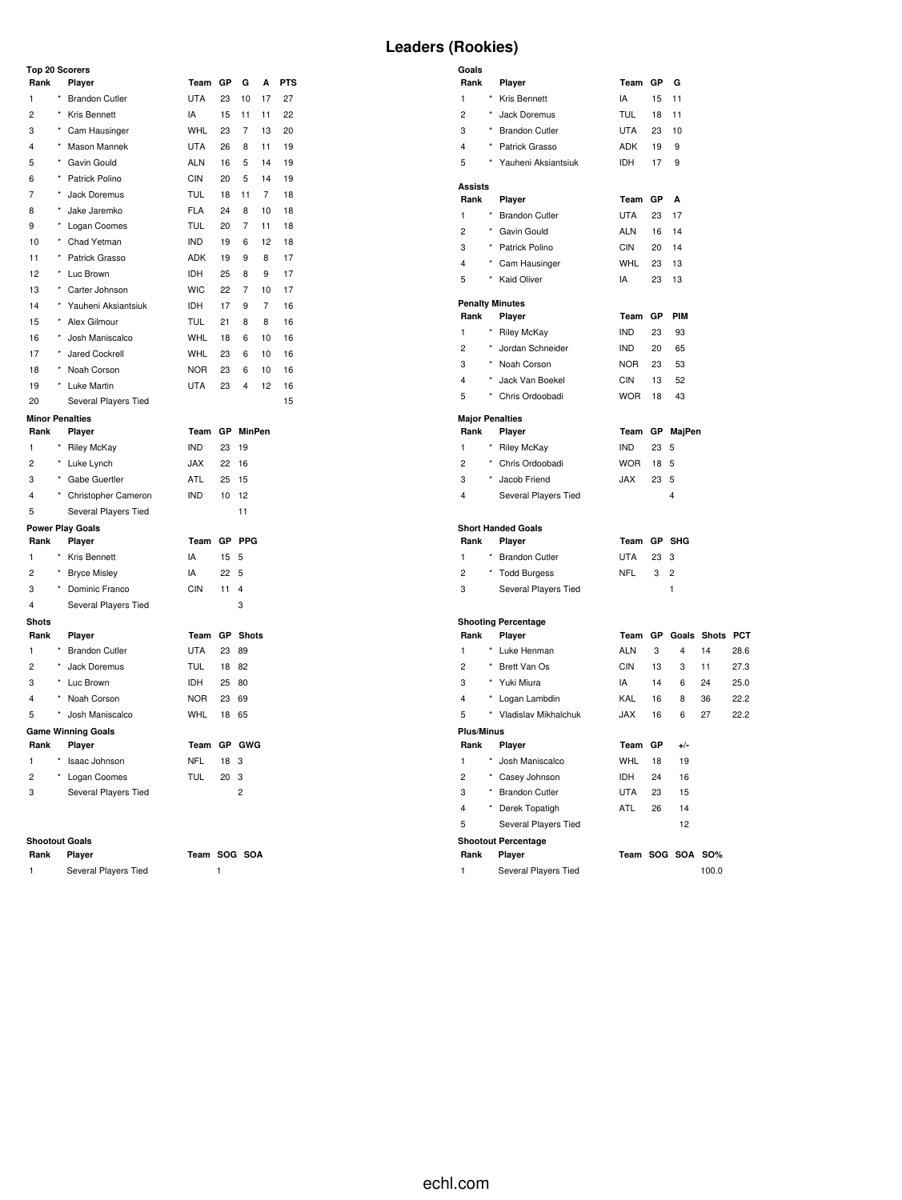# Leaders (Rookies)

### Top 20 Scorers

| Rank | | Player | Team | GP | G | A | PTS |
|---|---|---|---|---|---|---|---|
| 1 | * | Brandon Cutler | UTA | 23 | 10 | 17 | 27 |
| 2 | * | Kris Bennett | IA | 15 | 11 | 11 | 22 |
| 3 | * | Cam Hausinger | WHL | 23 | 7 | 13 | 20 |
| 4 | * | Mason Mannek | UTA | 26 | 8 | 11 | 19 |
| 5 | * | Gavin Gould | ALN | 16 | 5 | 14 | 19 |
| 6 | * | Patrick Polino | CIN | 20 | 5 | 14 | 19 |
| 7 | * | Jack Doremus | TUL | 18 | 11 | 7 | 18 |
| 8 | * | Jake Jaremko | FLA | 24 | 8 | 10 | 18 |
| 9 | * | Logan Coomes | TUL | 20 | 7 | 11 | 18 |
| 10 | * | Chad Yetman | IND | 19 | 6 | 12 | 18 |
| 11 | * | Patrick Grasso | ADK | 19 | 9 | 8 | 17 |
| 12 | * | Luc Brown | IDH | 25 | 8 | 9 | 17 |
| 13 | * | Carter Johnson | WIC | 22 | 7 | 10 | 17 |
| 14 | * | Yauheni Aksiantsiuk | IDH | 17 | 9 | 7 | 16 |
| 15 | * | Alex Gilmour | TUL | 21 | 8 | 8 | 16 |
| 16 | * | Josh Maniscalco | WHL | 18 | 6 | 10 | 16 |
| 17 | * | Jared Cockrell | WHL | 23 | 6 | 10 | 16 |
| 18 | * | Noah Corson | NOR | 23 | 6 | 10 | 16 |
| 19 | * | Luke Martin | UTA | 23 | 4 | 12 | 16 |
| 20 | | Several Players Tied | | | | | 15 |

### Goals

| Rank | | Player | Team | GP | G |
|---|---|---|---|---|---|
| 1 | * | Kris Bennett | IA | 15 | 11 |
| 2 | * | Jack Doremus | TUL | 18 | 11 |
| 3 | * | Brandon Cutler | UTA | 23 | 10 |
| 4 | * | Patrick Grasso | ADK | 19 | 9 |
| 5 | * | Yauheni Aksiantsiuk | IDH | 17 | 9 |

### Assists

| Rank | | Player | Team | GP | A |
|---|---|---|---|---|---|
| 1 | * | Brandon Cutler | UTA | 23 | 17 |
| 2 | * | Gavin Gould | ALN | 16 | 14 |
| 3 | * | Patrick Polino | CIN | 20 | 14 |
| 4 | * | Cam Hausinger | WHL | 23 | 13 |
| 5 | * | Kaid Oliver | IA | 23 | 13 |

### Penalty Minutes

| Rank | | Player | Team | GP | PIM |
|---|---|---|---|---|---|
| 1 | * | Riley McKay | IND | 23 | 93 |
| 2 | * | Jordan Schneider | IND | 20 | 65 |
| 3 | * | Noah Corson | NOR | 23 | 53 |
| 4 | * | Jack Van Boekel | CIN | 13 | 52 |
| 5 | * | Chris Ordoobadi | WOR | 18 | 43 |

### Minor Penalties

| Rank | | Player | Team | GP | MinPen |
|---|---|---|---|---|---|
| 1 | * | Riley McKay | IND | 23 | 19 |
| 2 | * | Luke Lynch | JAX | 22 | 16 |
| 3 | * | Gabe Guertler | ATL | 25 | 15 |
| 4 | * | Christopher Cameron | IND | 10 | 12 |
| 5 | | Several Players Tied | | | 11 |

### Major Penalties

| Rank | | Player | Team | GP | MajPen |
|---|---|---|---|---|---|
| 1 | * | Riley McKay | IND | 23 | 5 |
| 2 | * | Chris Ordoobadi | WOR | 18 | 5 |
| 3 | * | Jacob Friend | JAX | 23 | 5 |
| 4 | | Several Players Tied | | | 4 |

### Power Play Goals

| Rank | | Player | Team | GP | PPG |
|---|---|---|---|---|---|
| 1 | * | Kris Bennett | IA | 15 | 5 |
| 2 | * | Bryce Misley | IA | 22 | 5 |
| 3 | * | Dominic Franco | CIN | 11 | 4 |
| 4 | | Several Players Tied | | | 3 |

### Short Handed Goals

| Rank | | Player | Team | GP | SHG |
|---|---|---|---|---|---|
| 1 | * | Brandon Cutler | UTA | 23 | 3 |
| 2 | * | Todd Burgess | NFL | 3 | 2 |
| 3 | | Several Players Tied | | | 1 |

### Shots

| Rank | | Player | Team | GP | Shots |
|---|---|---|---|---|---|
| 1 | * | Brandon Cutler | UTA | 23 | 89 |
| 2 | * | Jack Doremus | TUL | 18 | 82 |
| 3 | * | Luc Brown | IDH | 25 | 80 |
| 4 | * | Noah Corson | NOR | 23 | 69 |
| 5 | * | Josh Maniscalco | WHL | 18 | 65 |

### Shooting Percentage

| Rank | | Player | Team | GP | Goals | Shots | PCT |
|---|---|---|---|---|---|---|---|
| 1 | * | Luke Henman | ALN | 3 | 4 | 14 | 28.6 |
| 2 | * | Brett Van Os | CIN | 13 | 3 | 11 | 27.3 |
| 3 | * | Yuki Miura | IA | 14 | 6 | 24 | 25.0 |
| 4 | * | Logan Lambdin | KAL | 16 | 8 | 36 | 22.2 |
| 5 | * | Vladislav Mikhalchuk | JAX | 16 | 6 | 27 | 22.2 |

### Game Winning Goals

| Rank | | Player | Team | GP | GWG |
|---|---|---|---|---|---|
| 1 | * | Isaac Johnson | NFL | 18 | 3 |
| 2 | * | Logan Coomes | TUL | 20 | 3 |
| 3 | | Several Players Tied | | | 2 |

### Plus/Minus

| Rank | | Player | Team | GP | +/- |
|---|---|---|---|---|---|
| 1 | * | Josh Maniscalco | WHL | 18 | 19 |
| 2 | * | Casey Johnson | IDH | 24 | 16 |
| 3 | * | Brandon Cutler | UTA | 23 | 15 |
| 4 | * | Derek Topatigh | ATL | 26 | 14 |
| 5 | | Several Players Tied | | | 12 |

### Shootout Goals

| Rank | Player | Team | SOG | SOA |
|---|---|---|---|---|
| 1 | Several Players Tied | | 1 | |

### Shootout Percentage

| Rank | Player | Team | SOG | SOA | SO% |
|---|---|---|---|---|---|
| 1 | Several Players Tied | | | | 100.0 |

echl.com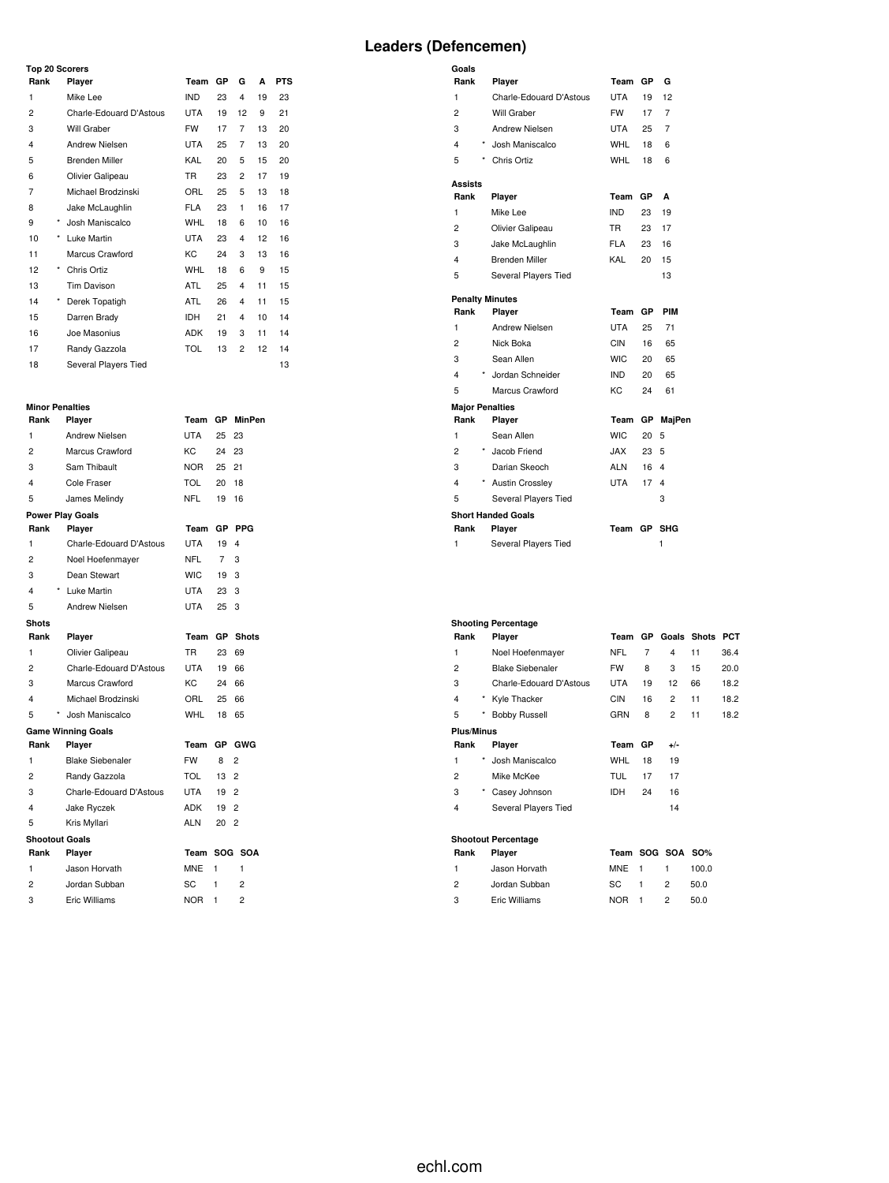# Leaders (Defencemen)

### Top 20 Scorers

| Rank | | Player | Team | GP | G | A | PTS |
|---|---|---|---|---|---|---|---|
| 1 | | Mike Lee | IND | 23 | 4 | 19 | 23 |
| 2 | | Charle-Edouard D'Astous | UTA | 19 | 12 | 9 | 21 |
| 3 | | Will Graber | FW | 17 | 7 | 13 | 20 |
| 4 | | Andrew Nielsen | UTA | 25 | 7 | 13 | 20 |
| 5 | | Brenden Miller | KAL | 20 | 5 | 15 | 20 |
| 6 | | Olivier Galipeau | TR | 23 | 2 | 17 | 19 |
| 7 | | Michael Brodzinski | ORL | 25 | 5 | 13 | 18 |
| 8 | | Jake McLaughlin | FLA | 23 | 1 | 16 | 17 |
| 9 | * | Josh Maniscalco | WHL | 18 | 6 | 10 | 16 |
| 10 | * | Luke Martin | UTA | 23 | 4 | 12 | 16 |
| 11 | | Marcus Crawford | KC | 24 | 3 | 13 | 16 |
| 12 | * | Chris Ortiz | WHL | 18 | 6 | 9 | 15 |
| 13 | | Tim Davison | ATL | 25 | 4 | 11 | 15 |
| 14 | * | Derek Topatigh | ATL | 26 | 4 | 11 | 15 |
| 15 | | Darren Brady | IDH | 21 | 4 | 10 | 14 |
| 16 | | Joe Masonius | ADK | 19 | 3 | 11 | 14 |
| 17 | | Randy Gazzola | TOL | 13 | 2 | 12 | 14 |
| 18 | | Several Players Tied | | | | | 13 |

### Goals

| Rank | | Player | Team | GP | G |
|---|---|---|---|---|---|
| 1 | | Charle-Edouard D'Astous | UTA | 19 | 12 |
| 2 | | Will Graber | FW | 17 | 7 |
| 3 | | Andrew Nielsen | UTA | 25 | 7 |
| 4 | * | Josh Maniscalco | WHL | 18 | 6 |
| 5 | * | Chris Ortiz | WHL | 18 | 6 |

### Assists

| Rank | Player | Team | GP | A |
|---|---|---|---|---|
| 1 | Mike Lee | IND | 23 | 19 |
| 2 | Olivier Galipeau | TR | 23 | 17 |
| 3 | Jake McLaughlin | FLA | 23 | 16 |
| 4 | Brenden Miller | KAL | 20 | 15 |
| 5 | Several Players Tied | | | 13 |

### Penalty Minutes

| Rank | | Player | Team | GP | PIM |
|---|---|---|---|---|---|
| 1 | | Andrew Nielsen | UTA | 25 | 71 |
| 2 | | Nick Boka | CIN | 16 | 65 |
| 3 | | Sean Allen | WIC | 20 | 65 |
| 4 | * | Jordan Schneider | IND | 20 | 65 |
| 5 | | Marcus Crawford | KC | 24 | 61 |

### Minor Penalties

| Rank | Player | Team | GP | MinPen |
|---|---|---|---|---|
| 1 | Andrew Nielsen | UTA | 25 | 23 |
| 2 | Marcus Crawford | KC | 24 | 23 |
| 3 | Sam Thibault | NOR | 25 | 21 |
| 4 | Cole Fraser | TOL | 20 | 18 |
| 5 | James Melindy | NFL | 19 | 16 |

### Major Penalties

| Rank | | Player | Team | GP | MajPen |
|---|---|---|---|---|---|
| 1 | | Sean Allen | WIC | 20 | 5 |
| 2 | * | Jacob Friend | JAX | 23 | 5 |
| 3 | | Darian Skeoch | ALN | 16 | 4 |
| 4 | * | Austin Crossley | UTA | 17 | 4 |
| 5 | | Several Players Tied | | | 3 |

### Power Play Goals

| Rank | | Player | Team | GP | PPG |
|---|---|---|---|---|---|
| 1 | | Charle-Edouard D'Astous | UTA | 19 | 4 |
| 2 | | Noel Hoefenmayer | NFL | 7 | 3 |
| 3 | | Dean Stewart | WIC | 19 | 3 |
| 4 | * | Luke Martin | UTA | 23 | 3 |
| 5 | | Andrew Nielsen | UTA | 25 | 3 |

### Short Handed Goals

| Rank | Player | Team | GP | SHG |
|---|---|---|---|---|
| 1 | Several Players Tied | | | 1 |

### Shots

| Rank | | Player | Team | GP | Shots |
|---|---|---|---|---|---|
| 1 | | Olivier Galipeau | TR | 23 | 69 |
| 2 | | Charle-Edouard D'Astous | UTA | 19 | 66 |
| 3 | | Marcus Crawford | KC | 24 | 66 |
| 4 | | Michael Brodzinski | ORL | 25 | 66 |
| 5 | * | Josh Maniscalco | WHL | 18 | 65 |

### Shooting Percentage

| Rank | | Player | Team | GP | Goals | Shots | PCT |
|---|---|---|---|---|---|---|---|
| 1 | | Noel Hoefenmayer | NFL | 7 | 4 | 11 | 36.4 |
| 2 | | Blake Siebenaler | FW | 8 | 3 | 15 | 20.0 |
| 3 | | Charle-Edouard D'Astous | UTA | 19 | 12 | 66 | 18.2 |
| 4 | * | Kyle Thacker | CIN | 16 | 2 | 11 | 18.2 |
| 5 | * | Bobby Russell | GRN | 8 | 2 | 11 | 18.2 |

### Game Winning Goals

| Rank | Player | Team | GP | GWG |
|---|---|---|---|---|
| 1 | Blake Siebenaler | FW | 8 | 2 |
| 2 | Randy Gazzola | TOL | 13 | 2 |
| 3 | Charle-Edouard D'Astous | UTA | 19 | 2 |
| 4 | Jake Ryczek | ADK | 19 | 2 |
| 5 | Kris Myllari | ALN | 20 | 2 |

### Plus/Minus

| Rank | | Player | Team | GP | +/- |
|---|---|---|---|---|---|
| 1 | * | Josh Maniscalco | WHL | 18 | 19 |
| 2 | | Mike McKee | TUL | 17 | 17 |
| 3 | * | Casey Johnson | IDH | 24 | 16 |
| 4 | | Several Players Tied | | | 14 |

### Shootout Goals

| Rank | Player | Team | SOG | SOA |
|---|---|---|---|---|
| 1 | Jason Horvath | MNE | 1 | 1 |
| 2 | Jordan Subban | SC | 1 | 2 |
| 3 | Eric Williams | NOR | 1 | 2 |

### Shootout Percentage

| Rank | Player | Team | SOG | SOA | SO% |
|---|---|---|---|---|---|
| 1 | Jason Horvath | MNE | 1 | 1 | 100.0 |
| 2 | Jordan Subban | SC | 1 | 2 | 50.0 |
| 3 | Eric Williams | NOR | 1 | 2 | 50.0 |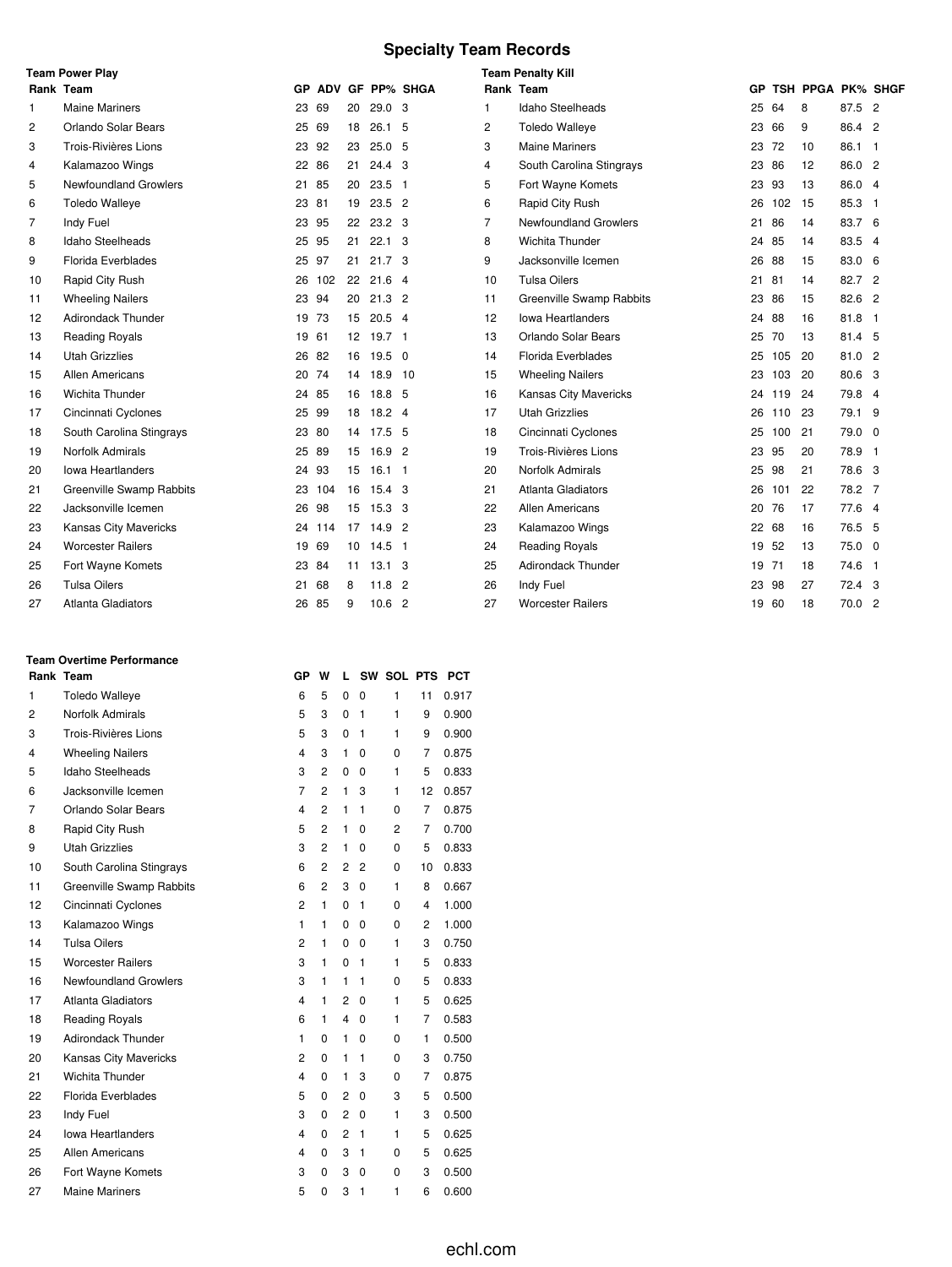# Specialty Team Records

### Team Power Play

| Rank | Team | GP | ADV | GF | PP% | SHGA |
|---|---|---|---|---|---|---|
| 1 | Maine Mariners | 23 | 69 | 20 | 29.0 | 3 |
| 2 | Orlando Solar Bears | 25 | 69 | 18 | 26.1 | 5 |
| 3 | Trois-Rivières Lions | 23 | 92 | 23 | 25.0 | 5 |
| 4 | Kalamazoo Wings | 22 | 86 | 21 | 24.4 | 3 |
| 5 | Newfoundland Growlers | 21 | 85 | 20 | 23.5 | 1 |
| 6 | Toledo Walleye | 23 | 81 | 19 | 23.5 | 2 |
| 7 | Indy Fuel | 23 | 95 | 22 | 23.2 | 3 |
| 8 | Idaho Steelheads | 25 | 95 | 21 | 22.1 | 3 |
| 9 | Florida Everblades | 25 | 97 | 21 | 21.7 | 3 |
| 10 | Rapid City Rush | 26 | 102 | 22 | 21.6 | 4 |
| 11 | Wheeling Nailers | 23 | 94 | 20 | 21.3 | 2 |
| 12 | Adirondack Thunder | 19 | 73 | 15 | 20.5 | 4 |
| 13 | Reading Royals | 19 | 61 | 12 | 19.7 | 1 |
| 14 | Utah Grizzlies | 26 | 82 | 16 | 19.5 | 0 |
| 15 | Allen Americans | 20 | 74 | 14 | 18.9 | 10 |
| 16 | Wichita Thunder | 24 | 85 | 16 | 18.8 | 5 |
| 17 | Cincinnati Cyclones | 25 | 99 | 18 | 18.2 | 4 |
| 18 | South Carolina Stingrays | 23 | 80 | 14 | 17.5 | 5 |
| 19 | Norfolk Admirals | 25 | 89 | 15 | 16.9 | 2 |
| 20 | Iowa Heartlanders | 24 | 93 | 15 | 16.1 | 1 |
| 21 | Greenville Swamp Rabbits | 23 | 104 | 16 | 15.4 | 3 |
| 22 | Jacksonville Icemen | 26 | 98 | 15 | 15.3 | 3 |
| 23 | Kansas City Mavericks | 24 | 114 | 17 | 14.9 | 2 |
| 24 | Worcester Railers | 19 | 69 | 10 | 14.5 | 1 |
| 25 | Fort Wayne Komets | 23 | 84 | 11 | 13.1 | 3 |
| 26 | Tulsa Oilers | 21 | 68 | 8 | 11.8 | 2 |
| 27 | Atlanta Gladiators | 26 | 85 | 9 | 10.6 | 2 |

### Team Penalty Kill

| Rank | Team | GP | TSH | PPGA | PK% | SHGF |
|---|---|---|---|---|---|---|
| 1 | Idaho Steelheads | 25 | 64 | 8 | 87.5 | 2 |
| 2 | Toledo Walleye | 23 | 66 | 9 | 86.4 | 2 |
| 3 | Maine Mariners | 23 | 72 | 10 | 86.1 | 1 |
| 4 | South Carolina Stingrays | 23 | 86 | 12 | 86.0 | 2 |
| 5 | Fort Wayne Komets | 23 | 93 | 13 | 86.0 | 4 |
| 6 | Rapid City Rush | 26 | 102 | 15 | 85.3 | 1 |
| 7 | Newfoundland Growlers | 21 | 86 | 14 | 83.7 | 6 |
| 8 | Wichita Thunder | 24 | 85 | 14 | 83.5 | 4 |
| 9 | Jacksonville Icemen | 26 | 88 | 15 | 83.0 | 6 |
| 10 | Tulsa Oilers | 21 | 81 | 14 | 82.7 | 2 |
| 11 | Greenville Swamp Rabbits | 23 | 86 | 15 | 82.6 | 2 |
| 12 | Iowa Heartlanders | 24 | 88 | 16 | 81.8 | 1 |
| 13 | Orlando Solar Bears | 25 | 70 | 13 | 81.4 | 5 |
| 14 | Florida Everblades | 25 | 105 | 20 | 81.0 | 2 |
| 15 | Wheeling Nailers | 23 | 103 | 20 | 80.6 | 3 |
| 16 | Kansas City Mavericks | 24 | 119 | 24 | 79.8 | 4 |
| 17 | Utah Grizzlies | 26 | 110 | 23 | 79.1 | 9 |
| 18 | Cincinnati Cyclones | 25 | 100 | 21 | 79.0 | 0 |
| 19 | Trois-Rivières Lions | 23 | 95 | 20 | 78.9 | 1 |
| 20 | Norfolk Admirals | 25 | 98 | 21 | 78.6 | 3 |
| 21 | Atlanta Gladiators | 26 | 101 | 22 | 78.2 | 7 |
| 22 | Allen Americans | 20 | 76 | 17 | 77.6 | 4 |
| 23 | Kalamazoo Wings | 22 | 68 | 16 | 76.5 | 5 |
| 24 | Reading Royals | 19 | 52 | 13 | 75.0 | 0 |
| 25 | Adirondack Thunder | 19 | 71 | 18 | 74.6 | 1 |
| 26 | Indy Fuel | 23 | 98 | 27 | 72.4 | 3 |
| 27 | Worcester Railers | 19 | 60 | 18 | 70.0 | 2 |

### Team Overtime Performance

| Rank | Team | GP | W | L | SW | SOL | PTS | PCT |
|---|---|---|---|---|---|---|---|---|
| 1 | Toledo Walleye | 6 | 5 | 0 | 0 | 1 | 11 | 0.917 |
| 2 | Norfolk Admirals | 5 | 3 | 0 | 1 | 1 | 9 | 0.900 |
| 3 | Trois-Rivières Lions | 5 | 3 | 0 | 1 | 1 | 9 | 0.900 |
| 4 | Wheeling Nailers | 4 | 3 | 1 | 0 | 0 | 7 | 0.875 |
| 5 | Idaho Steelheads | 3 | 2 | 0 | 0 | 1 | 5 | 0.833 |
| 6 | Jacksonville Icemen | 7 | 2 | 1 | 3 | 1 | 12 | 0.857 |
| 7 | Orlando Solar Bears | 4 | 2 | 1 | 1 | 0 | 7 | 0.875 |
| 8 | Rapid City Rush | 5 | 2 | 1 | 0 | 2 | 7 | 0.700 |
| 9 | Utah Grizzlies | 3 | 2 | 1 | 0 | 0 | 5 | 0.833 |
| 10 | South Carolina Stingrays | 6 | 2 | 2 | 2 | 0 | 10 | 0.833 |
| 11 | Greenville Swamp Rabbits | 6 | 2 | 3 | 0 | 1 | 8 | 0.667 |
| 12 | Cincinnati Cyclones | 2 | 1 | 0 | 1 | 0 | 4 | 1.000 |
| 13 | Kalamazoo Wings | 1 | 1 | 0 | 0 | 0 | 2 | 1.000 |
| 14 | Tulsa Oilers | 2 | 1 | 0 | 0 | 1 | 3 | 0.750 |
| 15 | Worcester Railers | 3 | 1 | 0 | 1 | 1 | 5 | 0.833 |
| 16 | Newfoundland Growlers | 3 | 1 | 1 | 1 | 0 | 5 | 0.833 |
| 17 | Atlanta Gladiators | 4 | 1 | 2 | 0 | 1 | 5 | 0.625 |
| 18 | Reading Royals | 6 | 1 | 4 | 0 | 1 | 7 | 0.583 |
| 19 | Adirondack Thunder | 1 | 0 | 1 | 0 | 0 | 1 | 0.500 |
| 20 | Kansas City Mavericks | 2 | 0 | 1 | 1 | 0 | 3 | 0.750 |
| 21 | Wichita Thunder | 4 | 0 | 1 | 3 | 0 | 7 | 0.875 |
| 22 | Florida Everblades | 5 | 0 | 2 | 0 | 3 | 5 | 0.500 |
| 23 | Indy Fuel | 3 | 0 | 2 | 0 | 1 | 3 | 0.500 |
| 24 | Iowa Heartlanders | 4 | 0 | 2 | 1 | 1 | 5 | 0.625 |
| 25 | Allen Americans | 4 | 0 | 3 | 1 | 0 | 5 | 0.625 |
| 26 | Fort Wayne Komets | 3 | 0 | 3 | 0 | 0 | 3 | 0.500 |
| 27 | Maine Mariners | 5 | 0 | 3 | 1 | 1 | 6 | 0.600 |

echl.com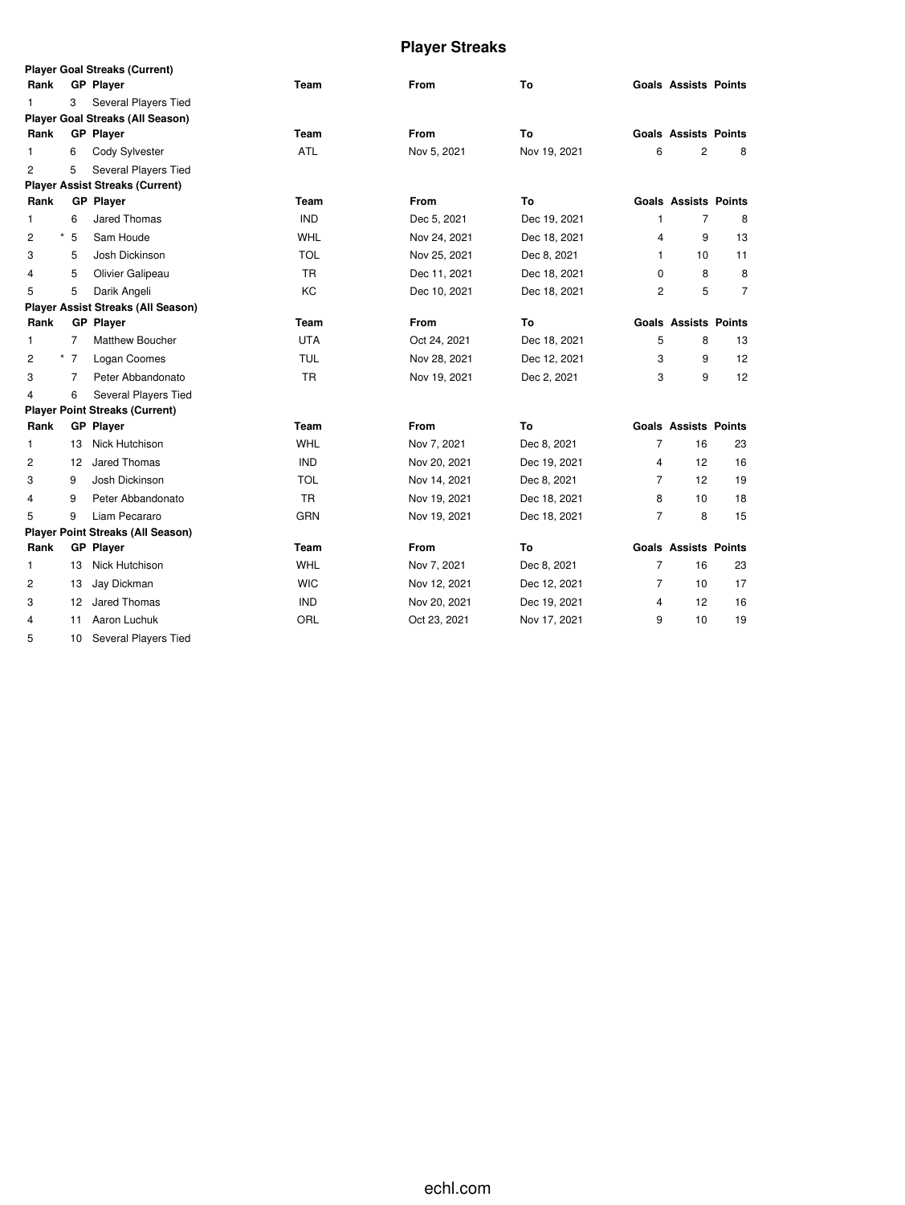# Player Streaks

### Player Goal Streaks (Current)

| Rank | GP | Player | Team | From | To | Goals | Assists | Points |
|---|---|---|---|---|---|---|---|---|
| 1 | 3 | Several Players Tied | | | | | | |

### Player Goal Streaks (All Season)

| Rank | GP | Player | Team | From | To | Goals | Assists | Points |
|---|---|---|---|---|---|---|---|---|
| 1 | 6 | Cody Sylvester | ATL | Nov 5, 2021 | Nov 19, 2021 | 6 | 2 | 8 |
| 2 | 5 | Several Players Tied | | | | | | |

### Player Assist Streaks (Current)

| Rank | GP | Player | Team | From | To | Goals | Assists | Points |
|---|---|---|---|---|---|---|---|---|
| 1 | 6 | Jared Thomas | IND | Dec 5, 2021 | Dec 19, 2021 | 1 | 7 | 8 |
| 2 | * 5 | Sam Houde | WHL | Nov 24, 2021 | Dec 18, 2021 | 4 | 9 | 13 |
| 3 | 5 | Josh Dickinson | TOL | Nov 25, 2021 | Dec 8, 2021 | 1 | 10 | 11 |
| 4 | 5 | Olivier Galipeau | TR | Dec 11, 2021 | Dec 18, 2021 | 0 | 8 | 8 |
| 5 | 5 | Darik Angeli | KC | Dec 10, 2021 | Dec 18, 2021 | 2 | 5 | 7 |

### Player Assist Streaks (All Season)

| Rank | GP | Player | Team | From | To | Goals | Assists | Points |
|---|---|---|---|---|---|---|---|---|
| 1 | 7 | Matthew Boucher | UTA | Oct 24, 2021 | Dec 18, 2021 | 5 | 8 | 13 |
| 2 | * 7 | Logan Coomes | TUL | Nov 28, 2021 | Dec 12, 2021 | 3 | 9 | 12 |
| 3 | 7 | Peter Abbandonato | TR | Nov 19, 2021 | Dec 2, 2021 | 3 | 9 | 12 |
| 4 | 6 | Several Players Tied | | | | | | |

### Player Point Streaks (Current)

| Rank | GP | Player | Team | From | To | Goals | Assists | Points |
|---|---|---|---|---|---|---|---|---|
| 1 | 13 | Nick Hutchison | WHL | Nov 7, 2021 | Dec 8, 2021 | 7 | 16 | 23 |
| 2 | 12 | Jared Thomas | IND | Nov 20, 2021 | Dec 19, 2021 | 4 | 12 | 16 |
| 3 | 9 | Josh Dickinson | TOL | Nov 14, 2021 | Dec 8, 2021 | 7 | 12 | 19 |
| 4 | 9 | Peter Abbandonato | TR | Nov 19, 2021 | Dec 18, 2021 | 8 | 10 | 18 |
| 5 | 9 | Liam Pecararo | GRN | Nov 19, 2021 | Dec 18, 2021 | 7 | 8 | 15 |

### Player Point Streaks (All Season)

| Rank | GP | Player | Team | From | To | Goals | Assists | Points |
|---|---|---|---|---|---|---|---|---|
| 1 | 13 | Nick Hutchison | WHL | Nov 7, 2021 | Dec 8, 2021 | 7 | 16 | 23 |
| 2 | 13 | Jay Dickman | WIC | Nov 12, 2021 | Dec 12, 2021 | 7 | 10 | 17 |
| 3 | 12 | Jared Thomas | IND | Nov 20, 2021 | Dec 19, 2021 | 4 | 12 | 16 |
| 4 | 11 | Aaron Luchuk | ORL | Oct 23, 2021 | Nov 17, 2021 | 9 | 10 | 19 |
| 5 | 10 | Several Players Tied | | | | | | |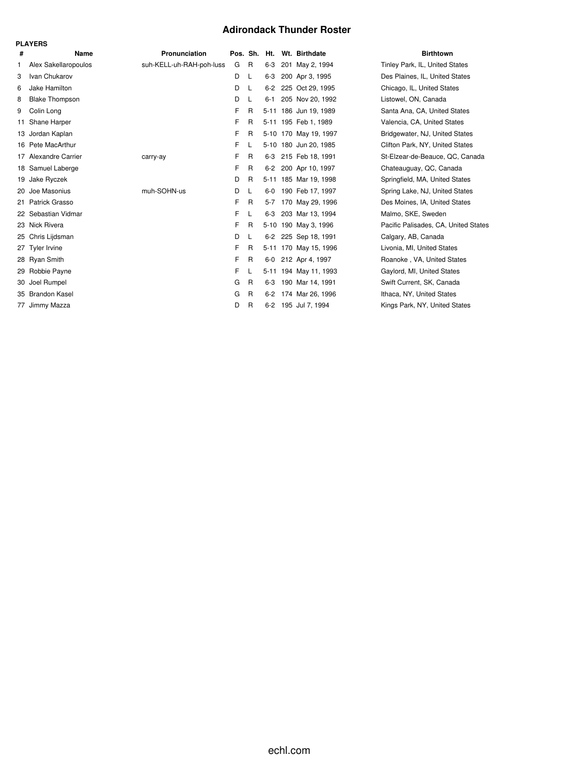# Adirondack Thunder Roster

**PLAYERS**

| # | Name | Pronunciation | Pos. | Sh. | Ht. | Wt. | Birthdate | Birthtown |
|---|---|---|---|---|---|---|---|---|
| 1 | Alex Sakellaropoulos | suh-KELL-uh-RAH-poh-luss | G | R | 6-3 | 201 | May 2, 1994 | Tinley Park, IL, United States |
| 3 | Ivan Chukarov | | D | L | 6-3 | 200 | Apr 3, 1995 | Des Plaines, IL, United States |
| 6 | Jake Hamilton | | D | L | 6-2 | 225 | Oct 29, 1995 | Chicago, IL, United States |
| 8 | Blake Thompson | | D | L | 6-1 | 205 | Nov 20, 1992 | Listowel, ON, Canada |
| 9 | Colin Long | | F | R | 5-11 | 186 | Jun 19, 1989 | Santa Ana, CA, United States |
| 11 | Shane Harper | | F | R | 5-11 | 195 | Feb 1, 1989 | Valencia, CA, United States |
| 13 | Jordan Kaplan | | F | R | 5-10 | 170 | May 19, 1997 | Bridgewater, NJ, United States |
| 16 | Pete MacArthur | | F | L | 5-10 | 180 | Jun 20, 1985 | Clifton Park, NY, United States |
| 17 | Alexandre Carrier | carry-ay | F | R | 6-3 | 215 | Feb 18, 1991 | St-Elzear-de-Beauce, QC, Canada |
| 18 | Samuel Laberge | | F | R | 6-2 | 200 | Apr 10, 1997 | Chateauguay, QC, Canada |
| 19 | Jake Ryczek | | D | R | 5-11 | 185 | Mar 19, 1998 | Springfield, MA, United States |
| 20 | Joe Masonius | muh-SOHN-us | D | L | 6-0 | 190 | Feb 17, 1997 | Spring Lake, NJ, United States |
| 21 | Patrick Grasso | | F | R | 5-7 | 170 | May 29, 1996 | Des Moines, IA, United States |
| 22 | Sebastian Vidmar | | F | L | 6-3 | 203 | Mar 13, 1994 | Malmo, SKE, Sweden |
| 23 | Nick Rivera | | F | R | 5-10 | 190 | May 3, 1996 | Pacific Palisades, CA, United States |
| 25 | Chris Lijdsman | | D | L | 6-2 | 225 | Sep 18, 1991 | Calgary, AB, Canada |
| 27 | Tyler Irvine | | F | R | 5-11 | 170 | May 15, 1996 | Livonia, MI, United States |
| 28 | Ryan Smith | | F | R | 6-0 | 212 | Apr 4, 1997 | Roanoke , VA, United States |
| 29 | Robbie Payne | | F | L | 5-11 | 194 | May 11, 1993 | Gaylord, MI, United States |
| 30 | Joel Rumpel | | G | R | 6-3 | 190 | Mar 14, 1991 | Swift Current, SK, Canada |
| 35 | Brandon Kasel | | G | R | 6-2 | 174 | Mar 26, 1996 | Ithaca, NY, United States |
| 77 | Jimmy Mazza | | D | R | 6-2 | 195 | Jul 7, 1994 | Kings Park, NY, United States |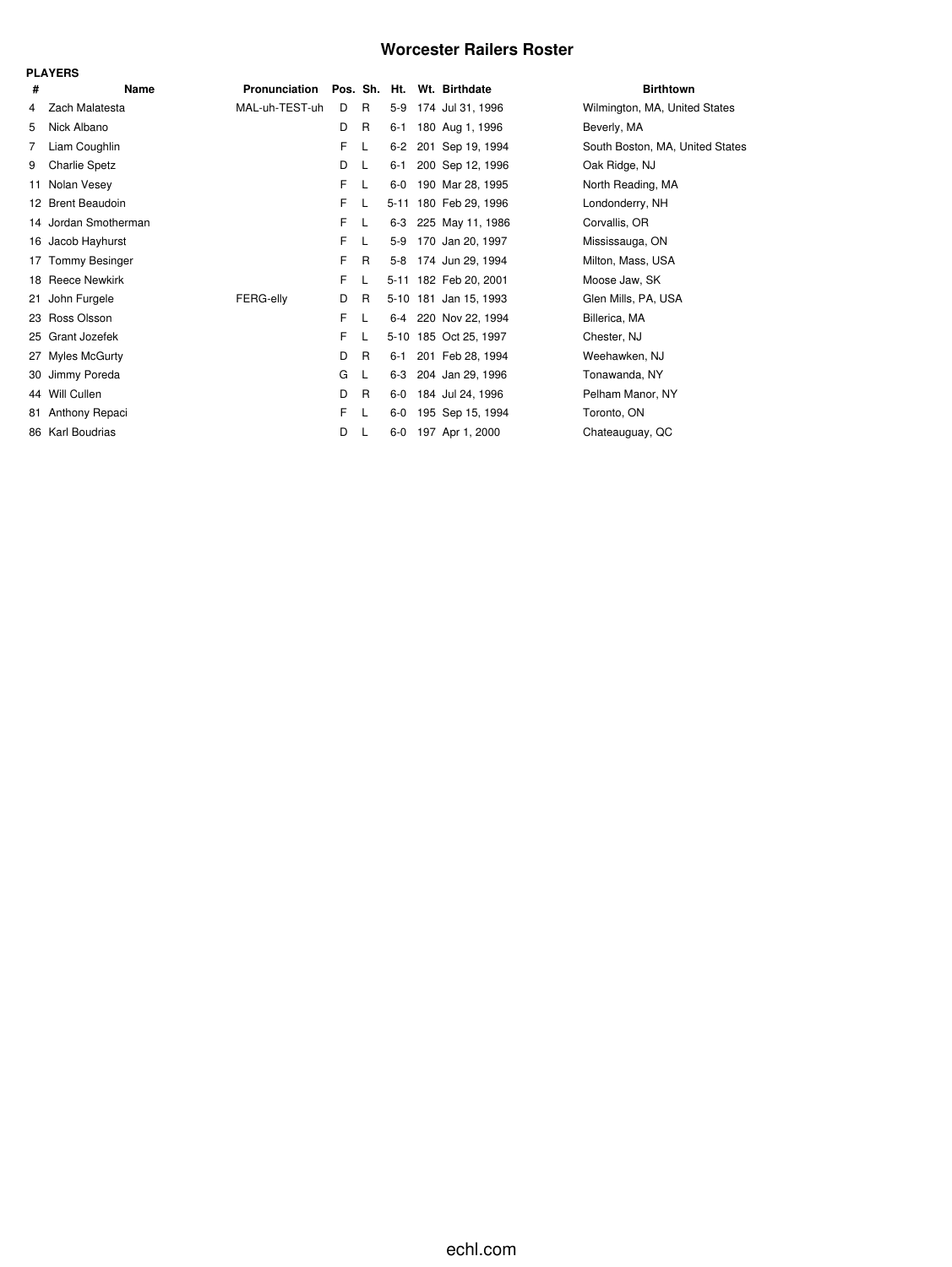# Worcester Railers Roster

**PLAYERS**

| # | Name | Pronunciation | Pos. | Sh. | Ht. | Wt. | Birthdate | Birthtown |
|---|---|---|---|---|---|---|---|---|
| 4 | Zach Malatesta | MAL-uh-TEST-uh | D | R | 5-9 | 174 | Jul 31, 1996 | Wilmington, MA, United States |
| 5 | Nick Albano | | D | R | 6-1 | 180 | Aug 1, 1996 | Beverly, MA |
| 7 | Liam Coughlin | | F | L | 6-2 | 201 | Sep 19, 1994 | South Boston, MA, United States |
| 9 | Charlie Spetz | | D | L | 6-1 | 200 | Sep 12, 1996 | Oak Ridge, NJ |
| 11 | Nolan Vesey | | F | L | 6-0 | 190 | Mar 28, 1995 | North Reading, MA |
| 12 | Brent Beaudoin | | F | L | 5-11 | 180 | Feb 29, 1996 | Londonderry, NH |
| 14 | Jordan Smotherman | | F | L | 6-3 | 225 | May 11, 1986 | Corvallis, OR |
| 16 | Jacob Hayhurst | | F | L | 5-9 | 170 | Jan 20, 1997 | Mississauga, ON |
| 17 | Tommy Besinger | | F | R | 5-8 | 174 | Jun 29, 1994 | Milton, Mass, USA |
| 18 | Reece Newkirk | | F | L | 5-11 | 182 | Feb 20, 2001 | Moose Jaw, SK |
| 21 | John Furgele | FERG-elly | D | R | 5-10 | 181 | Jan 15, 1993 | Glen Mills, PA, USA |
| 23 | Ross Olsson | | F | L | 6-4 | 220 | Nov 22, 1994 | Billerica, MA |
| 25 | Grant Jozefek | | F | L | 5-10 | 185 | Oct 25, 1997 | Chester, NJ |
| 27 | Myles McGurty | | D | R | 6-1 | 201 | Feb 28, 1994 | Weehawken, NJ |
| 30 | Jimmy Poreda | | G | L | 6-3 | 204 | Jan 29, 1996 | Tonawanda, NY |
| 44 | Will Cullen | | D | R | 6-0 | 184 | Jul 24, 1996 | Pelham Manor, NY |
| 81 | Anthony Repaci | | F | L | 6-0 | 195 | Sep 15, 1994 | Toronto, ON |
| 86 | Karl Boudrias | | D | L | 6-0 | 197 | Apr 1, 2000 | Chateauguay, QC |

echl.com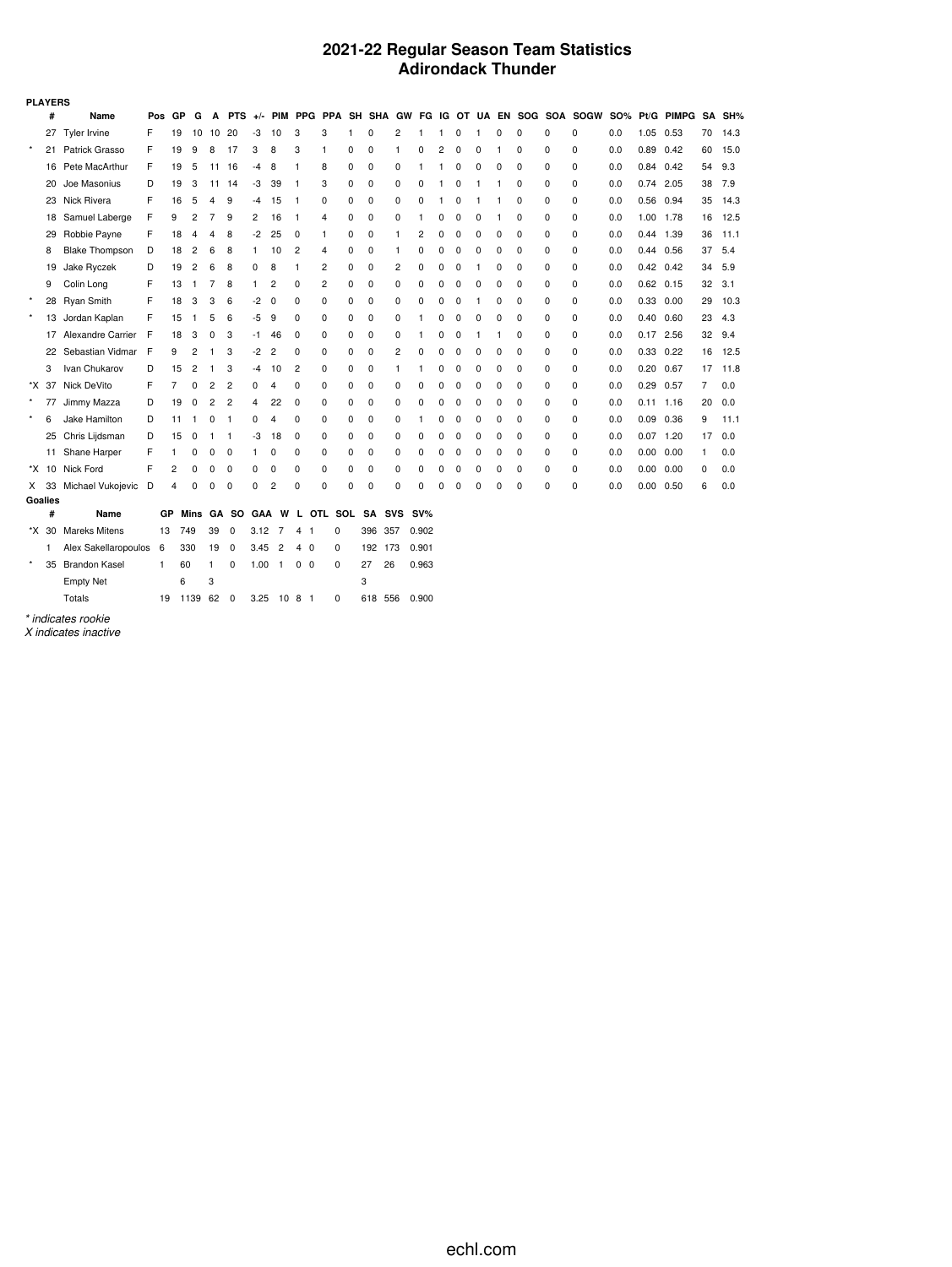# 2021-22 Regular Season Team Statistics
## Adirondack Thunder

**PLAYERS**

| | # | Name | Pos | GP | G | A | PTS | +/- | PIM | PPG | PPA | SH | SHA | GW | FG | IG | OT | UA | EN | SOG | SOA | SOGW | SO% | Pt/G | PIMPG | SA | SH% |
|---|---|---|---|---|---|---|---|---|---|---|---|---|---|---|---|---|---|---|---|---|---|---|---|---|---|---|---|
| | 27 | Tyler Irvine | F | 19 | 10 | 10 | 20 | -3 | 10 | 3 | 3 | 1 | 0 | 2 | 1 | 1 | 0 | 1 | 0 | 0 | 0 | 0 | 0.0 | 1.05 | 0.53 | 70 | 14.3 |
| * | 21 | Patrick Grasso | F | 19 | 9 | 8 | 17 | 3 | 8 | 3 | 1 | 0 | 0 | 1 | 0 | 2 | 0 | 0 | 1 | 0 | 0 | 0 | 0.0 | 0.89 | 0.42 | 60 | 15.0 |
| | 16 | Pete MacArthur | F | 19 | 5 | 11 | 16 | -4 | 8 | 1 | 8 | 0 | 0 | 0 | 1 | 1 | 0 | 0 | 0 | 0 | 0 | 0 | 0.0 | 0.84 | 0.42 | 54 | 9.3 |
| | 20 | Joe Masonius | D | 19 | 3 | 11 | 14 | -3 | 39 | 1 | 3 | 0 | 0 | 0 | 0 | 1 | 0 | 1 | 1 | 0 | 0 | 0 | 0.0 | 0.74 | 2.05 | 38 | 7.9 |
| | 23 | Nick Rivera | F | 16 | 5 | 4 | 9 | -4 | 15 | 1 | 0 | 0 | 0 | 0 | 0 | 1 | 0 | 1 | 1 | 0 | 0 | 0 | 0.0 | 0.56 | 0.94 | 35 | 14.3 |
| | 18 | Samuel Laberge | F | 9 | 2 | 7 | 9 | 2 | 16 | 1 | 4 | 0 | 0 | 0 | 1 | 0 | 0 | 0 | 1 | 0 | 0 | 0 | 0.0 | 1.00 | 1.78 | 16 | 12.5 |
| | 29 | Robbie Payne | F | 18 | 4 | 4 | 8 | -2 | 25 | 0 | 1 | 0 | 0 | 1 | 2 | 0 | 0 | 0 | 0 | 0 | 0 | 0 | 0.0 | 0.44 | 1.39 | 36 | 11.1 |
| | 8 | Blake Thompson | D | 18 | 2 | 6 | 8 | 1 | 10 | 2 | 4 | 0 | 0 | 1 | 0 | 0 | 0 | 0 | 0 | 0 | 0 | 0 | 0.0 | 0.44 | 0.56 | 37 | 5.4 |
| | 19 | Jake Ryczek | D | 19 | 2 | 6 | 8 | 0 | 8 | 1 | 2 | 0 | 0 | 2 | 0 | 0 | 0 | 1 | 0 | 0 | 0 | 0 | 0.0 | 0.42 | 0.42 | 34 | 5.9 |
| | 9 | Colin Long | F | 13 | 1 | 7 | 8 | 1 | 2 | 0 | 2 | 0 | 0 | 0 | 0 | 0 | 0 | 0 | 0 | 0 | 0 | 0 | 0.0 | 0.62 | 0.15 | 32 | 3.1 |
| * | 28 | Ryan Smith | F | 18 | 3 | 3 | 6 | -2 | 0 | 0 | 0 | 0 | 0 | 0 | 0 | 0 | 0 | 1 | 0 | 0 | 0 | 0 | 0.0 | 0.33 | 0.00 | 29 | 10.3 |
| * | 13 | Jordan Kaplan | F | 15 | 1 | 5 | 6 | -5 | 9 | 0 | 0 | 0 | 0 | 0 | 1 | 0 | 0 | 0 | 0 | 0 | 0 | 0 | 0.0 | 0.40 | 0.60 | 23 | 4.3 |
| | 17 | Alexandre Carrier | F | 18 | 3 | 0 | 3 | -1 | 46 | 0 | 0 | 0 | 0 | 0 | 1 | 0 | 0 | 1 | 1 | 0 | 0 | 0 | 0.0 | 0.17 | 2.56 | 32 | 9.4 |
| | 22 | Sebastian Vidmar | F | 9 | 2 | 1 | 3 | -2 | 2 | 0 | 0 | 0 | 0 | 2 | 0 | 0 | 0 | 0 | 0 | 0 | 0 | 0 | 0.0 | 0.33 | 0.22 | 16 | 12.5 |
| | 3 | Ivan Chukarov | D | 15 | 2 | 1 | 3 | -4 | 10 | 2 | 0 | 0 | 0 | 1 | 1 | 0 | 0 | 0 | 0 | 0 | 0 | 0 | 0.0 | 0.20 | 0.67 | 17 | 11.8 |
| *X | 37 | Nick DeVito | F | 7 | 0 | 2 | 2 | 0 | 4 | 0 | 0 | 0 | 0 | 0 | 0 | 0 | 0 | 0 | 0 | 0 | 0 | 0 | 0.0 | 0.29 | 0.57 | 7 | 0.0 |
| * | 77 | Jimmy Mazza | D | 19 | 0 | 2 | 2 | 4 | 22 | 0 | 0 | 0 | 0 | 0 | 0 | 0 | 0 | 0 | 0 | 0 | 0 | 0 | 0.0 | 0.11 | 1.16 | 20 | 0.0 |
| * | 6 | Jake Hamilton | D | 11 | 1 | 0 | 1 | 0 | 4 | 0 | 0 | 0 | 0 | 0 | 1 | 0 | 0 | 0 | 0 | 0 | 0 | 0 | 0.0 | 0.09 | 0.36 | 9 | 11.1 |
| | 25 | Chris Lijdsman | D | 15 | 0 | 1 | 1 | -3 | 18 | 0 | 0 | 0 | 0 | 0 | 0 | 0 | 0 | 0 | 0 | 0 | 0 | 0 | 0.0 | 0.07 | 1.20 | 17 | 0.0 |
| | 11 | Shane Harper | F | 1 | 0 | 0 | 0 | 1 | 0 | 0 | 0 | 0 | 0 | 0 | 0 | 0 | 0 | 0 | 0 | 0 | 0 | 0 | 0.0 | 0.00 | 0.00 | 1 | 0.0 |
| *X | 10 | Nick Ford | F | 2 | 0 | 0 | 0 | 0 | 0 | 0 | 0 | 0 | 0 | 0 | 0 | 0 | 0 | 0 | 0 | 0 | 0 | 0 | 0.0 | 0.00 | 0.00 | 0 | 0.0 |
| X | 33 | Michael Vukojevic | D | 4 | 0 | 0 | 0 | 0 | 2 | 0 | 0 | 0 | 0 | 0 | 0 | 0 | 0 | 0 | 0 | 0 | 0 | 0 | 0.0 | 0.00 | 0.50 | 6 | 0.0 |

**Goalies**

| | # | Name | GP | Mins | GA | SO | GAA | W | L | OTL | SOL | SA | SVS | SV% |
|---|---|---|---|---|---|---|---|---|---|---|---|---|---|---|
| *X | 30 | Mareks Mitens | 13 | 749 | 39 | 0 | 3.12 | 7 | 4 | 1 | 0 | 396 | 357 | 0.902 |
| | 1 | Alex Sakellaropoulos | 6 | 330 | 19 | 0 | 3.45 | 2 | 4 | 0 | 0 | 192 | 173 | 0.901 |
| * | 35 | Brandon Kasel | 1 | 60 | 1 | 0 | 1.00 | 1 | 0 | 0 | 0 | 27 | 26 | 0.963 |
| | | Empty Net | | 6 | 3 | | | | | | | 3 | | |
| | | Totals | 19 | 1139 | 62 | 0 | 3.25 | 10 | 8 | 1 | 0 | 618 | 556 | 0.900 |

*\* indicates rookie*
*X indicates inactive*

echl.com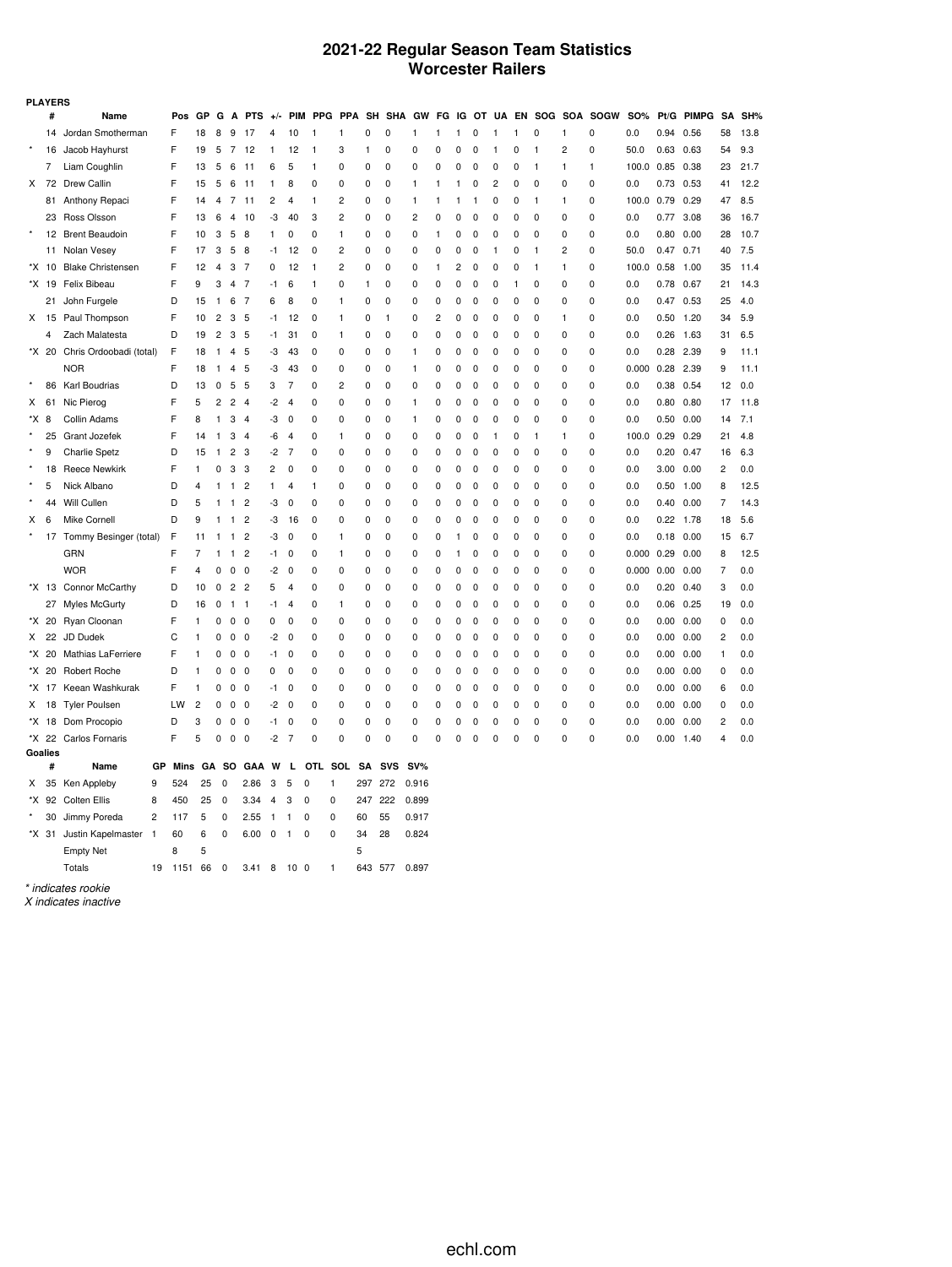# 2021-22 Regular Season Team Statistics
## Worcester Railers

**PLAYERS**

| | # | Name | Pos | GP | G | A | PTS | +/- | PIM | PPG | PPA | SH | SHA | GW | FG | IG | OT | UA | EN | SOG | SOA | SOGW | SO% | Pt/G | PIMPG | SA | SH% |
|---|---|---|---|---|---|---|---|---|---|---|---|---|---|---|---|---|---|---|---|---|---|---|---|---|---|---|---|
| | 14 | Jordan Smotherman | F | 18 | 8 | 9 | 17 | 4 | 10 | 1 | 1 | 0 | 0 | 1 | 1 | 1 | 0 | 1 | 1 | 0 | 1 | 0 | 0.0 | 0.94 | 0.56 | 58 | 13.8 |
| * | 16 | Jacob Hayhurst | F | 19 | 5 | 7 | 12 | 1 | 12 | 1 | 3 | 1 | 0 | 0 | 0 | 0 | 0 | 1 | 0 | 1 | 2 | 0 | 50.0 | 0.63 | 0.63 | 54 | 9.3 |
| | 7 | Liam Coughlin | F | 13 | 5 | 6 | 11 | 6 | 5 | 1 | 0 | 0 | 0 | 0 | 0 | 0 | 0 | 0 | 0 | 1 | 1 | 1 | 100.0 | 0.85 | 0.38 | 23 | 21.7 |
| X | 72 | Drew Callin | F | 15 | 5 | 6 | 11 | 1 | 8 | 0 | 0 | 0 | 0 | 1 | 1 | 1 | 0 | 2 | 0 | 0 | 0 | 0 | 0.0 | 0.73 | 0.53 | 41 | 12.2 |
| | 81 | Anthony Repaci | F | 14 | 4 | 7 | 11 | 2 | 4 | 1 | 2 | 0 | 0 | 1 | 1 | 1 | 1 | 0 | 0 | 1 | 1 | 0 | 100.0 | 0.79 | 0.29 | 47 | 8.5 |
| | 23 | Ross Olsson | F | 13 | 6 | 4 | 10 | -3 | 40 | 3 | 2 | 0 | 0 | 2 | 0 | 0 | 0 | 0 | 0 | 0 | 0 | 0 | 0.0 | 0.77 | 3.08 | 36 | 16.7 |
| * | 12 | Brent Beaudoin | F | 10 | 3 | 5 | 8 | 1 | 0 | 0 | 1 | 0 | 0 | 0 | 1 | 0 | 0 | 0 | 0 | 0 | 0 | 0 | 0.0 | 0.80 | 0.00 | 28 | 10.7 |
| | 11 | Nolan Vesey | F | 17 | 3 | 5 | 8 | -1 | 12 | 0 | 2 | 0 | 0 | 0 | 0 | 0 | 0 | 1 | 0 | 1 | 2 | 0 | 50.0 | 0.47 | 0.71 | 40 | 7.5 |
| *X | 10 | Blake Christensen | F | 12 | 4 | 3 | 7 | 0 | 12 | 1 | 2 | 0 | 0 | 0 | 1 | 2 | 0 | 0 | 0 | 1 | 1 | 0 | 100.0 | 0.58 | 1.00 | 35 | 11.4 |
| *X | 19 | Felix Bibeau | F | 9 | 3 | 4 | 7 | -1 | 6 | 1 | 0 | 1 | 0 | 0 | 0 | 0 | 0 | 0 | 1 | 0 | 0 | 0 | 0.0 | 0.78 | 0.67 | 21 | 14.3 |
| | 21 | John Furgele | D | 15 | 1 | 6 | 7 | 6 | 8 | 0 | 1 | 0 | 0 | 0 | 0 | 0 | 0 | 0 | 0 | 0 | 0 | 0 | 0.0 | 0.47 | 0.53 | 25 | 4.0 |
| X | 15 | Paul Thompson | F | 10 | 2 | 3 | 5 | -1 | 12 | 0 | 1 | 0 | 1 | 0 | 2 | 0 | 0 | 0 | 0 | 0 | 1 | 0 | 0.0 | 0.50 | 1.20 | 34 | 5.9 |
| | 4 | Zach Malatesta | D | 19 | 2 | 3 | 5 | -1 | 31 | 0 | 1 | 0 | 0 | 0 | 0 | 0 | 0 | 0 | 0 | 0 | 0 | 0 | 0.0 | 0.26 | 1.63 | 31 | 6.5 |
| *X | 20 | Chris Ordoobadi (total) | F | 18 | 1 | 4 | 5 | -3 | 43 | 0 | 0 | 0 | 0 | 1 | 0 | 0 | 0 | 0 | 0 | 0 | 0 | 0 | 0.0 | 0.28 | 2.39 | 9 | 11.1 |
| | | NOR | F | 18 | 1 | 4 | 5 | -3 | 43 | 0 | 0 | 0 | 0 | 1 | 0 | 0 | 0 | 0 | 0 | 0 | 0 | 0 | 0.000 | 0.28 | 2.39 | 9 | 11.1 |
| * | 86 | Karl Boudrias | D | 13 | 0 | 5 | 5 | 3 | 7 | 0 | 2 | 0 | 0 | 0 | 0 | 0 | 0 | 0 | 0 | 0 | 0 | 0 | 0.0 | 0.38 | 0.54 | 12 | 0.0 |
| X | 61 | Nic Pierog | F | 5 | 2 | 2 | 4 | -2 | 4 | 0 | 0 | 0 | 0 | 1 | 0 | 0 | 0 | 0 | 0 | 0 | 0 | 0 | 0.0 | 0.80 | 0.80 | 17 | 11.8 |
| *X | 8 | Collin Adams | F | 8 | 1 | 3 | 4 | -3 | 0 | 0 | 0 | 0 | 0 | 1 | 0 | 0 | 0 | 0 | 0 | 0 | 0 | 0 | 0.0 | 0.50 | 0.00 | 14 | 7.1 |
| * | 25 | Grant Jozefek | F | 14 | 1 | 3 | 4 | -6 | 4 | 0 | 1 | 0 | 0 | 0 | 0 | 0 | 0 | 1 | 0 | 1 | 1 | 0 | 100.0 | 0.29 | 0.29 | 21 | 4.8 |
| * | 9 | Charlie Spetz | D | 15 | 1 | 2 | 3 | -2 | 7 | 0 | 0 | 0 | 0 | 0 | 0 | 0 | 0 | 0 | 0 | 0 | 0 | 0 | 0.0 | 0.20 | 0.47 | 16 | 6.3 |
| * | 18 | Reece Newkirk | F | 1 | 0 | 3 | 3 | 2 | 0 | 0 | 0 | 0 | 0 | 0 | 0 | 0 | 0 | 0 | 0 | 0 | 0 | 0 | 0.0 | 3.00 | 0.00 | 2 | 0.0 |
| * | 5 | Nick Albano | D | 4 | 1 | 1 | 2 | 1 | 4 | 1 | 0 | 0 | 0 | 0 | 0 | 0 | 0 | 0 | 0 | 0 | 0 | 0 | 0.0 | 0.50 | 1.00 | 8 | 12.5 |
| * | 44 | Will Cullen | D | 5 | 1 | 1 | 2 | -3 | 0 | 0 | 0 | 0 | 0 | 0 | 0 | 0 | 0 | 0 | 0 | 0 | 0 | 0 | 0.0 | 0.40 | 0.00 | 7 | 14.3 |
| X | 6 | Mike Cornell | D | 9 | 1 | 1 | 2 | -3 | 16 | 0 | 0 | 0 | 0 | 0 | 0 | 0 | 0 | 0 | 0 | 0 | 0 | 0 | 0.0 | 0.22 | 1.78 | 18 | 5.6 |
| * | 17 | Tommy Besinger (total) | F | 11 | 1 | 1 | 2 | -3 | 0 | 0 | 1 | 0 | 0 | 0 | 0 | 1 | 0 | 0 | 0 | 0 | 0 | 0 | 0.0 | 0.18 | 0.00 | 15 | 6.7 |
| | | GRN | F | 7 | 1 | 1 | 2 | -1 | 0 | 0 | 1 | 0 | 0 | 0 | 0 | 1 | 0 | 0 | 0 | 0 | 0 | 0 | 0.000 | 0.29 | 0.00 | 8 | 12.5 |
| | | WOR | F | 4 | 0 | 0 | 0 | -2 | 0 | 0 | 0 | 0 | 0 | 0 | 0 | 0 | 0 | 0 | 0 | 0 | 0 | 0 | 0.000 | 0.00 | 0.00 | 7 | 0.0 |
| *X | 13 | Connor McCarthy | D | 10 | 0 | 2 | 2 | 5 | 4 | 0 | 0 | 0 | 0 | 0 | 0 | 0 | 0 | 0 | 0 | 0 | 0 | 0 | 0.0 | 0.20 | 0.40 | 3 | 0.0 |
| | 27 | Myles McGurty | D | 16 | 0 | 1 | 1 | -1 | 4 | 0 | 1 | 0 | 0 | 0 | 0 | 0 | 0 | 0 | 0 | 0 | 0 | 0 | 0.0 | 0.06 | 0.25 | 19 | 0.0 |
| *X | 20 | Ryan Cloonan | F | 1 | 0 | 0 | 0 | 0 | 0 | 0 | 0 | 0 | 0 | 0 | 0 | 0 | 0 | 0 | 0 | 0 | 0 | 0 | 0.0 | 0.00 | 0.00 | 0 | 0.0 |
| X | 22 | JD Dudek | C | 1 | 0 | 0 | 0 | -2 | 0 | 0 | 0 | 0 | 0 | 0 | 0 | 0 | 0 | 0 | 0 | 0 | 0 | 0 | 0.0 | 0.00 | 0.00 | 2 | 0.0 |
| *X | 20 | Mathias LaFerriere | F | 1 | 0 | 0 | 0 | -1 | 0 | 0 | 0 | 0 | 0 | 0 | 0 | 0 | 0 | 0 | 0 | 0 | 0 | 0 | 0.0 | 0.00 | 0.00 | 1 | 0.0 |
| *X | 20 | Robert Roche | D | 1 | 0 | 0 | 0 | 0 | 0 | 0 | 0 | 0 | 0 | 0 | 0 | 0 | 0 | 0 | 0 | 0 | 0 | 0 | 0.0 | 0.00 | 0.00 | 0 | 0.0 |
| *X | 17 | Keean Washkurak | F | 1 | 0 | 0 | 0 | -1 | 0 | 0 | 0 | 0 | 0 | 0 | 0 | 0 | 0 | 0 | 0 | 0 | 0 | 0 | 0.0 | 0.00 | 0.00 | 6 | 0.0 |
| X | 18 | Tyler Poulsen | LW | 2 | 0 | 0 | 0 | -2 | 0 | 0 | 0 | 0 | 0 | 0 | 0 | 0 | 0 | 0 | 0 | 0 | 0 | 0 | 0.0 | 0.00 | 0.00 | 0 | 0.0 |
| *X | 18 | Dom Procopio | D | 3 | 0 | 0 | 0 | -1 | 0 | 0 | 0 | 0 | 0 | 0 | 0 | 0 | 0 | 0 | 0 | 0 | 0 | 0 | 0.0 | 0.00 | 0.00 | 2 | 0.0 |
| *X | 22 | Carlos Fornaris | F | 5 | 0 | 0 | 0 | -2 | 7 | 0 | 0 | 0 | 0 | 0 | 0 | 0 | 0 | 0 | 0 | 0 | 0 | 0 | 0.0 | 0.00 | 1.40 | 4 | 0.0 |

**Goalies**

| | # | Name | GP | Mins | GA | SO | GAA | W | L | OTL | SOL | SA | SVS | SV% |
|---|---|---|---|---|---|---|---|---|---|---|---|---|---|---|
| X | 35 | Ken Appleby | 9 | 524 | 25 | 0 | 2.86 | 3 | 5 | 0 | 1 | 297 | 272 | 0.916 |
| *X | 92 | Colten Ellis | 8 | 450 | 25 | 0 | 3.34 | 4 | 3 | 0 | 0 | 247 | 222 | 0.899 |
| * | 30 | Jimmy Poreda | 2 | 117 | 5 | 0 | 2.55 | 1 | 1 | 0 | 0 | 60 | 55 | 0.917 |
| *X | 31 | Justin Kapelmaster | 1 | 60 | 6 | 0 | 6.00 | 0 | 1 | 0 | 0 | 34 | 28 | 0.824 |
| | | Empty Net | | 8 | 5 | | | | | | | 5 | | |
| | | Totals | 19 | 1151 | 66 | 0 | 3.41 | 8 | 10 | 0 | 1 | 643 | 577 | 0.897 |

*\* indicates rookie*
*X indicates inactive*

echl.com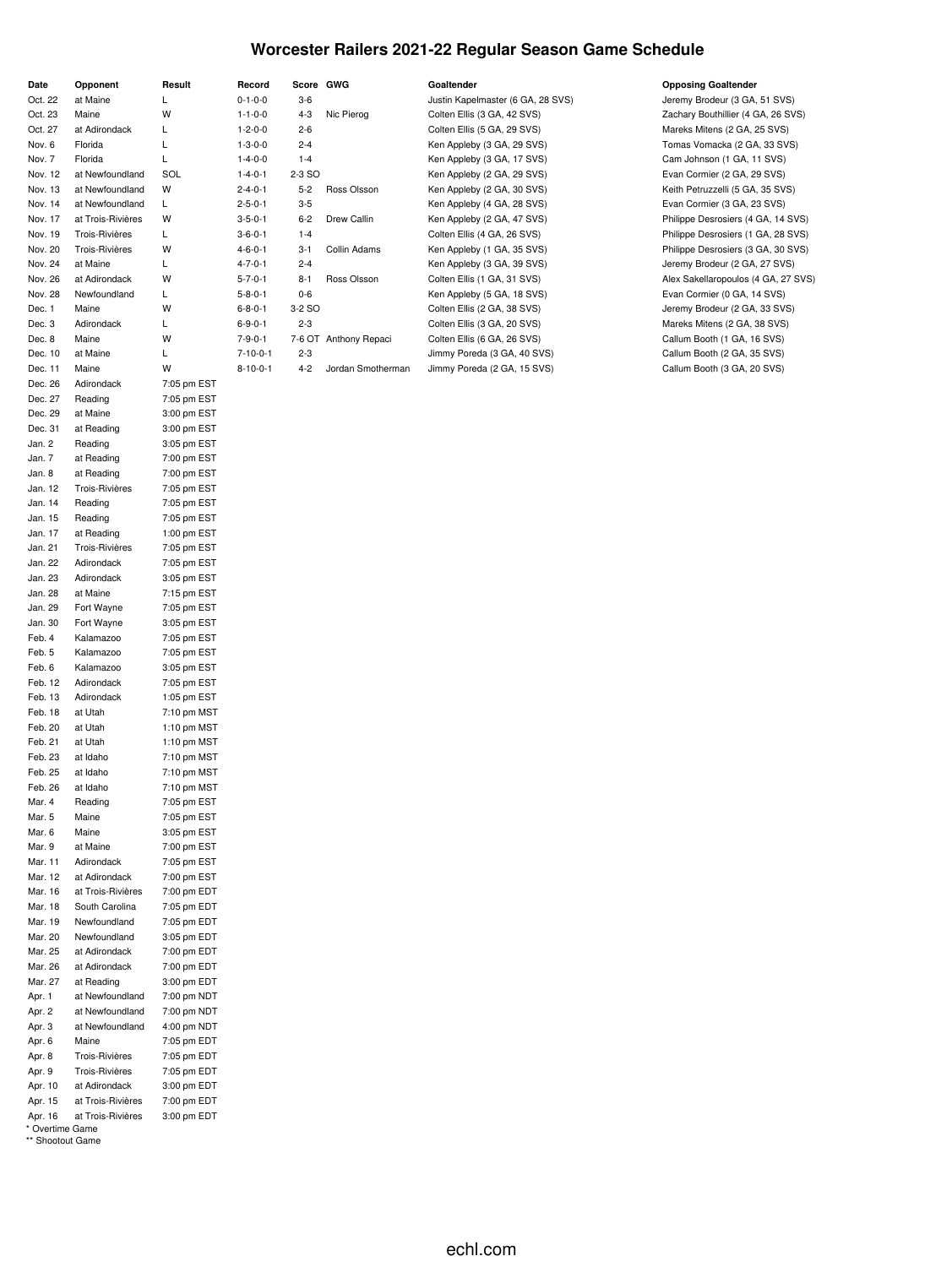# Worcester Railers 2021-22 Regular Season Game Schedule

| Date | Opponent | Result | Record | Score | GWG | Goaltender | Opposing Goaltender |
|---|---|---|---|---|---|---|---|
| Oct. 22 | at Maine | L | 0-1-0-0 | 3-6 | | Justin Kapelmaster (6 GA, 28 SVS) | Jeremy Brodeur (3 GA, 51 SVS) |
| Oct. 23 | Maine | W | 1-1-0-0 | 4-3 | Nic Pierog | Colten Ellis (3 GA, 42 SVS) | Zachary Bouthillier (4 GA, 26 SVS) |
| Oct. 27 | at Adirondack | L | 1-2-0-0 | 2-6 | | Colten Ellis (5 GA, 29 SVS) | Mareks Mitens (2 GA, 25 SVS) |
| Nov. 6 | Florida | L | 1-3-0-0 | 2-4 | | Ken Appleby (3 GA, 29 SVS) | Tomas Vomacka (2 GA, 33 SVS) |
| Nov. 7 | Florida | L | 1-4-0-0 | 1-4 | | Ken Appleby (3 GA, 17 SVS) | Cam Johnson (1 GA, 11 SVS) |
| Nov. 12 | at Newfoundland | SOL | 1-4-0-1 | 2-3 SO | | Ken Appleby (2 GA, 29 SVS) | Evan Cormier (2 GA, 29 SVS) |
| Nov. 13 | at Newfoundland | W | 2-4-0-1 | 5-2 | Ross Olsson | Ken Appleby (2 GA, 30 SVS) | Keith Petruzzelli (5 GA, 35 SVS) |
| Nov. 14 | at Newfoundland | L | 2-5-0-1 | 3-5 | | Ken Appleby (4 GA, 28 SVS) | Evan Cormier (3 GA, 23 SVS) |
| Nov. 17 | at Trois-Rivières | W | 3-5-0-1 | 6-2 | Drew Callin | Ken Appleby (2 GA, 47 SVS) | Philippe Desrosiers (4 GA, 14 SVS) |
| Nov. 19 | Trois-Rivières | L | 3-6-0-1 | 1-4 | | Colten Ellis (4 GA, 26 SVS) | Philippe Desrosiers (1 GA, 28 SVS) |
| Nov. 20 | Trois-Rivières | W | 4-6-0-1 | 3-1 | Collin Adams | Ken Appleby (1 GA, 35 SVS) | Philippe Desrosiers (3 GA, 30 SVS) |
| Nov. 24 | at Maine | L | 4-7-0-1 | 2-4 | | Ken Appleby (3 GA, 39 SVS) | Jeremy Brodeur (2 GA, 27 SVS) |
| Nov. 26 | at Adirondack | W | 5-7-0-1 | 8-1 | Ross Olsson | Colten Ellis (1 GA, 31 SVS) | Alex Sakellaropoulos (4 GA, 27 SVS) |
| Nov. 28 | Newfoundland | L | 5-8-0-1 | 0-6 | | Ken Appleby (5 GA, 18 SVS) | Evan Cormier (0 GA, 14 SVS) |
| Dec. 1 | Maine | W | 6-8-0-1 | 3-2 SO | | Colten Ellis (2 GA, 38 SVS) | Jeremy Brodeur (2 GA, 33 SVS) |
| Dec. 3 | Adirondack | L | 6-9-0-1 | 2-3 | | Colten Ellis (3 GA, 20 SVS) | Mareks Mitens (2 GA, 38 SVS) |
| Dec. 8 | Maine | W | 7-9-0-1 | 7-6 OT | Anthony Repaci | Colten Ellis (6 GA, 26 SVS) | Callum Booth (1 GA, 16 SVS) |
| Dec. 10 | at Maine | L | 7-10-0-1 | 2-3 | | Jimmy Poreda (3 GA, 40 SVS) | Callum Booth (2 GA, 35 SVS) |
| Dec. 11 | Maine | W | 8-10-0-1 | 4-2 | Jordan Smotherman | Jimmy Poreda (2 GA, 15 SVS) | Callum Booth (3 GA, 20 SVS) |
| Dec. 26 | Adirondack | 7:05 pm EST | | | | | |
| Dec. 27 | Reading | 7:05 pm EST | | | | | |
| Dec. 29 | at Maine | 3:00 pm EST | | | | | |
| Dec. 31 | at Reading | 3:00 pm EST | | | | | |
| Jan. 2 | Reading | 3:05 pm EST | | | | | |
| Jan. 7 | at Reading | 7:00 pm EST | | | | | |
| Jan. 8 | at Reading | 7:00 pm EST | | | | | |
| Jan. 12 | Trois-Rivières | 7:05 pm EST | | | | | |
| Jan. 14 | Reading | 7:05 pm EST | | | | | |
| Jan. 15 | Reading | 7:05 pm EST | | | | | |
| Jan. 17 | at Reading | 1:00 pm EST | | | | | |
| Jan. 21 | Trois-Rivières | 7:05 pm EST | | | | | |
| Jan. 22 | Adirondack | 7:05 pm EST | | | | | |
| Jan. 23 | Adirondack | 3:05 pm EST | | | | | |
| Jan. 28 | at Maine | 7:15 pm EST | | | | | |
| Jan. 29 | Fort Wayne | 7:05 pm EST | | | | | |
| Jan. 30 | Fort Wayne | 3:05 pm EST | | | | | |
| Feb. 4 | Kalamazoo | 7:05 pm EST | | | | | |
| Feb. 5 | Kalamazoo | 7:05 pm EST | | | | | |
| Feb. 6 | Kalamazoo | 3:05 pm EST | | | | | |
| Feb. 12 | Adirondack | 7:05 pm EST | | | | | |
| Feb. 13 | Adirondack | 1:05 pm EST | | | | | |
| Feb. 18 | at Utah | 7:10 pm MST | | | | | |
| Feb. 20 | at Utah | 1:10 pm MST | | | | | |
| Feb. 21 | at Utah | 1:10 pm MST | | | | | |
| Feb. 23 | at Idaho | 7:10 pm MST | | | | | |
| Feb. 25 | at Idaho | 7:10 pm MST | | | | | |
| Feb. 26 | at Idaho | 7:10 pm MST | | | | | |
| Mar. 4 | Reading | 7:05 pm EST | | | | | |
| Mar. 5 | Maine | 7:05 pm EST | | | | | |
| Mar. 6 | Maine | 3:05 pm EST | | | | | |
| Mar. 9 | at Maine | 7:00 pm EST | | | | | |
| Mar. 11 | Adirondack | 7:05 pm EST | | | | | |
| Mar. 12 | at Adirondack | 7:00 pm EST | | | | | |
| Mar. 16 | at Trois-Rivières | 7:00 pm EDT | | | | | |
| Mar. 18 | South Carolina | 7:05 pm EDT | | | | | |
| Mar. 19 | Newfoundland | 7:05 pm EDT | | | | | |
| Mar. 20 | Newfoundland | 3:05 pm EDT | | | | | |
| Mar. 25 | at Adirondack | 7:00 pm EDT | | | | | |
| Mar. 26 | at Adirondack | 7:00 pm EDT | | | | | |
| Mar. 27 | at Reading | 3:00 pm EDT | | | | | |
| Apr. 1 | at Newfoundland | 7:00 pm NDT | | | | | |
| Apr. 2 | at Newfoundland | 7:00 pm NDT | | | | | |
| Apr. 3 | at Newfoundland | 4:00 pm NDT | | | | | |
| Apr. 6 | Maine | 7:05 pm EDT | | | | | |
| Apr. 8 | Trois-Rivières | 7:05 pm EDT | | | | | |
| Apr. 9 | Trois-Rivières | 7:05 pm EDT | | | | | |
| Apr. 10 | at Adirondack | 3:00 pm EDT | | | | | |
| Apr. 15 | at Trois-Rivières | 7:00 pm EDT | | | | | |
| Apr. 16 | at Trois-Rivières | 3:00 pm EDT | | | | | |

\* Overtime Game

\*\* Shootout Game

echl.com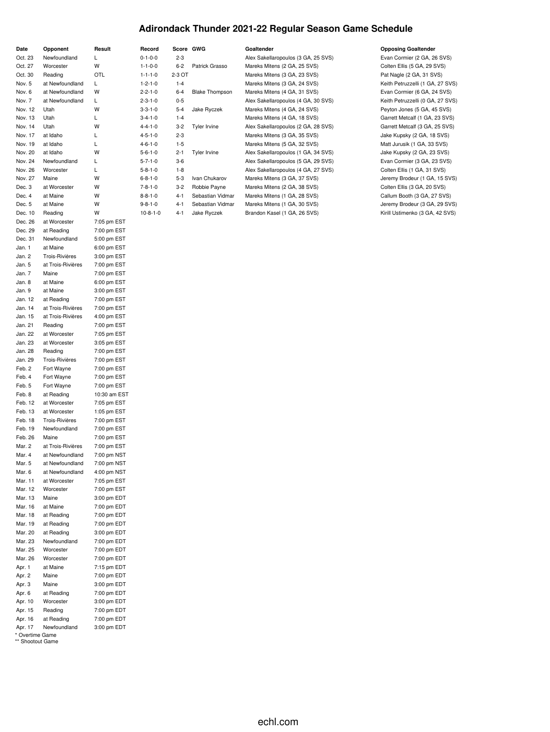# Adirondack Thunder 2021-22 Regular Season Game Schedule

| Date | Opponent | Result | Record | Score | GWG | Goaltender | Opposing Goaltender |
|---|---|---|---|---|---|---|---|
| Oct. 23 | Newfoundland | L | 0-1-0-0 | 2-3 | | Alex Sakellaropoulos (3 GA, 25 SVS) | Evan Cormier (2 GA, 26 SVS) |
| Oct. 27 | Worcester | W | 1-1-0-0 | 6-2 | Patrick Grasso | Mareks Mitens (2 GA, 25 SVS) | Colten Ellis (5 GA, 29 SVS) |
| Oct. 30 | Reading | OTL | 1-1-1-0 | 2-3 OT | | Mareks Mitens (3 GA, 23 SVS) | Pat Nagle (2 GA, 31 SVS) |
| Nov. 5 | at Newfoundland | L | 1-2-1-0 | 1-4 | | Mareks Mitens (3 GA, 24 SVS) | Keith Petruzzelli (1 GA, 27 SVS) |
| Nov. 6 | at Newfoundland | W | 2-2-1-0 | 6-4 | Blake Thompson | Mareks Mitens (4 GA, 31 SVS) | Evan Cormier (6 GA, 24 SVS) |
| Nov. 7 | at Newfoundland | L | 2-3-1-0 | 0-5 | | Alex Sakellaropoulos (4 GA, 30 SVS) | Keith Petruzzelli (0 GA, 27 SVS) |
| Nov. 12 | Utah | W | 3-3-1-0 | 5-4 | Jake Ryczek | Mareks Mitens (4 GA, 24 SVS) | Peyton Jones (5 GA, 45 SVS) |
| Nov. 13 | Utah | L | 3-4-1-0 | 1-4 | | Mareks Mitens (4 GA, 18 SVS) | Garrett Metcalf (1 GA, 23 SVS) |
| Nov. 14 | Utah | W | 4-4-1-0 | 3-2 | Tyler Irvine | Alex Sakellaropoulos (2 GA, 28 SVS) | Garrett Metcalf (3 GA, 25 SVS) |
| Nov. 17 | at Idaho | L | 4-5-1-0 | 2-3 | | Mareks Mitens (3 GA, 35 SVS) | Jake Kupsky (2 GA, 18 SVS) |
| Nov. 19 | at Idaho | L | 4-6-1-0 | 1-5 | | Mareks Mitens (5 GA, 32 SVS) | Matt Jurusik (1 GA, 33 SVS) |
| Nov. 20 | at Idaho | W | 5-6-1-0 | 2-1 | Tyler Irvine | Alex Sakellaropoulos (1 GA, 34 SVS) | Jake Kupsky (2 GA, 23 SVS) |
| Nov. 24 | Newfoundland | L | 5-7-1-0 | 3-6 | | Alex Sakellaropoulos (5 GA, 29 SVS) | Evan Cormier (3 GA, 23 SVS) |
| Nov. 26 | Worcester | L | 5-8-1-0 | 1-8 | | Alex Sakellaropoulos (4 GA, 27 SVS) | Colten Ellis (1 GA, 31 SVS) |
| Nov. 27 | Maine | W | 6-8-1-0 | 5-3 | Ivan Chukarov | Mareks Mitens (3 GA, 37 SVS) | Jeremy Brodeur (1 GA, 15 SVS) |
| Dec. 3 | at Worcester | W | 7-8-1-0 | 3-2 | Robbie Payne | Mareks Mitens (2 GA, 38 SVS) | Colten Ellis (3 GA, 20 SVS) |
| Dec. 4 | at Maine | W | 8-8-1-0 | 4-1 | Sebastian Vidmar | Mareks Mitens (1 GA, 28 SVS) | Callum Booth (3 GA, 27 SVS) |
| Dec. 5 | at Maine | W | 9-8-1-0 | 4-1 | Sebastian Vidmar | Mareks Mitens (1 GA, 30 SVS) | Jeremy Brodeur (3 GA, 29 SVS) |
| Dec. 10 | Reading | W | 10-8-1-0 | 4-1 | Jake Ryczek | Brandon Kasel (1 GA, 26 SVS) | Kirill Ustimenko (3 GA, 42 SVS) |
| Dec. 26 | at Worcester | 7:05 pm EST | | | | | |
| Dec. 29 | at Reading | 7:00 pm EST | | | | | |
| Dec. 31 | Newfoundland | 5:00 pm EST | | | | | |
| Jan. 1 | at Maine | 6:00 pm EST | | | | | |
| Jan. 2 | Trois-Rivières | 3:00 pm EST | | | | | |
| Jan. 5 | at Trois-Rivières | 7:00 pm EST | | | | | |
| Jan. 7 | Maine | 7:00 pm EST | | | | | |
| Jan. 8 | at Maine | 6:00 pm EST | | | | | |
| Jan. 9 | at Maine | 3:00 pm EST | | | | | |
| Jan. 12 | at Reading | 7:00 pm EST | | | | | |
| Jan. 14 | at Trois-Rivières | 7:00 pm EST | | | | | |
| Jan. 15 | at Trois-Rivières | 4:00 pm EST | | | | | |
| Jan. 21 | Reading | 7:00 pm EST | | | | | |
| Jan. 22 | at Worcester | 7:05 pm EST | | | | | |
| Jan. 23 | at Worcester | 3:05 pm EST | | | | | |
| Jan. 28 | Reading | 7:00 pm EST | | | | | |
| Jan. 29 | Trois-Rivières | 7:00 pm EST | | | | | |
| Feb. 2 | Fort Wayne | 7:00 pm EST | | | | | |
| Feb. 4 | Fort Wayne | 7:00 pm EST | | | | | |
| Feb. 5 | Fort Wayne | 7:00 pm EST | | | | | |
| Feb. 8 | at Reading | 10:30 am EST | | | | | |
| Feb. 12 | at Worcester | 7:05 pm EST | | | | | |
| Feb. 13 | at Worcester | 1:05 pm EST | | | | | |
| Feb. 18 | Trois-Rivières | 7:00 pm EST | | | | | |
| Feb. 19 | Newfoundland | 7:00 pm EST | | | | | |
| Feb. 26 | Maine | 7:00 pm EST | | | | | |
| Mar. 2 | at Trois-Rivières | 7:00 pm EST | | | | | |
| Mar. 4 | at Newfoundland | 7:00 pm NST | | | | | |
| Mar. 5 | at Newfoundland | 7:00 pm NST | | | | | |
| Mar. 6 | at Newfoundland | 4:00 pm NST | | | | | |
| Mar. 11 | at Worcester | 7:05 pm EST | | | | | |
| Mar. 12 | Worcester | 7:00 pm EST | | | | | |
| Mar. 13 | Maine | 3:00 pm EDT | | | | | |
| Mar. 16 | at Maine | 7:00 pm EDT | | | | | |
| Mar. 18 | at Reading | 7:00 pm EDT | | | | | |
| Mar. 19 | at Reading | 7:00 pm EDT | | | | | |
| Mar. 20 | at Reading | 3:00 pm EDT | | | | | |
| Mar. 23 | Newfoundland | 7:00 pm EDT | | | | | |
| Mar. 25 | Worcester | 7:00 pm EDT | | | | | |
| Mar. 26 | Worcester | 7:00 pm EDT | | | | | |
| Apr. 1 | at Maine | 7:15 pm EDT | | | | | |
| Apr. 2 | Maine | 7:00 pm EDT | | | | | |
| Apr. 3 | Maine | 3:00 pm EDT | | | | | |
| Apr. 6 | at Reading | 7:00 pm EDT | | | | | |
| Apr. 10 | Worcester | 3:00 pm EDT | | | | | |
| Apr. 15 | Reading | 7:00 pm EDT | | | | | |
| Apr. 16 | at Reading | 7:00 pm EDT | | | | | |
| Apr. 17 | Newfoundland | 3:00 pm EDT | | | | | |

\* Overtime Game

\*\* Shootout Game

echl.com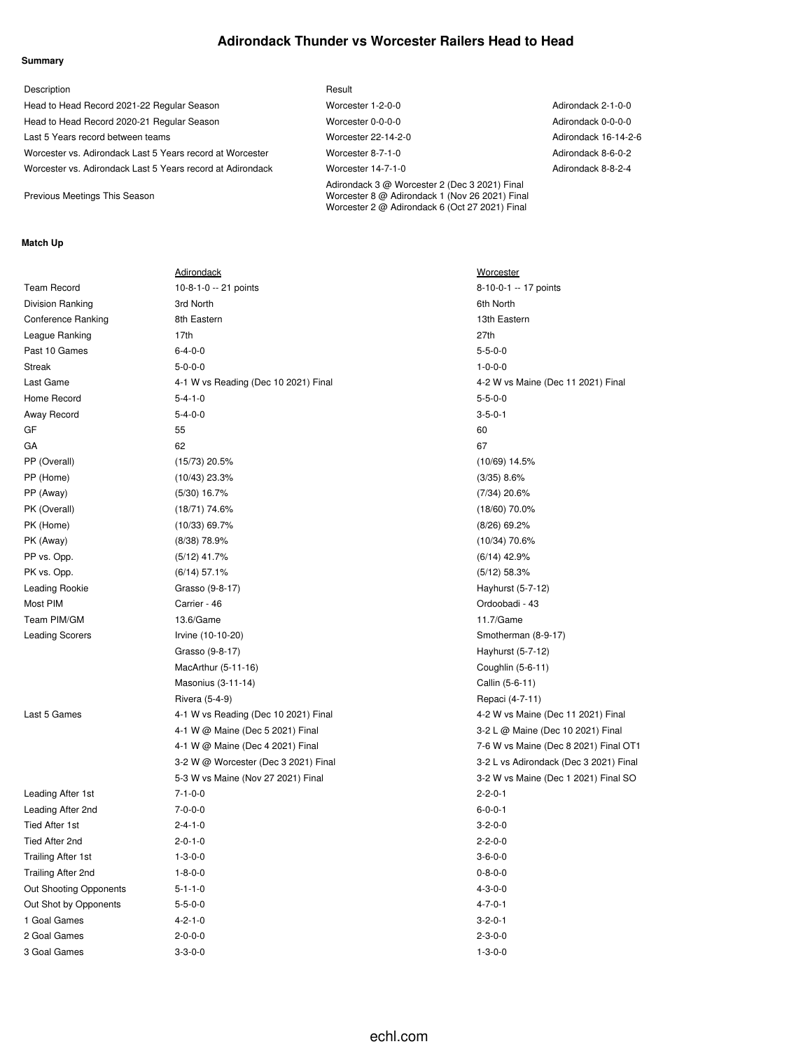# Adirondack Thunder vs Worcester Railers Head to Head

### Summary

| Description | Result | |
|---|---|---|
| Head to Head Record 2021-22 Regular Season | Worcester 1-2-0-0 | Adirondack 2-1-0-0 |
| Head to Head Record 2020-21 Regular Season | Worcester 0-0-0-0 | Adirondack 0-0-0-0 |
| Last 5 Years record between teams | Worcester 22-14-2-0 | Adirondack 16-14-2-6 |
| Worcester vs. Adirondack Last 5 Years record at Worcester | Worcester 8-7-1-0 | Adirondack 8-6-0-2 |
| Worcester vs. Adirondack Last 5 Years record at Adirondack | Worcester 14-7-1-0 | Adirondack 8-8-2-4 |
| Previous Meetings This Season | Adirondack 3 @ Worcester 2 (Dec 3 2021) Final<br>Worcester 8 @ Adirondack 1 (Nov 26 2021) Final<br>Worcester 2 @ Adirondack 6 (Oct 27 2021) Final | |

### Match Up

| | Adirondack | Worcester |
|---|---|---|
| Team Record | 10-8-1-0 -- 21 points | 8-10-0-1 -- 17 points |
| Division Ranking | 3rd North | 6th North |
| Conference Ranking | 8th Eastern | 13th Eastern |
| League Ranking | 17th | 27th |
| Past 10 Games | 6-4-0-0 | 5-5-0-0 |
| Streak | 5-0-0-0 | 1-0-0-0 |
| Last Game | 4-1 W vs Reading (Dec 10 2021) Final | 4-2 W vs Maine (Dec 11 2021) Final |
| Home Record | 5-4-1-0 | 5-5-0-0 |
| Away Record | 5-4-0-0 | 3-5-0-1 |
| GF | 55 | 60 |
| GA | 62 | 67 |
| PP (Overall) | (15/73) 20.5% | (10/69) 14.5% |
| PP (Home) | (10/43) 23.3% | (3/35) 8.6% |
| PP (Away) | (5/30) 16.7% | (7/34) 20.6% |
| PK (Overall) | (18/71) 74.6% | (18/60) 70.0% |
| PK (Home) | (10/33) 69.7% | (8/26) 69.2% |
| PK (Away) | (8/38) 78.9% | (10/34) 70.6% |
| PP vs. Opp. | (5/12) 41.7% | (6/14) 42.9% |
| PK vs. Opp. | (6/14) 57.1% | (5/12) 58.3% |
| Leading Rookie | Grasso (9-8-17) | Hayhurst (5-7-12) |
| Most PIM | Carrier - 46 | Ordoobadi - 43 |
| Team PIM/GM | 13.6/Game | 11.7/Game |
| Leading Scorers | Irvine (10-10-20) | Smotherman (8-9-17) |
| | Grasso (9-8-17) | Hayhurst (5-7-12) |
| | MacArthur (5-11-16) | Coughlin (5-6-11) |
| | Masonius (3-11-14) | Callin (5-6-11) |
| | Rivera (5-4-9) | Repaci (4-7-11) |
| Last 5 Games | 4-1 W vs Reading (Dec 10 2021) Final | 4-2 W vs Maine (Dec 11 2021) Final |
| | 4-1 W @ Maine (Dec 5 2021) Final | 3-2 L @ Maine (Dec 10 2021) Final |
| | 4-1 W @ Maine (Dec 4 2021) Final | 7-6 W vs Maine (Dec 8 2021) Final OT1 |
| | 3-2 W @ Worcester (Dec 3 2021) Final | 3-2 L vs Adirondack (Dec 3 2021) Final |
| | 5-3 W vs Maine (Nov 27 2021) Final | 3-2 W vs Maine (Dec 1 2021) Final SO |
| Leading After 1st | 7-1-0-0 | 2-2-0-1 |
| Leading After 2nd | 7-0-0-0 | 6-0-0-1 |
| Tied After 1st | 2-4-1-0 | 3-2-0-0 |
| Tied After 2nd | 2-0-1-0 | 2-2-0-0 |
| Trailing After 1st | 1-3-0-0 | 3-6-0-0 |
| Trailing After 2nd | 1-8-0-0 | 0-8-0-0 |
| Out Shooting Opponents | 5-1-1-0 | 4-3-0-0 |
| Out Shot by Opponents | 5-5-0-0 | 4-7-0-1 |
| 1 Goal Games | 4-2-1-0 | 3-2-0-1 |
| 2 Goal Games | 2-0-0-0 | 2-3-0-0 |
| 3 Goal Games | 3-3-0-0 | 1-3-0-0 |

echl.com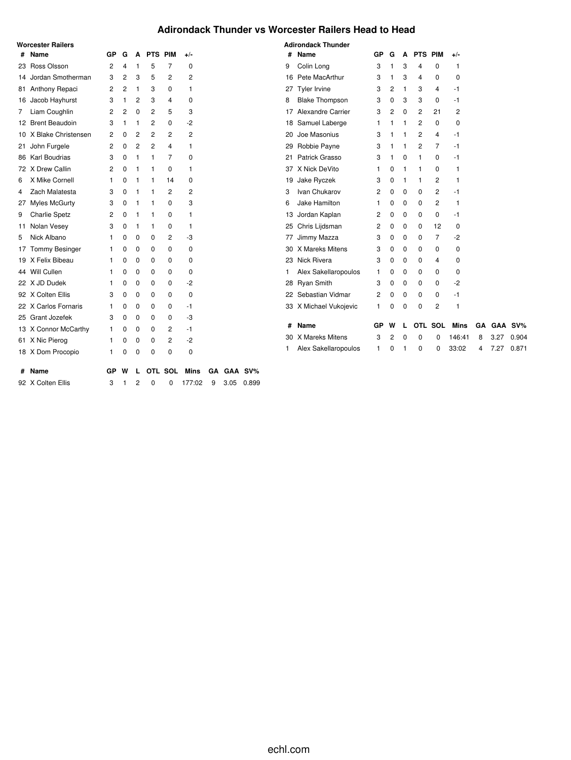# Adirondack Thunder vs Worcester Railers Head to Head

## Worcester Railers

| # | Name | GP | G | A | PTS | PIM | +/- |
|---|---|---|---|---|---|---|---|
| 23 | Ross Olsson | 2 | 4 | 1 | 5 | 7 | 0 |
| 14 | Jordan Smotherman | 3 | 2 | 3 | 5 | 2 | 2 |
| 81 | Anthony Repaci | 2 | 2 | 1 | 3 | 0 | 1 |
| 16 | Jacob Hayhurst | 3 | 1 | 2 | 3 | 4 | 0 |
| 7 | Liam Coughlin | 2 | 2 | 0 | 2 | 5 | 3 |
| 12 | Brent Beaudoin | 3 | 1 | 1 | 2 | 0 | -2 |
| 10 | X Blake Christensen | 2 | 0 | 2 | 2 | 2 | 2 |
| 21 | John Furgele | 2 | 0 | 2 | 2 | 4 | 1 |
| 86 | Karl Boudrias | 3 | 0 | 1 | 1 | 7 | 0 |
| 72 | X Drew Callin | 2 | 0 | 1 | 1 | 0 | 1 |
| 6 | X Mike Cornell | 1 | 0 | 1 | 1 | 14 | 0 |
| 4 | Zach Malatesta | 3 | 0 | 1 | 1 | 2 | 2 |
| 27 | Myles McGurty | 3 | 0 | 1 | 1 | 0 | 3 |
| 9 | Charlie Spetz | 2 | 0 | 1 | 1 | 0 | 1 |
| 11 | Nolan Vesey | 3 | 0 | 1 | 1 | 0 | 1 |
| 5 | Nick Albano | 1 | 0 | 0 | 0 | 2 | -3 |
| 17 | Tommy Besinger | 1 | 0 | 0 | 0 | 0 | 0 |
| 19 | X Felix Bibeau | 1 | 0 | 0 | 0 | 0 | 0 |
| 44 | Will Cullen | 1 | 0 | 0 | 0 | 0 | 0 |
| 22 | X JD Dudek | 1 | 0 | 0 | 0 | 0 | -2 |
| 92 | X Colten Ellis | 3 | 0 | 0 | 0 | 0 | 0 |
| 22 | X Carlos Fornaris | 1 | 0 | 0 | 0 | 0 | -1 |
| 25 | Grant Jozefek | 3 | 0 | 0 | 0 | 0 | -3 |
| 13 | X Connor McCarthy | 1 | 0 | 0 | 0 | 2 | -1 |
| 61 | X Nic Pierog | 1 | 0 | 0 | 0 | 2 | -2 |
| 18 | X Dom Procopio | 1 | 0 | 0 | 0 | 0 | 0 |

| # | Name | GP | W | L | OTL | SOL | Mins | GA | GAA | SV% |
|---|---|---|---|---|---|---|---|---|---|---|
| 92 | X Colten Ellis | 3 | 1 | 2 | 0 | 0 | 177:02 | 9 | 3.05 | 0.899 |

## Adirondack Thunder

| # | Name | GP | G | A | PTS | PIM | +/- |
|---|---|---|---|---|---|---|---|
| 9 | Colin Long | 3 | 1 | 3 | 4 | 0 | 1 |
| 16 | Pete MacArthur | 3 | 1 | 3 | 4 | 0 | 0 |
| 27 | Tyler Irvine | 3 | 2 | 1 | 3 | 4 | -1 |
| 8 | Blake Thompson | 3 | 0 | 3 | 3 | 0 | -1 |
| 17 | Alexandre Carrier | 3 | 2 | 0 | 2 | 21 | 2 |
| 18 | Samuel Laberge | 1 | 1 | 1 | 2 | 0 | 0 |
| 20 | Joe Masonius | 3 | 1 | 1 | 2 | 4 | -1 |
| 29 | Robbie Payne | 3 | 1 | 1 | 2 | 7 | -1 |
| 21 | Patrick Grasso | 3 | 1 | 0 | 1 | 0 | -1 |
| 37 | X Nick DeVito | 1 | 0 | 1 | 1 | 0 | 1 |
| 19 | Jake Ryczek | 3 | 0 | 1 | 1 | 2 | 1 |
| 3 | Ivan Chukarov | 2 | 0 | 0 | 0 | 2 | -1 |
| 6 | Jake Hamilton | 1 | 0 | 0 | 0 | 2 | 1 |
| 13 | Jordan Kaplan | 2 | 0 | 0 | 0 | 0 | -1 |
| 25 | Chris Lijdsman | 2 | 0 | 0 | 0 | 12 | 0 |
| 77 | Jimmy Mazza | 3 | 0 | 0 | 0 | 7 | -2 |
| 30 | X Mareks Mitens | 3 | 0 | 0 | 0 | 0 | 0 |
| 23 | Nick Rivera | 3 | 0 | 0 | 0 | 4 | 0 |
| 1 | Alex Sakellaropoulos | 1 | 0 | 0 | 0 | 0 | 0 |
| 28 | Ryan Smith | 3 | 0 | 0 | 0 | 0 | -2 |
| 22 | Sebastian Vidmar | 2 | 0 | 0 | 0 | 0 | -1 |
| 33 | X Michael Vukojevic | 1 | 0 | 0 | 0 | 2 | 1 |

| # | Name | GP | W | L | OTL | SOL | Mins | GA | GAA | SV% |
|---|---|---|---|---|---|---|---|---|---|---|
| 30 | X Mareks Mitens | 3 | 2 | 0 | 0 | 0 | 146:41 | 8 | 3.27 | 0.904 |
| 1 | Alex Sakellaropoulos | 1 | 0 | 1 | 0 | 0 | 33:02 | 4 | 7.27 | 0.871 |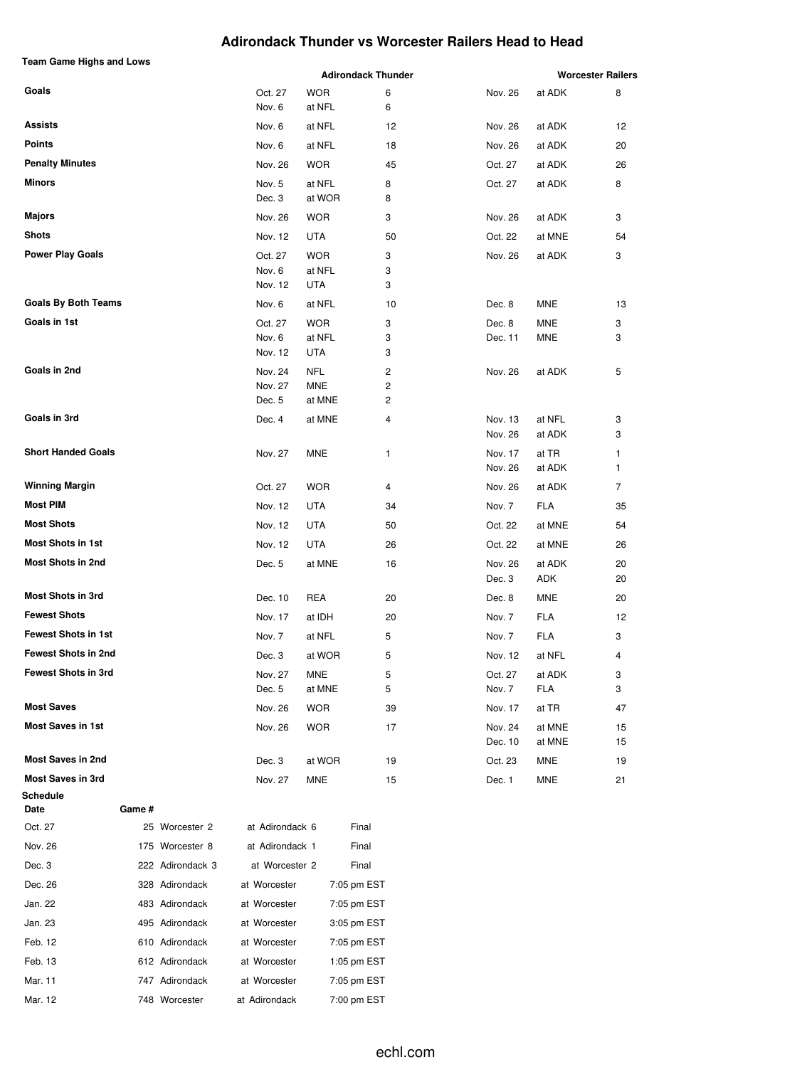# Adirondack Thunder vs Worcester Railers Head to Head

### Team Game Highs and Lows

| | Adirondack Thunder | | | Worcester Railers | | |
|---|---|---|---|---|---|---|
| **Goals** | Oct. 27 | WOR | 6 | Nov. 26 | at ADK | 8 |
| | Nov. 6 | at NFL | 6 | | | |
| **Assists** | Nov. 6 | at NFL | 12 | Nov. 26 | at ADK | 12 |
| **Points** | Nov. 6 | at NFL | 18 | Nov. 26 | at ADK | 20 |
| **Penalty Minutes** | Nov. 26 | WOR | 45 | Oct. 27 | at ADK | 26 |
| **Minors** | Nov. 5 | at NFL | 8 | Oct. 27 | at ADK | 8 |
| | Dec. 3 | at WOR | 8 | | | |
| **Majors** | Nov. 26 | WOR | 3 | Nov. 26 | at ADK | 3 |
| **Shots** | Nov. 12 | UTA | 50 | Oct. 22 | at MNE | 54 |
| **Power Play Goals** | Oct. 27 | WOR | 3 | Nov. 26 | at ADK | 3 |
| | Nov. 6 | at NFL | 3 | | | |
| | Nov. 12 | UTA | 3 | | | |
| **Goals By Both Teams** | Nov. 6 | at NFL | 10 | Dec. 8 | MNE | 13 |
| **Goals in 1st** | Oct. 27 | WOR | 3 | Dec. 8 | MNE | 3 |
| | Nov. 6 | at NFL | 3 | Dec. 11 | MNE | 3 |
| | Nov. 12 | UTA | 3 | | | |
| **Goals in 2nd** | Nov. 24 | NFL | 2 | Nov. 26 | at ADK | 5 |
| | Nov. 27 | MNE | 2 | | | |
| | Dec. 5 | at MNE | 2 | | | |
| **Goals in 3rd** | Dec. 4 | at MNE | 4 | Nov. 13 | at NFL | 3 |
| | | | | Nov. 26 | at ADK | 3 |
| **Short Handed Goals** | Nov. 27 | MNE | 1 | Nov. 17 | at TR | 1 |
| | | | | Nov. 26 | at ADK | 1 |
| **Winning Margin** | Oct. 27 | WOR | 4 | Nov. 26 | at ADK | 7 |
| **Most PIM** | Nov. 12 | UTA | 34 | Nov. 7 | FLA | 35 |
| **Most Shots** | Nov. 12 | UTA | 50 | Oct. 22 | at MNE | 54 |
| **Most Shots in 1st** | Nov. 12 | UTA | 26 | Oct. 22 | at MNE | 26 |
| **Most Shots in 2nd** | Dec. 5 | at MNE | 16 | Nov. 26 | at ADK | 20 |
| | | | | Dec. 3 | ADK | 20 |
| **Most Shots in 3rd** | Dec. 10 | REA | 20 | Dec. 8 | MNE | 20 |
| **Fewest Shots** | Nov. 17 | at IDH | 20 | Nov. 7 | FLA | 12 |
| **Fewest Shots in 1st** | Nov. 7 | at NFL | 5 | Nov. 7 | FLA | 3 |
| **Fewest Shots in 2nd** | Dec. 3 | at WOR | 5 | Nov. 12 | at NFL | 4 |
| **Fewest Shots in 3rd** | Nov. 27 | MNE | 5 | Oct. 27 | at ADK | 3 |
| | Dec. 5 | at MNE | 5 | Nov. 7 | FLA | 3 |
| **Most Saves** | Nov. 26 | WOR | 39 | Nov. 17 | at TR | 47 |
| **Most Saves in 1st** | Nov. 26 | WOR | 17 | Nov. 24 | at MNE | 15 |
| | | | | Dec. 10 | at MNE | 15 |
| **Most Saves in 2nd** | Dec. 3 | at WOR | 19 | Oct. 23 | MNE | 19 |
| **Most Saves in 3rd** | Nov. 27 | MNE | 15 | Dec. 1 | MNE | 21 |

### Schedule

| Date | Game # | | | |
|---|---|---|---|---|
| Oct. 27 | 25 | Worcester 2 | at Adirondack 6 | Final |
| Nov. 26 | 175 | Worcester 8 | at Adirondack 1 | Final |
| Dec. 3 | 222 | Adirondack 3 | at Worcester 2 | Final |
| Dec. 26 | 328 | Adirondack | at Worcester | 7:05 pm EST |
| Jan. 22 | 483 | Adirondack | at Worcester | 7:05 pm EST |
| Jan. 23 | 495 | Adirondack | at Worcester | 3:05 pm EST |
| Feb. 12 | 610 | Adirondack | at Worcester | 7:05 pm EST |
| Feb. 13 | 612 | Adirondack | at Worcester | 1:05 pm EST |
| Mar. 11 | 747 | Adirondack | at Worcester | 7:05 pm EST |
| Mar. 12 | 748 | Worcester | at Adirondack | 7:00 pm EST |

echl.com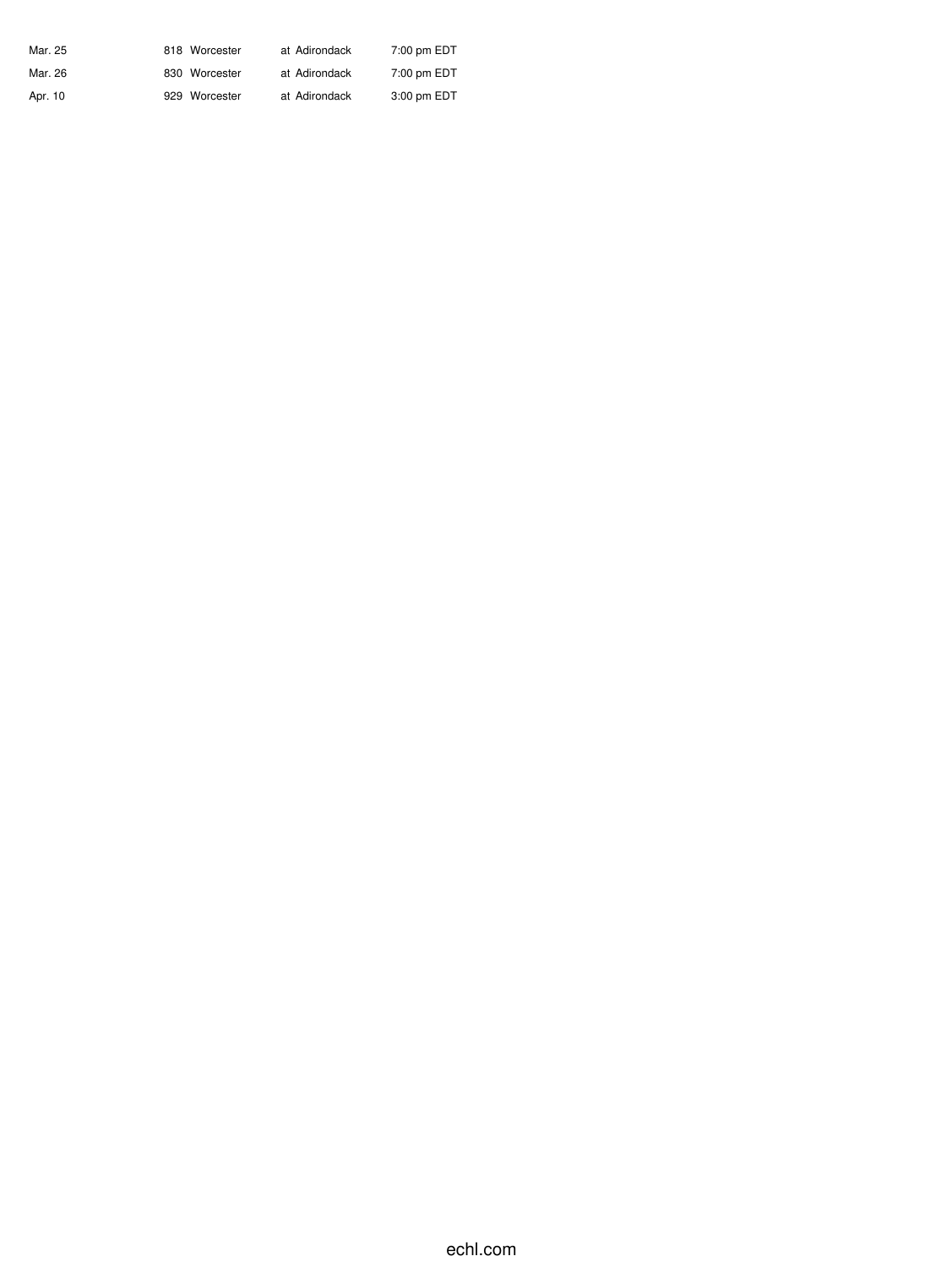| | | | | |
|---|---|---|---|---|
| Mar. 25 | 818 | Worcester | at Adirondack | 7:00 pm EDT |
| Mar. 26 | 830 | Worcester | at Adirondack | 7:00 pm EDT |
| Apr. 10 | 929 | Worcester | at Adirondack | 3:00 pm EDT |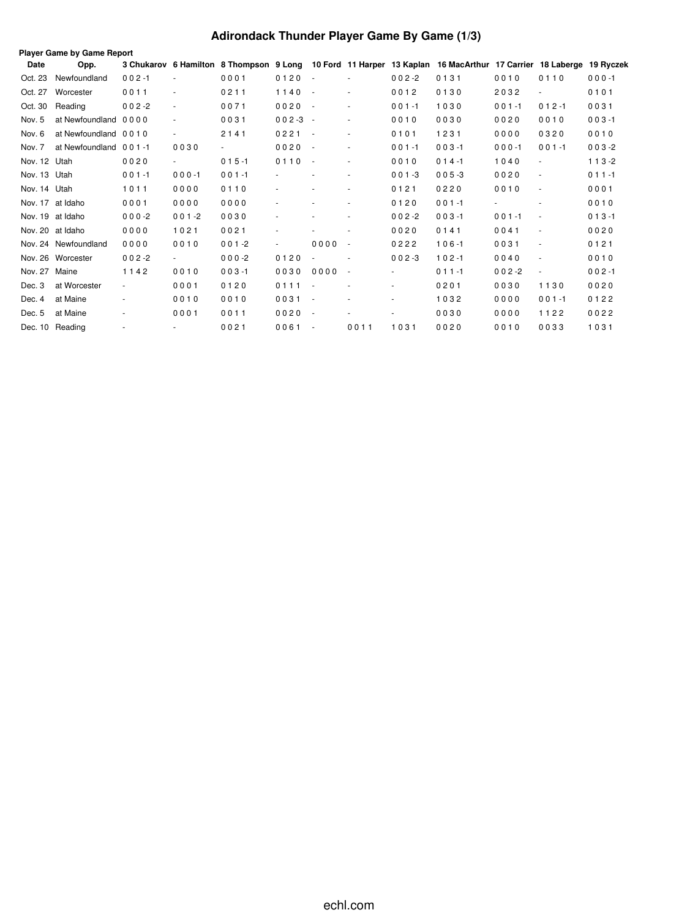# Adirondack Thunder Player Game By Game (1/3)

**Player Game by Game Report**

| Date | Opp. | 3 Chukarov | 6 Hamilton | 8 Thompson | 9 Long | 10 Ford | 11 Harper | 13 Kaplan | 16 MacArthur | 17 Carrier | 18 Laberge | 19 Ryczek |
|---|---|---|---|---|---|---|---|---|---|---|---|---|
| Oct. 23 | Newfoundland | 0 0 2 -1 | - | 0 0 0 1 | 0 1 2 0 | - | - | 0 0 2 -2 | 0 1 3 1 | 0 0 1 0 | 0 1 1 0 | 0 0 0 -1 |
| Oct. 27 | Worcester | 0 0 1 1 | - | 0 2 1 1 | 1 1 4 0 | - | - | 0 0 1 2 | 0 1 3 0 | 2 0 3 2 | - | 0 1 0 1 |
| Oct. 30 | Reading | 0 0 2 -2 | - | 0 0 7 1 | 0 0 2 0 | - | - | 0 0 1 -1 | 1 0 3 0 | 0 0 1 -1 | 0 1 2 -1 | 0 0 3 1 |
| Nov. 5 | at Newfoundland | 0 0 0 0 | - | 0 0 3 1 | 0 0 2 -3 | - | - | 0 0 1 0 | 0 0 3 0 | 0 0 2 0 | 0 0 1 0 | 0 0 3 -1 |
| Nov. 6 | at Newfoundland | 0 0 1 0 | - | 2 1 4 1 | 0 2 2 1 | - | - | 0 1 0 1 | 1 2 3 1 | 0 0 0 0 | 0 3 2 0 | 0 0 1 0 |
| Nov. 7 | at Newfoundland | 0 0 1 -1 | 0 0 3 0 | - | 0 0 2 0 | - | - | 0 0 1 -1 | 0 0 3 -1 | 0 0 0 -1 | 0 0 1 -1 | 0 0 3 -2 |
| Nov. 12 | Utah | 0 0 2 0 | - | 0 1 5 -1 | 0 1 1 0 | - | - | 0 0 1 0 | 0 1 4 -1 | 1 0 4 0 | - | 1 1 3 -2 |
| Nov. 13 | Utah | 0 0 1 -1 | 0 0 0 -1 | 0 0 1 -1 | - | - | - | 0 0 1 -3 | 0 0 5 -3 | 0 0 2 0 | - | 0 1 1 -1 |
| Nov. 14 | Utah | 1 0 1 1 | 0 0 0 0 | 0 1 1 0 | - | - | - | 0 1 2 1 | 0 2 2 0 | 0 0 1 0 | - | 0 0 0 1 |
| Nov. 17 | at Idaho | 0 0 0 1 | 0 0 0 0 | 0 0 0 0 | - | - | - | 0 1 2 0 | 0 0 1 -1 | - | - | 0 0 1 0 |
| Nov. 19 | at Idaho | 0 0 0 -2 | 0 0 1 -2 | 0 0 3 0 | - | - | - | 0 0 2 -2 | 0 0 3 -1 | 0 0 1 -1 | - | 0 1 3 -1 |
| Nov. 20 | at Idaho | 0 0 0 0 | 1 0 2 1 | 0 0 2 1 | - | - | - | 0 0 2 0 | 0 1 4 1 | 0 0 4 1 | - | 0 0 2 0 |
| Nov. 24 | Newfoundland | 0 0 0 0 | 0 0 1 0 | 0 0 1 -2 | - | 0 0 0 0 | - | 0 2 2 2 | 1 0 6 -1 | 0 0 3 1 | - | 0 1 2 1 |
| Nov. 26 | Worcester | 0 0 2 -2 | - | 0 0 0 -2 | 0 1 2 0 | - | - | 0 0 2 -3 | 1 0 2 -1 | 0 0 4 0 | - | 0 0 1 0 |
| Nov. 27 | Maine | 1 1 4 2 | 0 0 1 0 | 0 0 3 -1 | 0 0 3 0 | 0 0 0 0 | - | - | 0 1 1 -1 | 0 0 2 -2 | - | 0 0 2 -1 |
| Dec. 3 | at Worcester | - | 0 0 0 1 | 0 1 2 0 | 0 1 1 1 | - | - | - | 0 2 0 1 | 0 0 3 0 | 1 1 3 0 | 0 0 2 0 |
| Dec. 4 | at Maine | - | 0 0 1 0 | 0 0 1 0 | 0 0 3 1 | - | - | - | 1 0 3 2 | 0 0 0 0 | 0 0 1 -1 | 0 1 2 2 |
| Dec. 5 | at Maine | - | 0 0 0 1 | 0 0 1 1 | 0 0 2 0 | - | - | - | 0 0 3 0 | 0 0 0 0 | 1 1 2 2 | 0 0 2 2 |
| Dec. 10 | Reading | - | - | 0 0 2 1 | 0 0 6 1 | - | 0 0 1 1 | 1 0 3 1 | 0 0 2 0 | 0 0 1 0 | 0 0 3 3 | 1 0 3 1 |

echl.com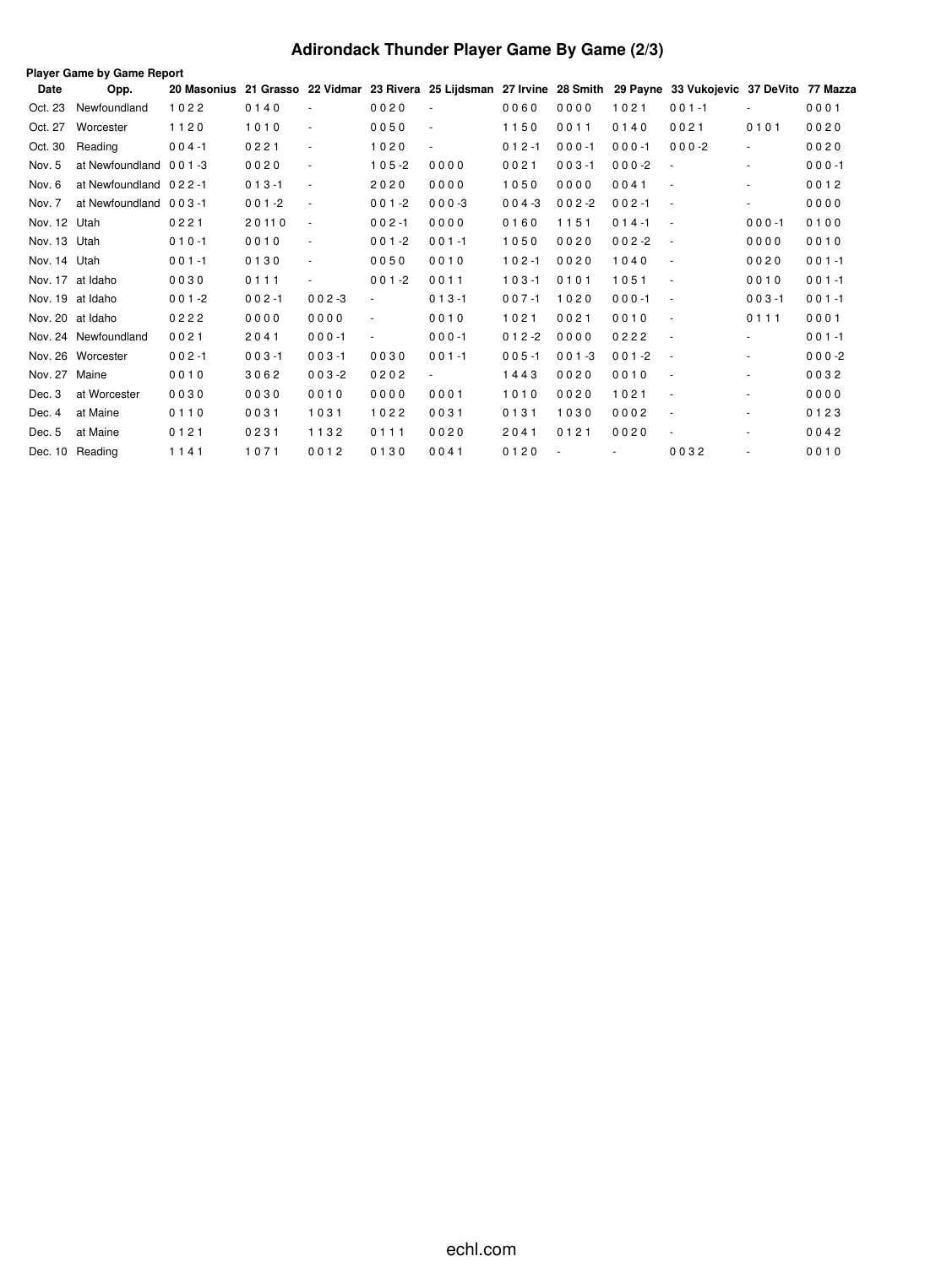# Adirondack Thunder Player Game By Game (2/3)

**Player Game by Game Report**

| Date | Opp. | 20 Masonius | 21 Grasso | 22 Vidmar | 23 Rivera | 25 Lijdsman | 27 Irvine | 28 Smith | 29 Payne | 33 Vukojevic | 37 DeVito | 77 Mazza |
|---|---|---|---|---|---|---|---|---|---|---|---|---|
| Oct. 23 | Newfoundland | 1 0 2 2 | 0 1 4 0 | - | 0 0 2 0 | - | 0 0 6 0 | 0 0 0 0 | 1 0 2 1 | 0 0 1 -1 | - | 0 0 0 1 |
| Oct. 27 | Worcester | 1 1 2 0 | 1 0 1 0 | - | 0 0 5 0 | - | 1 1 5 0 | 0 0 1 1 | 0 1 4 0 | 0 0 2 1 | 0 1 0 1 | 0 0 2 0 |
| Oct. 30 | Reading | 0 0 4 -1 | 0 2 2 1 | - | 1 0 2 0 | - | 0 1 2 -1 | 0 0 0 -1 | 0 0 0 -1 | 0 0 0 -2 | - | 0 0 2 0 |
| Nov. 5 | at Newfoundland | 0 0 1 -3 | 0 0 2 0 | - | 1 0 5 -2 | 0 0 0 0 | 0 0 2 1 | 0 0 3 -1 | 0 0 0 -2 | - | - | 0 0 0 -1 |
| Nov. 6 | at Newfoundland | 0 2 2 -1 | 0 1 3 -1 | - | 2 0 2 0 | 0 0 0 0 | 1 0 5 0 | 0 0 0 0 | 0 0 4 1 | - | - | 0 0 1 2 |
| Nov. 7 | at Newfoundland | 0 0 3 -1 | 0 0 1 -2 | - | 0 0 1 -2 | 0 0 0 -3 | 0 0 4 -3 | 0 0 2 -2 | 0 0 2 -1 | - | - | 0 0 0 0 |
| Nov. 12 | Utah | 0 2 2 1 | 2 0 11 0 | - | 0 0 2 -1 | 0 0 0 0 | 0 1 6 0 | 1 1 5 1 | 0 1 4 -1 | - | 0 0 0 -1 | 0 1 0 0 |
| Nov. 13 | Utah | 0 1 0 -1 | 0 0 1 0 | - | 0 0 1 -2 | 0 0 1 -1 | 1 0 5 0 | 0 0 2 0 | 0 0 2 -2 | - | 0 0 0 0 | 0 0 1 0 |
| Nov. 14 | Utah | 0 0 1 -1 | 0 1 3 0 | - | 0 0 5 0 | 0 0 1 0 | 1 0 2 -1 | 0 0 2 0 | 1 0 4 0 | - | 0 0 2 0 | 0 0 1 -1 |
| Nov. 17 | at Idaho | 0 0 3 0 | 0 1 1 1 | - | 0 0 1 -2 | 0 0 1 1 | 1 0 3 -1 | 0 1 0 1 | 1 0 5 1 | - | 0 0 1 0 | 0 0 1 -1 |
| Nov. 19 | at Idaho | 0 0 1 -2 | 0 0 2 -1 | 0 0 2 -3 | - | 0 1 3 -1 | 0 0 7 -1 | 1 0 2 0 | 0 0 0 -1 | - | 0 0 3 -1 | 0 0 1 -1 |
| Nov. 20 | at Idaho | 0 2 2 2 | 0 0 0 0 | 0 0 0 0 | - | 0 0 1 0 | 1 0 2 1 | 0 0 2 1 | 0 0 1 0 | - | 0 1 1 1 | 0 0 0 1 |
| Nov. 24 | Newfoundland | 0 0 2 1 | 2 0 4 1 | 0 0 0 -1 | - | 0 0 0 -1 | 0 1 2 -2 | 0 0 0 0 | 0 2 2 2 | - | - | 0 0 1 -1 |
| Nov. 26 | Worcester | 0 0 2 -1 | 0 0 3 -1 | 0 0 3 -1 | 0 0 3 0 | 0 0 1 -1 | 0 0 5 -1 | 0 0 1 -3 | 0 0 1 -2 | - | - | 0 0 0 -2 |
| Nov. 27 | Maine | 0 0 1 0 | 3 0 6 2 | 0 0 3 -2 | 0 2 0 2 | - | 1 4 4 3 | 0 0 2 0 | 0 0 1 0 | - | - | 0 0 3 2 |
| Dec. 3 | at Worcester | 0 0 3 0 | 0 0 3 0 | 0 0 1 0 | 0 0 0 0 | 0 0 0 1 | 1 0 1 0 | 0 0 2 0 | 1 0 2 1 | - | - | 0 0 0 0 |
| Dec. 4 | at Maine | 0 1 1 0 | 0 0 3 1 | 1 0 3 1 | 1 0 2 2 | 0 0 3 1 | 0 1 3 1 | 1 0 3 0 | 0 0 0 2 | - | - | 0 1 2 3 |
| Dec. 5 | at Maine | 0 1 2 1 | 0 2 3 1 | 1 1 3 2 | 0 1 1 1 | 0 0 2 0 | 2 0 4 1 | 0 1 2 1 | 0 0 2 0 | - | - | 0 0 4 2 |
| Dec. 10 | Reading | 1 1 4 1 | 1 0 7 1 | 0 0 1 2 | 0 1 3 0 | 0 0 4 1 | 0 1 2 0 | - | - | 0 0 3 2 | - | 0 0 1 0 |

echl.com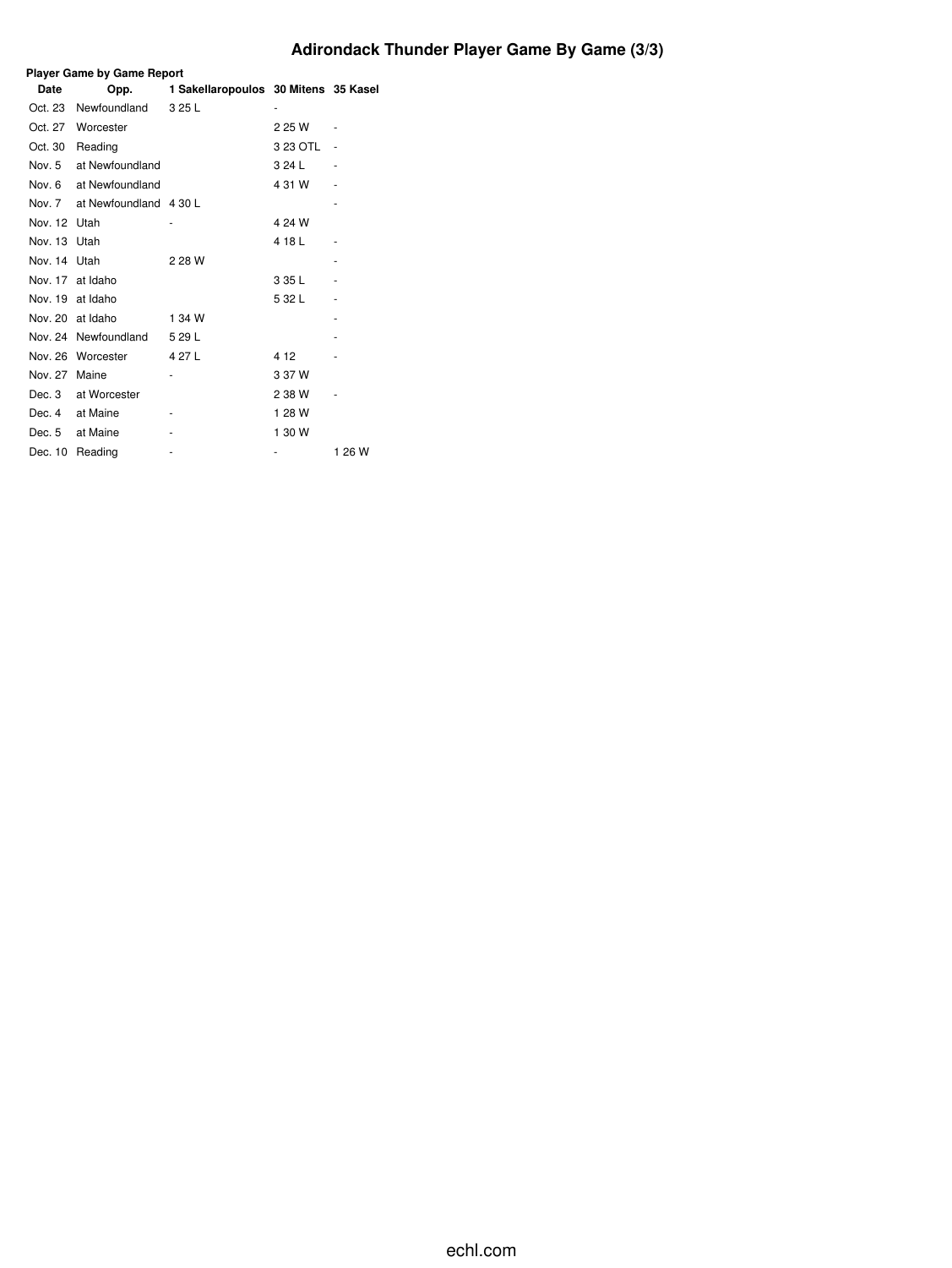# Adirondack Thunder Player Game By Game (3/3)

**Player Game by Game Report**

| Date | Opp. | 1 Sakellaropoulos | 30 Mitens | 35 Kasel |
|---|---|---|---|---|
| Oct. 23 | Newfoundland | 3 25 L | - | |
| Oct. 27 | Worcester | | 2 25 W | - |
| Oct. 30 | Reading | | 3 23 OTL | - |
| Nov. 5 | at Newfoundland | | 3 24 L | - |
| Nov. 6 | at Newfoundland | | 4 31 W | - |
| Nov. 7 | at Newfoundland | 4 30 L | | - |
| Nov. 12 | Utah | - | 4 24 W | |
| Nov. 13 | Utah | | 4 18 L | - |
| Nov. 14 | Utah | 2 28 W | | - |
| Nov. 17 | at Idaho | | 3 35 L | - |
| Nov. 19 | at Idaho | | 5 32 L | - |
| Nov. 20 | at Idaho | 1 34 W | | - |
| Nov. 24 | Newfoundland | 5 29 L | | - |
| Nov. 26 | Worcester | 4 27 L | 4 12 | - |
| Nov. 27 | Maine | - | 3 37 W | |
| Dec. 3 | at Worcester | | 2 38 W | - |
| Dec. 4 | at Maine | - | 1 28 W | |
| Dec. 5 | at Maine | - | 1 30 W | |
| Dec. 10 | Reading | - | - | 1 26 W |

echl.com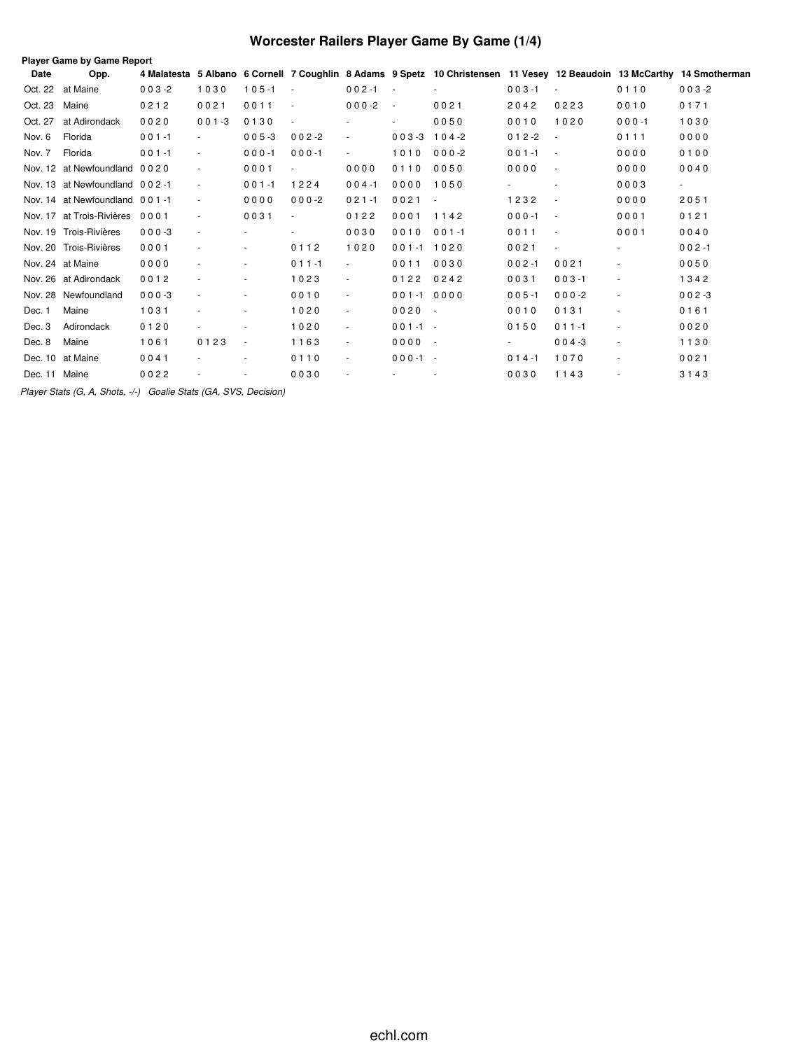# Worcester Railers Player Game By Game (1/4)

**Player Game by Game Report**

| Date | Opp. | 4 Malatesta | 5 Albano | 6 Cornell | 7 Coughlin | 8 Adams | 9 Spetz | 10 Christensen | 11 Vesey | 12 Beaudoin | 13 McCarthy | 14 Smotherman |
|---|---|---|---|---|---|---|---|---|---|---|---|---|
| Oct. 22 | at Maine | 0 0 3 -2 | 1 0 3 0 | 1 0 5 -1 | - | 0 0 2 -1 | - | - | 0 0 3 -1 | - | 0 1 1 0 | 0 0 3 -2 |
| Oct. 23 | Maine | 0 2 1 2 | 0 0 2 1 | 0 0 1 1 | - | 0 0 0 -2 | - | 0 0 2 1 | 2 0 4 2 | 0 2 2 3 | 0 0 1 0 | 0 1 7 1 |
| Oct. 27 | at Adirondack | 0 0 2 0 | 0 0 1 -3 | 0 1 3 0 | - | - | - | 0 0 5 0 | 0 0 1 0 | 1 0 2 0 | 0 0 0 -1 | 1 0 3 0 |
| Nov. 6 | Florida | 0 0 1 -1 | - | 0 0 5 -3 | 0 0 2 -2 | - | 0 0 3 -3 | 1 0 4 -2 | 0 1 2 -2 | - | 0 1 1 1 | 0 0 0 0 |
| Nov. 7 | Florida | 0 0 1 -1 | - | 0 0 0 -1 | 0 0 0 -1 | - | 1 0 1 0 | 0 0 0 -2 | 0 0 1 -1 | - | 0 0 0 0 | 0 1 0 0 |
| Nov. 12 | at Newfoundland | 0 0 2 0 | - | 0 0 0 1 | - | 0 0 0 0 | 0 1 1 0 | 0 0 5 0 | 0 0 0 0 | - | 0 0 0 0 | 0 0 4 0 |
| Nov. 13 | at Newfoundland | 0 0 2 -1 | - | 0 0 1 -1 | 1 2 2 4 | 0 0 4 -1 | 0 0 0 0 | 1 0 5 0 | - | - | 0 0 0 3 | - |
| Nov. 14 | at Newfoundland | 0 0 1 -1 | - | 0 0 0 0 | 0 0 0 -2 | 0 2 1 -1 | 0 0 2 1 | - | 1 2 3 2 | - | 0 0 0 0 | 2 0 5 1 |
| Nov. 17 | at Trois-Rivières | 0 0 0 1 | - | 0 0 3 1 | - | 0 1 2 2 | 0 0 0 1 | 1 1 4 2 | 0 0 0 -1 | - | 0 0 0 1 | 0 1 2 1 |
| Nov. 19 | Trois-Rivières | 0 0 0 -3 | - | - | - | 0 0 3 0 | 0 0 1 0 | 0 0 1 -1 | 0 0 1 1 | - | 0 0 0 1 | 0 0 4 0 |
| Nov. 20 | Trois-Rivières | 0 0 0 1 | - | - | 0 1 1 2 | 1 0 2 0 | 0 0 1 -1 | 1 0 2 0 | 0 0 2 1 | - | - | 0 0 2 -1 |
| Nov. 24 | at Maine | 0 0 0 0 | - | - | 0 1 1 -1 | - | 0 0 1 1 | 0 0 3 0 | 0 0 2 -1 | 0 0 2 1 | - | 0 0 5 0 |
| Nov. 26 | at Adirondack | 0 0 1 2 | - | - | 1 0 2 3 | - | 0 1 2 2 | 0 2 4 2 | 0 0 3 1 | 0 0 3 -1 | - | 1 3 4 2 |
| Nov. 28 | Newfoundland | 0 0 0 -3 | - | - | 0 0 1 0 | - | 0 0 1 -1 | 0 0 0 0 | 0 0 5 -1 | 0 0 0 -2 | - | 0 0 2 -3 |
| Dec. 1 | Maine | 1 0 3 1 | - | - | 1 0 2 0 | - | 0 0 2 0 | - | 0 0 1 0 | 0 1 3 1 | - | 0 1 6 1 |
| Dec. 3 | Adirondack | 0 1 2 0 | - | - | 1 0 2 0 | - | 0 0 1 -1 | - | 0 1 5 0 | 0 1 1 -1 | - | 0 0 2 0 |
| Dec. 8 | Maine | 1 0 6 1 | 0 1 2 3 | - | 1 1 6 3 | - | 0 0 0 0 | - | - | 0 0 4 -3 | - | 1 1 3 0 |
| Dec. 10 | at Maine | 0 0 4 1 | - | - | 0 1 1 0 | - | 0 0 0 -1 | - | 0 1 4 -1 | 1 0 7 0 | - | 0 0 2 1 |
| Dec. 11 | Maine | 0 0 2 2 | - | - | 0 0 3 0 | - | - | - | 0 0 3 0 | 1 1 4 3 | - | 3 1 4 3 |

*Player Stats (G, A, Shots, -/-)   Goalie Stats (GA, SVS, Decision)*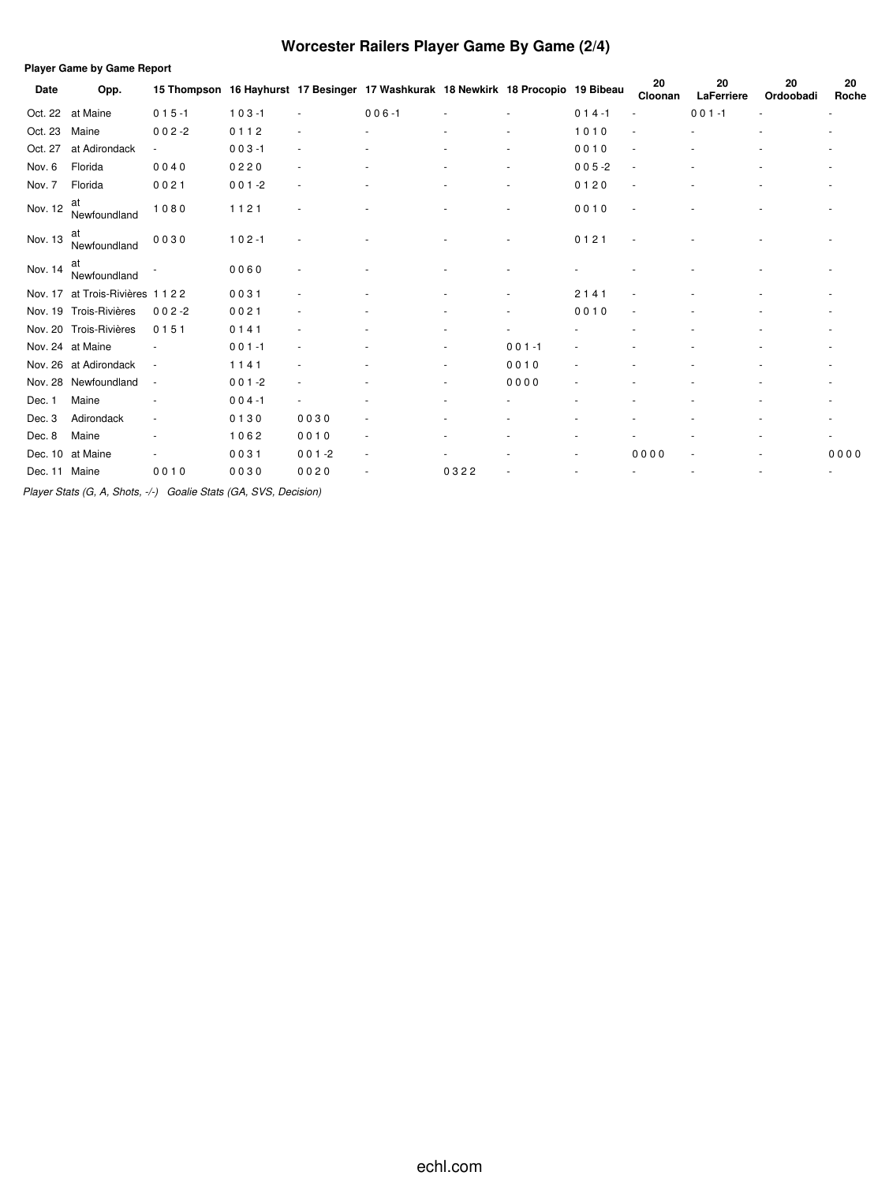# Worcester Railers Player Game By Game (2/4)

**Player Game by Game Report**

| Date | Opp. | 15 Thompson | 16 Hayhurst | 17 Besinger | 17 Washkurak | 18 Newkirk | 18 Procopio | 19 Bibeau | 20 Cloonan | 20 LaFerriere | 20 Ordoobadi | 20 Roche |
|---|---|---|---|---|---|---|---|---|---|---|---|---|
| Oct. 22 | at Maine | 0 1 5 -1 | 1 0 3 -1 | - | 0 0 6 -1 | - | - | 0 1 4 -1 | - | 0 0 1 -1 | - | - |
| Oct. 23 | Maine | 0 0 2 -2 | 0 1 1 2 | - | - | - | - | 1 0 1 0 | - | - | - | - |
| Oct. 27 | at Adirondack | - | 0 0 3 -1 | - | - | - | - | 0 0 1 0 | - | - | - | - |
| Nov. 6 | Florida | 0 0 4 0 | 0 2 2 0 | - | - | - | - | 0 0 5 -2 | - | - | - | - |
| Nov. 7 | Florida | 0 0 2 1 | 0 0 1 -2 | - | - | - | - | 0 1 2 0 | - | - | - | - |
| Nov. 12 | at Newfoundland | 1 0 8 0 | 1 1 2 1 | - | - | - | - | 0 0 1 0 | - | - | - | - |
| Nov. 13 | at Newfoundland | 0 0 3 0 | 1 0 2 -1 | - | - | - | - | 0 1 2 1 | - | - | - | - |
| Nov. 14 | at Newfoundland | - | 0 0 6 0 | - | - | - | - | - | - | - | - | - |
| Nov. 17 | at Trois-Rivières | 1 1 2 2 | 0 0 3 1 | - | - | - | - | 2 1 4 1 | - | - | - | - |
| Nov. 19 | Trois-Rivières | 0 0 2 -2 | 0 0 2 1 | - | - | - | - | 0 0 1 0 | - | - | - | - |
| Nov. 20 | Trois-Rivières | 0 1 5 1 | 0 1 4 1 | - | - | - | - | - | - | - | - | - |
| Nov. 24 | at Maine | - | 0 0 1 -1 | - | - | - | 0 0 1 -1 | - | - | - | - | - |
| Nov. 26 | at Adirondack | - | 1 1 4 1 | - | - | - | 0 0 1 0 | - | - | - | - | - |
| Nov. 28 | Newfoundland | - | 0 0 1 -2 | - | - | - | 0 0 0 0 | - | - | - | - | - |
| Dec. 1 | Maine | - | 0 0 4 -1 | - | - | - | - | - | - | - | - | - |
| Dec. 3 | Adirondack | - | 0 1 3 0 | 0 0 3 0 | - | - | - | - | - | - | - | - |
| Dec. 8 | Maine | - | 1 0 6 2 | 0 0 1 0 | - | - | - | - | - | - | - | - |
| Dec. 10 | at Maine | - | 0 0 3 1 | 0 0 1 -2 | - | - | - | - | 0 0 0 0 | - | - | 0 0 0 0 |
| Dec. 11 | Maine | 0 0 1 0 | 0 0 3 0 | 0 0 2 0 | - | 0 3 2 2 | - | - | - | - | - | - |

*Player Stats (G, A, Shots, -/-)   Goalie Stats (GA, SVS, Decision)*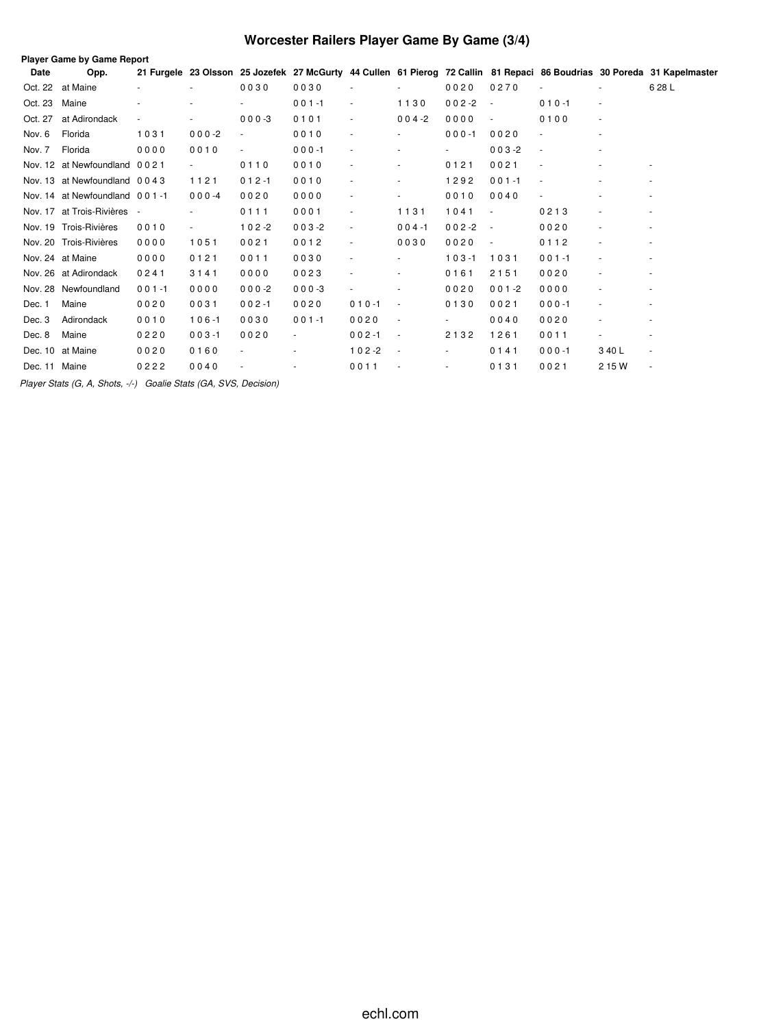# Worcester Railers Player Game By Game (3/4)

**Player Game by Game Report**

| Date | Opp. | 21 Furgele | 23 Olsson | 25 Jozefek | 27 McGurty | 44 Cullen | 61 Pierog | 72 Callin | 81 Repaci | 86 Boudrias | 30 Poreda | 31 Kapelmaster |
|---|---|---|---|---|---|---|---|---|---|---|---|---|
| Oct. 22 | at Maine | - | - | 0 0 3 0 | 0 0 3 0 | - | - | 0 0 2 0 | 0 2 7 0 | - | - | 6 28 L |
| Oct. 23 | Maine | - | - | - | 0 0 1 -1 | - | 1 1 3 0 | 0 0 2 -2 | - | 0 1 0 -1 | - | |
| Oct. 27 | at Adirondack | - | - | 0 0 0 -3 | 0 1 0 1 | - | 0 0 4 -2 | 0 0 0 0 | - | 0 1 0 0 | - | |
| Nov. 6 | Florida | 1 0 3 1 | 0 0 0 -2 | - | 0 0 1 0 | - | - | 0 0 0 -1 | 0 0 2 0 | - | - | |
| Nov. 7 | Florida | 0 0 0 0 | 0 0 1 0 | - | 0 0 0 -1 | - | - | - | 0 0 3 -2 | - | - | |
| Nov. 12 | at Newfoundland | 0 0 2 1 | - | 0 1 1 0 | 0 0 1 0 | - | - | 0 1 2 1 | 0 0 2 1 | - | - | - |
| Nov. 13 | at Newfoundland | 0 0 4 3 | 1 1 2 1 | 0 1 2 -1 | 0 0 1 0 | - | - | 1 2 9 2 | 0 0 1 -1 | - | - | - |
| Nov. 14 | at Newfoundland | 0 0 1 -1 | 0 0 0 -4 | 0 0 2 0 | 0 0 0 0 | - | - | 0 0 1 0 | 0 0 4 0 | - | - | - |
| Nov. 17 | at Trois-Rivières | - | - | 0 1 1 1 | 0 0 0 1 | - | 1 1 3 1 | 1 0 4 1 | - | 0 2 1 3 | - | - |
| Nov. 19 | Trois-Rivières | 0 0 1 0 | - | 1 0 2 -2 | 0 0 3 -2 | - | 0 0 4 -1 | 0 0 2 -2 | - | 0 0 2 0 | - | - |
| Nov. 20 | Trois-Rivières | 0 0 0 0 | 1 0 5 1 | 0 0 2 1 | 0 0 1 2 | - | 0 0 3 0 | 0 0 2 0 | - | 0 1 1 2 | - | - |
| Nov. 24 | at Maine | 0 0 0 0 | 0 1 2 1 | 0 0 1 1 | 0 0 3 0 | - | - | 1 0 3 -1 | 1 0 3 1 | 0 0 1 -1 | - | - |
| Nov. 26 | at Adirondack | 0 2 4 1 | 3 1 4 1 | 0 0 0 0 | 0 0 2 3 | - | - | 0 1 6 1 | 2 1 5 1 | 0 0 2 0 | - | - |
| Nov. 28 | Newfoundland | 0 0 1 -1 | 0 0 0 0 | 0 0 0 -2 | 0 0 0 -3 | - | - | 0 0 2 0 | 0 0 1 -2 | 0 0 0 0 | - | - |
| Dec. 1 | Maine | 0 0 2 0 | 0 0 3 1 | 0 0 2 -1 | 0 0 2 0 | 0 1 0 -1 | - | 0 1 3 0 | 0 0 2 1 | 0 0 0 -1 | - | - |
| Dec. 3 | Adirondack | 0 0 1 0 | 1 0 6 -1 | 0 0 3 0 | 0 0 1 -1 | 0 0 2 0 | - | - | 0 0 4 0 | 0 0 2 0 | - | - |
| Dec. 8 | Maine | 0 2 2 0 | 0 0 3 -1 | 0 0 2 0 | - | 0 0 2 -1 | - | 2 1 3 2 | 1 2 6 1 | 0 0 1 1 | - | - |
| Dec. 10 | at Maine | 0 0 2 0 | 0 1 6 0 | - | - | 1 0 2 -2 | - | - | 0 1 4 1 | 0 0 0 -1 | 3 40 L | - |
| Dec. 11 | Maine | 0 2 2 2 | 0 0 4 0 | - | - | 0 0 1 1 | - | - | 0 1 3 1 | 0 0 2 1 | 2 15 W | - |

*Player Stats (G, A, Shots, -/-)   Goalie Stats (GA, SVS, Decision)*

echl.com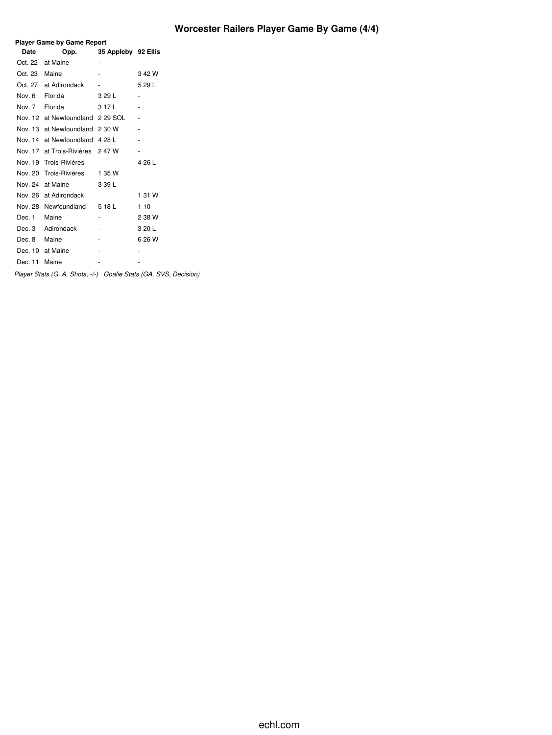# Worcester Railers Player Game By Game (4/4)

**Player Game by Game Report**

| Date | Opp. | 35 Appleby | 92 Ellis |
|---|---|---|---|
| Oct. 22 | at Maine | - | |
| Oct. 23 | Maine | - | 3 42 W |
| Oct. 27 | at Adirondack | - | 5 29 L |
| Nov. 6 | Florida | 3 29 L | - |
| Nov. 7 | Florida | 3 17 L | - |
| Nov. 12 | at Newfoundland | 2 29 SOL | - |
| Nov. 13 | at Newfoundland | 2 30 W | - |
| Nov. 14 | at Newfoundland | 4 28 L | - |
| Nov. 17 | at Trois-Rivières | 2 47 W | - |
| Nov. 19 | Trois-Rivières | | 4 26 L |
| Nov. 20 | Trois-Rivières | 1 35 W | |
| Nov. 24 | at Maine | 3 39 L | |
| Nov. 26 | at Adirondack | | 1 31 W |
| Nov. 28 | Newfoundland | 5 18 L | 1 10 |
| Dec. 1 | Maine | - | 2 38 W |
| Dec. 3 | Adirondack | - | 3 20 L |
| Dec. 8 | Maine | - | 6 26 W |
| Dec. 10 | at Maine | - | - |
| Dec. 11 | Maine | - | - |

*Player Stats (G, A, Shots, -/-) Goalie Stats (GA, SVS, Decision)*